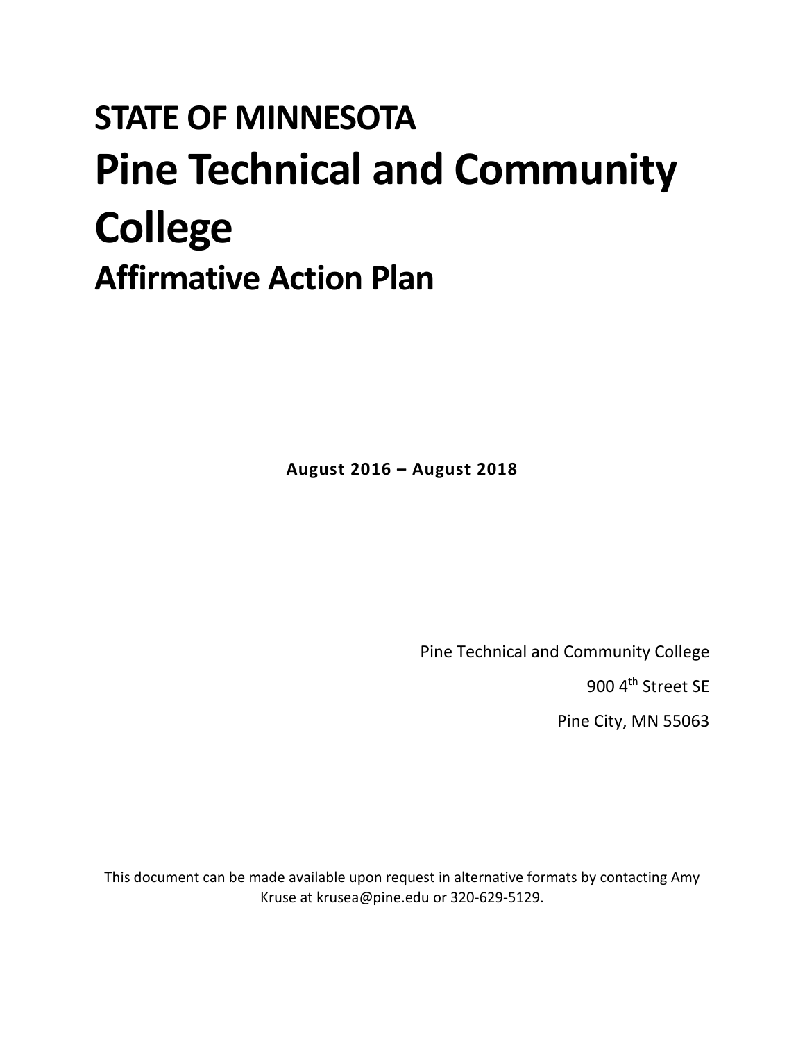# STATE OF MINNESOTA

# Pine Technical and Community College

## Affirmative Action Plan

**August 2016 – August 2018**

Pine Technical and Community College

900 4th Street SE

Pine City, MN 55063

This document can be made available upon request in alternative formats by contacting Amy Kruse at krusea@pine.edu or 320-629-5129.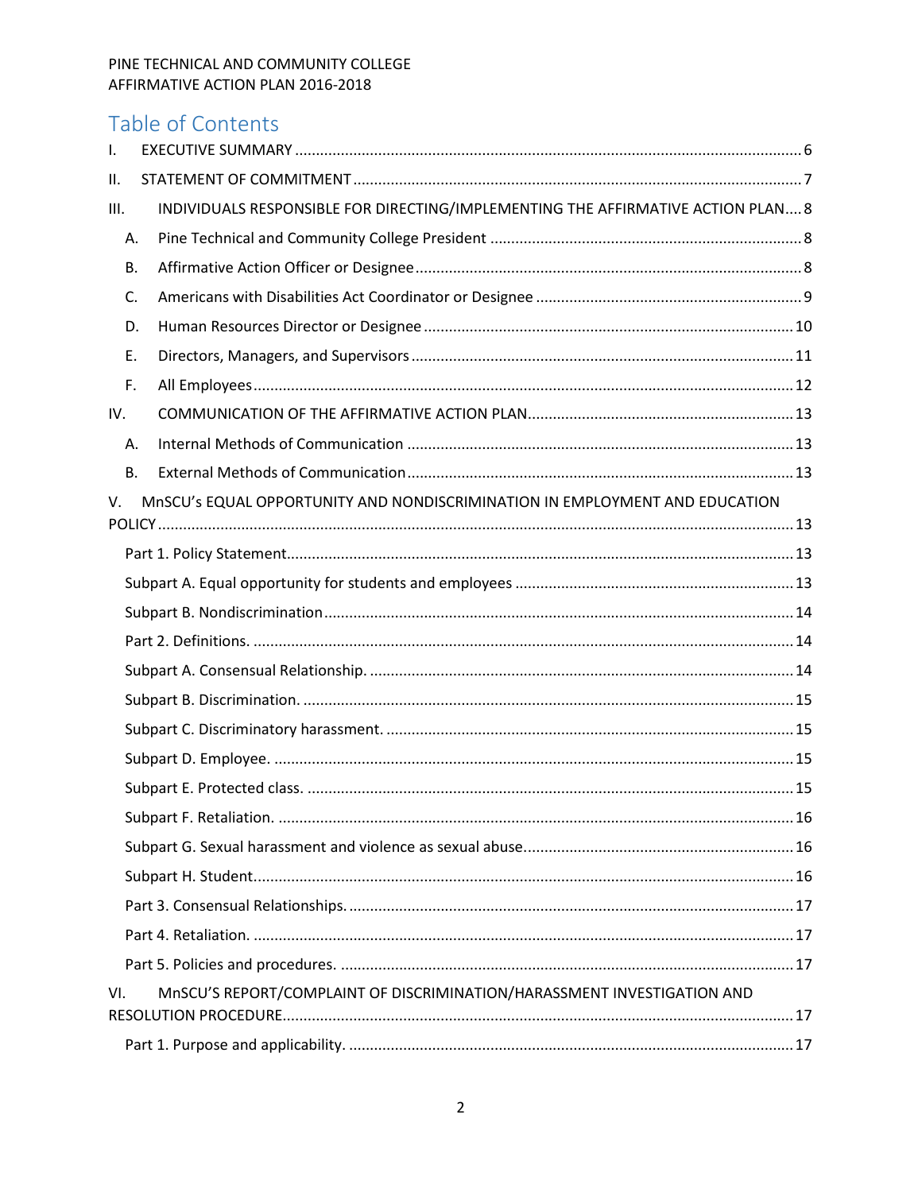# Table of Contents

I. EXECUTIVE SUMMARY ........ 6

II. STATEMENT OF COMMITMENT ........ 7

III. INDIVIDUALS RESPONSIBLE FOR DIRECTING/IMPLEMENTING THE AFFIRMATIVE ACTION PLAN ........ 8

- A. Pine Technical and Community College President ........ 8
- B. Affirmative Action Officer or Designee ........ 8
- C. Americans with Disabilities Act Coordinator or Designee ........ 9
- D. Human Resources Director or Designee ........ 10
- E. Directors, Managers, and Supervisors ........ 11
- F. All Employees ........ 12

IV. COMMUNICATION OF THE AFFIRMATIVE ACTION PLAN ........ 13

- A. Internal Methods of Communication ........ 13
- B. External Methods of Communication ........ 13

V. MnSCU's EQUAL OPPORTUNITY AND NONDISCRIMINATION IN EMPLOYMENT AND EDUCATION POLICY ........ 13

- Part 1. Policy Statement ........ 13
- Subpart A. Equal opportunity for students and employees ........ 13
- Subpart B. Nondiscrimination ........ 14
- Part 2. Definitions. ........ 14
- Subpart A. Consensual Relationship. ........ 14
- Subpart B. Discrimination. ........ 15
- Subpart C. Discriminatory harassment. ........ 15
- Subpart D. Employee. ........ 15
- Subpart E. Protected class. ........ 15
- Subpart F. Retaliation. ........ 16
- Subpart G. Sexual harassment and violence as sexual abuse ........ 16
- Subpart H. Student ........ 16
- Part 3. Consensual Relationships. ........ 17
- Part 4. Retaliation. ........ 17
- Part 5. Policies and procedures. ........ 17

VI. MnSCU'S REPORT/COMPLAINT OF DISCRIMINATION/HARASSMENT INVESTIGATION AND RESOLUTION PROCEDURE ........ 17

- Part 1. Purpose and applicability. ........ 17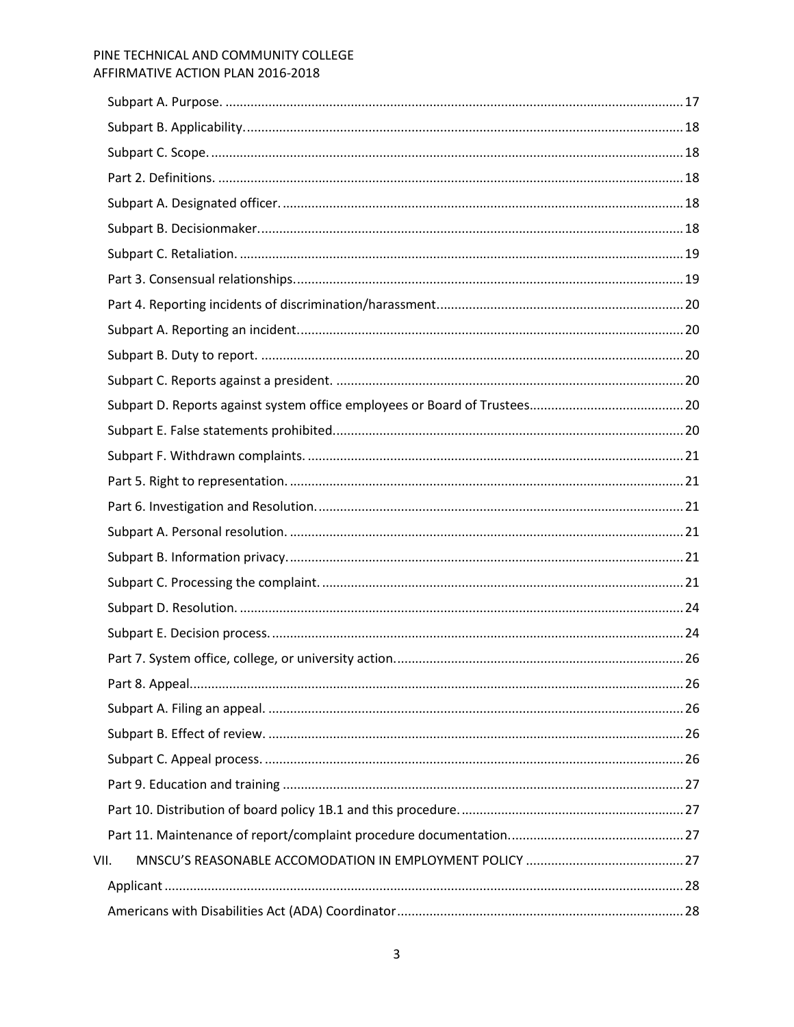Subpart A. Purpose. ..... 17
Subpart B. Applicability. ..... 18
Subpart C. Scope. ..... 18
Part 2. Definitions. ..... 18
Subpart A. Designated officer. ..... 18
Subpart B. Decisionmaker. ..... 18
Subpart C. Retaliation. ..... 19
Part 3. Consensual relationships. ..... 19
Part 4. Reporting incidents of discrimination/harassment. ..... 20
Subpart A. Reporting an incident. ..... 20
Subpart B. Duty to report. ..... 20
Subpart C. Reports against a president. ..... 20
Subpart D. Reports against system office employees or Board of Trustees. ..... 20
Subpart E. False statements prohibited. ..... 20
Subpart F. Withdrawn complaints. ..... 21
Part 5. Right to representation. ..... 21
Part 6. Investigation and Resolution. ..... 21
Subpart A. Personal resolution. ..... 21
Subpart B. Information privacy. ..... 21
Subpart C. Processing the complaint. ..... 21
Subpart D. Resolution. ..... 24
Subpart E. Decision process. ..... 24
Part 7. System office, college, or university action. ..... 26
Part 8. Appeal. ..... 26
Subpart A. Filing an appeal. ..... 26
Subpart B. Effect of review. ..... 26
Subpart C. Appeal process. ..... 26
Part 9. Education and training ..... 27
Part 10. Distribution of board policy 1B.1 and this procedure. ..... 27
Part 11. Maintenance of report/complaint procedure documentation. ..... 27
VII. MNSCU'S REASONABLE ACCOMODATION IN EMPLOYMENT POLICY ..... 27
Applicant ..... 28
Americans with Disabilities Act (ADA) Coordinator ..... 28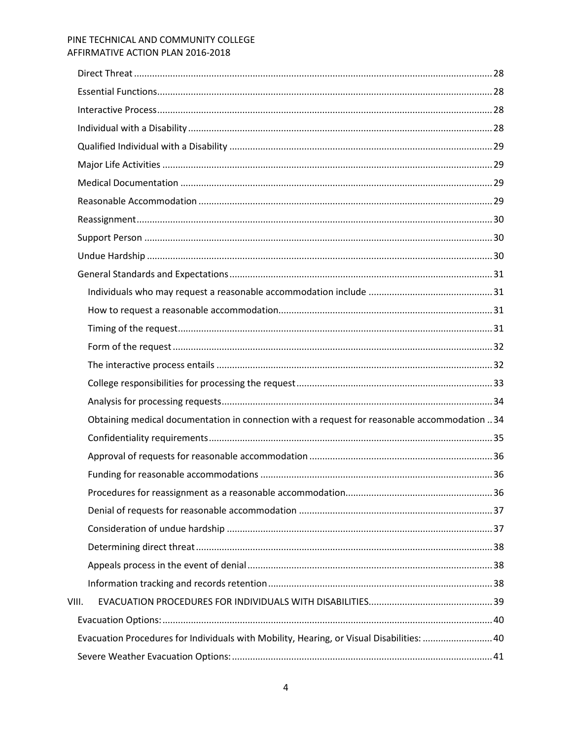Direct Threat ....... 28

Essential Functions ....... 28

Interactive Process ....... 28

Individual with a Disability ....... 28

Qualified Individual with a Disability ....... 29

Major Life Activities ....... 29

Medical Documentation ....... 29

Reasonable Accommodation ....... 29

Reassignment ....... 30

Support Person ....... 30

Undue Hardship ....... 30

General Standards and Expectations ....... 31

- Individuals who may request a reasonable accommodation include ....... 31
- How to request a reasonable accommodation ....... 31
- Timing of the request ....... 31
- Form of the request ....... 32
- The interactive process entails ....... 32
- College responsibilities for processing the request ....... 33
- Analysis for processing requests ....... 34
- Obtaining medical documentation in connection with a request for reasonable accommodation .. 34
- Confidentiality requirements ....... 35
- Approval of requests for reasonable accommodation ....... 36
- Funding for reasonable accommodations ....... 36
- Procedures for reassignment as a reasonable accommodation ....... 36
- Denial of requests for reasonable accommodation ....... 37
- Consideration of undue hardship ....... 37
- Determining direct threat ....... 38
- Appeals process in the event of denial ....... 38
- Information tracking and records retention ....... 38

VIII. EVACUATION PROCEDURES FOR INDIVIDUALS WITH DISABILITIES ....... 39

Evacuation Options: ....... 40

Evacuation Procedures for Individuals with Mobility, Hearing, or Visual Disabilities: ....... 40

Severe Weather Evacuation Options: ....... 41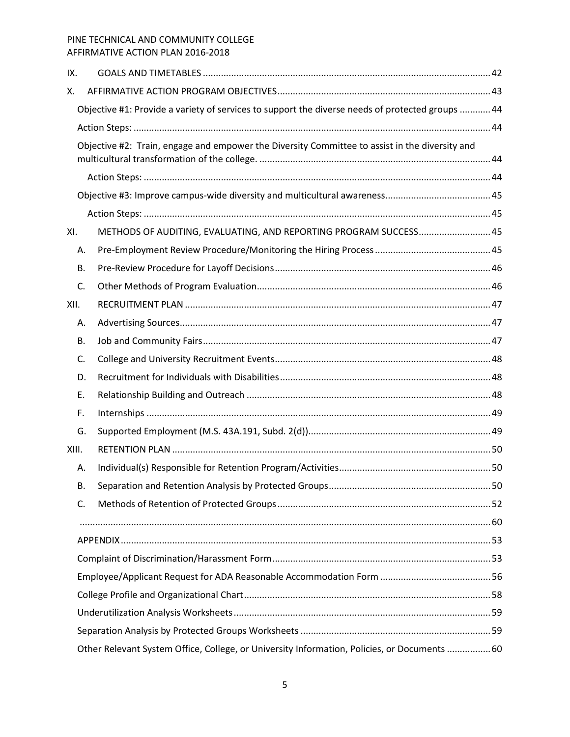IX. GOALS AND TIMETABLES ..... 42

X. AFFIRMATIVE ACTION PROGRAM OBJECTIVES ..... 43

- Objective #1: Provide a variety of services to support the diverse needs of protected groups ..... 44
- Action Steps: ..... 44
- Objective #2: Train, engage and empower the Diversity Committee to assist in the diversity and multicultural transformation of the college. ..... 44
  - Action Steps: ..... 44
- Objective #3: Improve campus-wide diversity and multicultural awareness ..... 45
  - Action Steps: ..... 45

XI. METHODS OF AUDITING, EVALUATING, AND REPORTING PROGRAM SUCCESS ..... 45

- A. Pre-Employment Review Procedure/Monitoring the Hiring Process ..... 45
- B. Pre-Review Procedure for Layoff Decisions ..... 46
- C. Other Methods of Program Evaluation ..... 46

XII. RECRUITMENT PLAN ..... 47

- A. Advertising Sources ..... 47
- B. Job and Community Fairs ..... 47
- C. College and University Recruitment Events ..... 48
- D. Recruitment for Individuals with Disabilities ..... 48
- E. Relationship Building and Outreach ..... 48
- F. Internships ..... 49
- G. Supported Employment (M.S. 43A.191, Subd. 2(d)) ..... 49

XIII. RETENTION PLAN ..... 50

- A. Individual(s) Responsible for Retention Program/Activities ..... 50
- B. Separation and Retention Analysis by Protected Groups ..... 50
- C. Methods of Retention of Protected Groups ..... 52

..... 60

- APPENDIX ..... 53
- Complaint of Discrimination/Harassment Form ..... 53
- Employee/Applicant Request for ADA Reasonable Accommodation Form ..... 56
- College Profile and Organizational Chart ..... 58
- Underutilization Analysis Worksheets ..... 59
- Separation Analysis by Protected Groups Worksheets ..... 59
- Other Relevant System Office, College, or University Information, Policies, or Documents ..... 60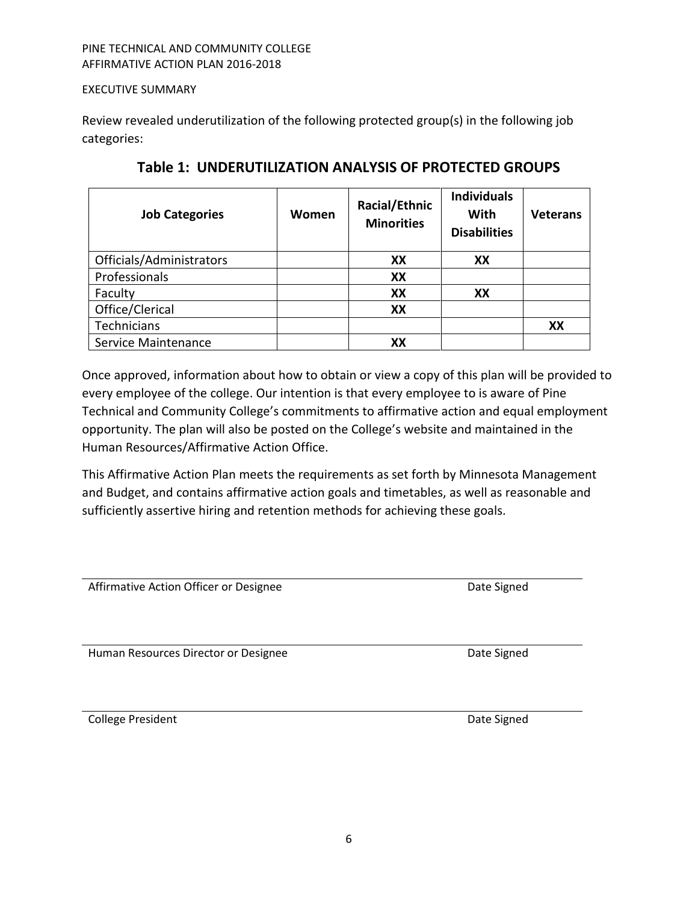PINE TECHNICAL AND COMMUNITY COLLEGE
AFFIRMATIVE ACTION PLAN 2016-2018

EXECUTIVE SUMMARY

Review revealed underutilization of the following protected group(s) in the following job categories:

## Table 1: UNDERUTILIZATION ANALYSIS OF PROTECTED GROUPS

| Job Categories | Women | Racial/Ethnic Minorities | Individuals With Disabilities | Veterans |
|---|---|---|---|---|
| Officials/Administrators | | **XX** | **XX** | |
| Professionals | | **XX** | | |
| Faculty | | **XX** | **XX** | |
| Office/Clerical | | **XX** | | |
| Technicians | | | | **XX** |
| Service Maintenance | | **XX** | | |

Once approved, information about how to obtain or view a copy of this plan will be provided to every employee of the college. Our intention is that every employee to is aware of Pine Technical and Community College's commitments to affirmative action and equal employment opportunity. The plan will also be posted on the College's website and maintained in the Human Resources/Affirmative Action Office.

This Affirmative Action Plan meets the requirements as set forth by Minnesota Management and Budget, and contains affirmative action goals and timetables, as well as reasonable and sufficiently assertive hiring and retention methods for achieving these goals.

Affirmative Action Officer or Designee — Date Signed

Human Resources Director or Designee — Date Signed

College President — Date Signed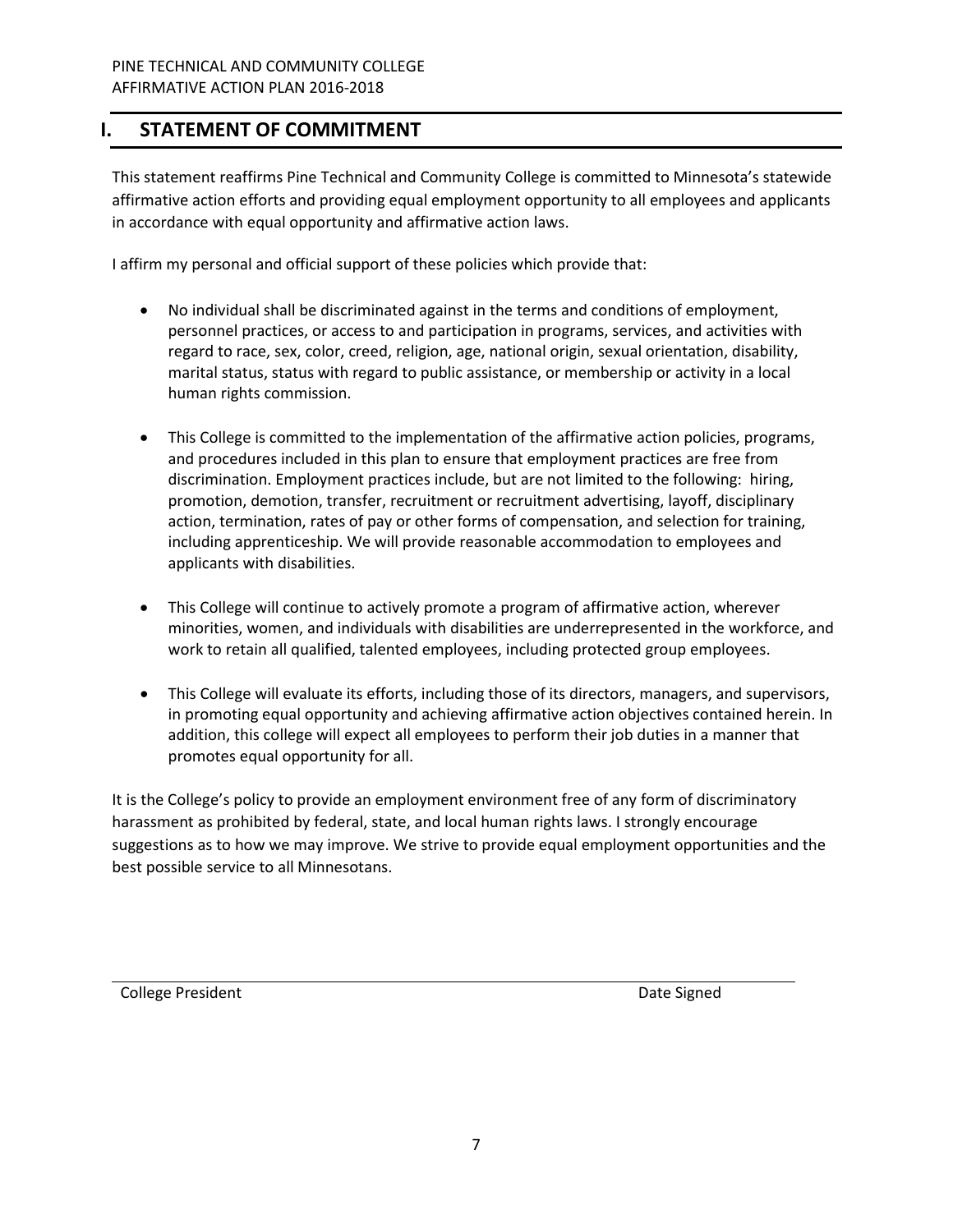# I. STATEMENT OF COMMITMENT

This statement reaffirms Pine Technical and Community College is committed to Minnesota's statewide affirmative action efforts and providing equal employment opportunity to all employees and applicants in accordance with equal opportunity and affirmative action laws.

I affirm my personal and official support of these policies which provide that:

- No individual shall be discriminated against in the terms and conditions of employment, personnel practices, or access to and participation in programs, services, and activities with regard to race, sex, color, creed, religion, age, national origin, sexual orientation, disability, marital status, status with regard to public assistance, or membership or activity in a local human rights commission.
- This College is committed to the implementation of the affirmative action policies, programs, and procedures included in this plan to ensure that employment practices are free from discrimination. Employment practices include, but are not limited to the following: hiring, promotion, demotion, transfer, recruitment or recruitment advertising, layoff, disciplinary action, termination, rates of pay or other forms of compensation, and selection for training, including apprenticeship. We will provide reasonable accommodation to employees and applicants with disabilities.
- This College will continue to actively promote a program of affirmative action, wherever minorities, women, and individuals with disabilities are underrepresented in the workforce, and work to retain all qualified, talented employees, including protected group employees.
- This College will evaluate its efforts, including those of its directors, managers, and supervisors, in promoting equal opportunity and achieving affirmative action objectives contained herein. In addition, this college will expect all employees to perform their job duties in a manner that promotes equal opportunity for all.

It is the College's policy to provide an employment environment free of any form of discriminatory harassment as prohibited by federal, state, and local human rights laws. I strongly encourage suggestions as to how we may improve. We strive to provide equal employment opportunities and the best possible service to all Minnesotans.

College President Date Signed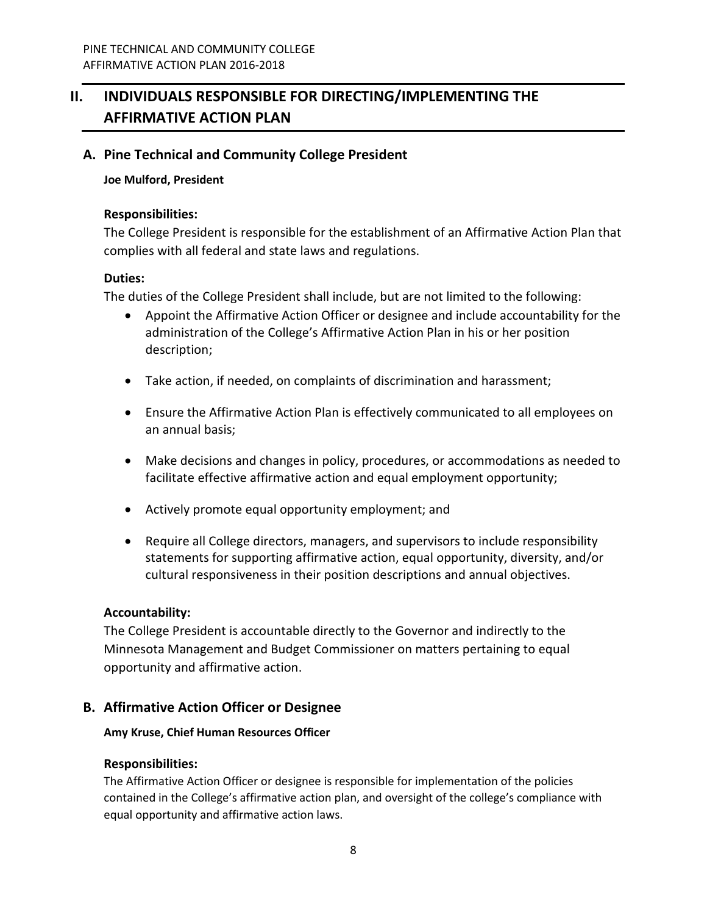## II. INDIVIDUALS RESPONSIBLE FOR DIRECTING/IMPLEMENTING THE AFFIRMATIVE ACTION PLAN

### A. Pine Technical and Community College President

**Joe Mulford, President**

**Responsibilities:**

The College President is responsible for the establishment of an Affirmative Action Plan that complies with all federal and state laws and regulations.

**Duties:**

The duties of the College President shall include, but are not limited to the following:

- Appoint the Affirmative Action Officer or designee and include accountability for the administration of the College's Affirmative Action Plan in his or her position description;
- Take action, if needed, on complaints of discrimination and harassment;
- Ensure the Affirmative Action Plan is effectively communicated to all employees on an annual basis;
- Make decisions and changes in policy, procedures, or accommodations as needed to facilitate effective affirmative action and equal employment opportunity;
- Actively promote equal opportunity employment; and
- Require all College directors, managers, and supervisors to include responsibility statements for supporting affirmative action, equal opportunity, diversity, and/or cultural responsiveness in their position descriptions and annual objectives.

**Accountability:**

The College President is accountable directly to the Governor and indirectly to the Minnesota Management and Budget Commissioner on matters pertaining to equal opportunity and affirmative action.

### B. Affirmative Action Officer or Designee

**Amy Kruse, Chief Human Resources Officer**

**Responsibilities:**

The Affirmative Action Officer or designee is responsible for implementation of the policies contained in the College's affirmative action plan, and oversight of the college's compliance with equal opportunity and affirmative action laws.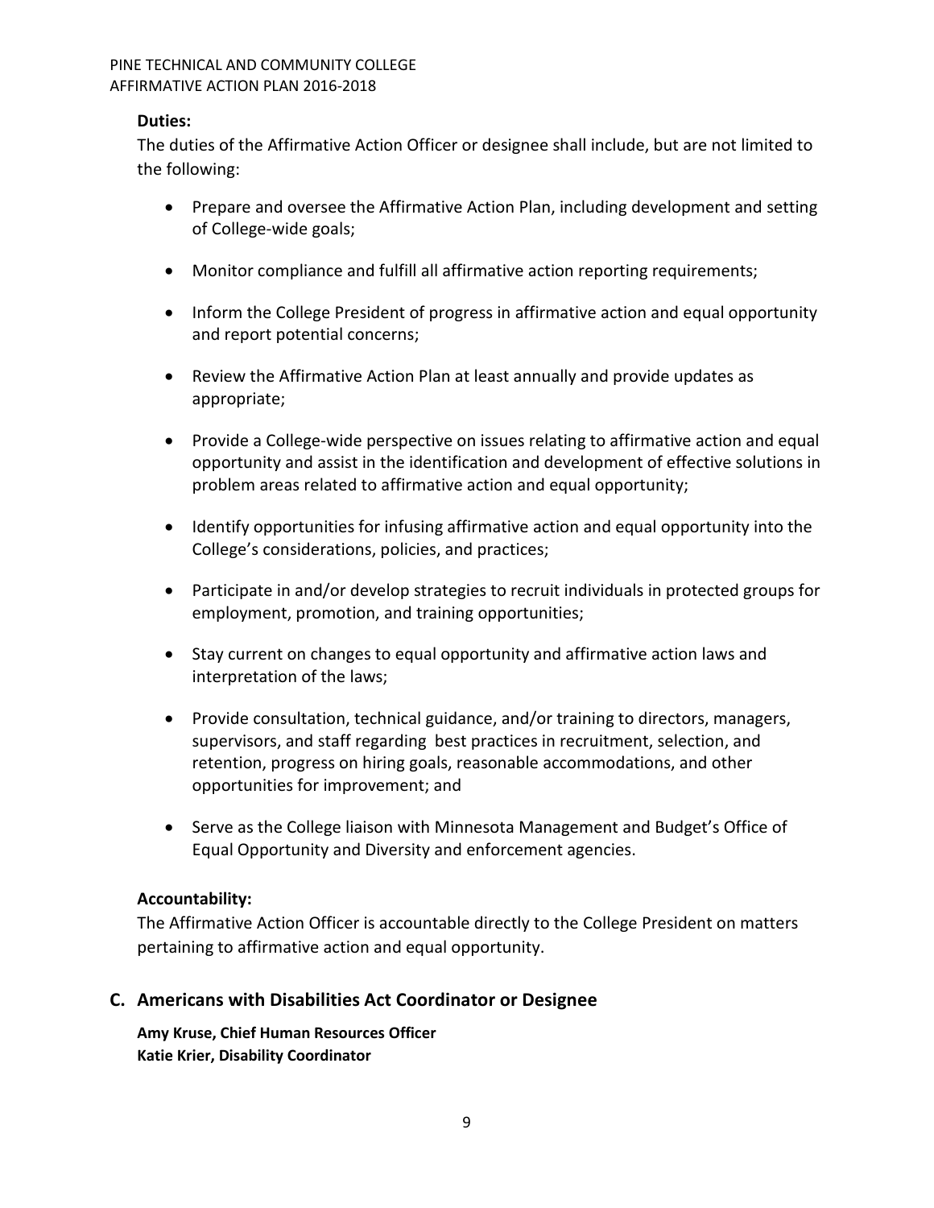### Duties:

The duties of the Affirmative Action Officer or designee shall include, but are not limited to the following:

- Prepare and oversee the Affirmative Action Plan, including development and setting of College-wide goals;
- Monitor compliance and fulfill all affirmative action reporting requirements;
- Inform the College President of progress in affirmative action and equal opportunity and report potential concerns;
- Review the Affirmative Action Plan at least annually and provide updates as appropriate;
- Provide a College-wide perspective on issues relating to affirmative action and equal opportunity and assist in the identification and development of effective solutions in problem areas related to affirmative action and equal opportunity;
- Identify opportunities for infusing affirmative action and equal opportunity into the College's considerations, policies, and practices;
- Participate in and/or develop strategies to recruit individuals in protected groups for employment, promotion, and training opportunities;
- Stay current on changes to equal opportunity and affirmative action laws and interpretation of the laws;
- Provide consultation, technical guidance, and/or training to directors, managers, supervisors, and staff regarding best practices in recruitment, selection, and retention, progress on hiring goals, reasonable accommodations, and other opportunities for improvement; and
- Serve as the College liaison with Minnesota Management and Budget's Office of Equal Opportunity and Diversity and enforcement agencies.

### Accountability:

The Affirmative Action Officer is accountable directly to the College President on matters pertaining to affirmative action and equal opportunity.

## C. Americans with Disabilities Act Coordinator or Designee

**Amy Kruse, Chief Human Resources Officer**
**Katie Krier, Disability Coordinator**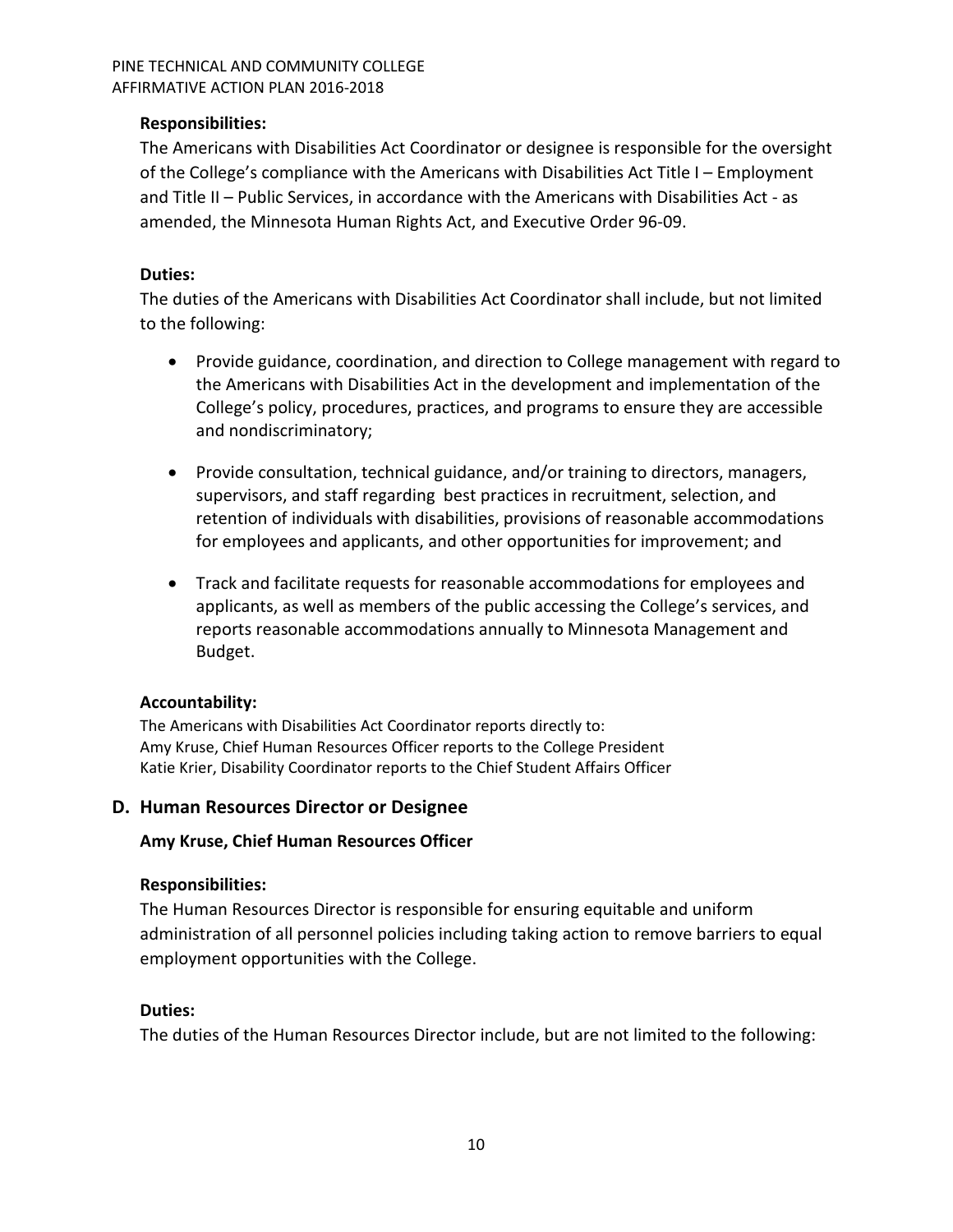**Responsibilities:**

The Americans with Disabilities Act Coordinator or designee is responsible for the oversight of the College's compliance with the Americans with Disabilities Act Title I – Employment and Title II – Public Services, in accordance with the Americans with Disabilities Act - as amended, the Minnesota Human Rights Act, and Executive Order 96-09.

**Duties:**

The duties of the Americans with Disabilities Act Coordinator shall include, but not limited to the following:

- Provide guidance, coordination, and direction to College management with regard to the Americans with Disabilities Act in the development and implementation of the College's policy, procedures, practices, and programs to ensure they are accessible and nondiscriminatory;

- Provide consultation, technical guidance, and/or training to directors, managers, supervisors, and staff regarding best practices in recruitment, selection, and retention of individuals with disabilities, provisions of reasonable accommodations for employees and applicants, and other opportunities for improvement; and

- Track and facilitate requests for reasonable accommodations for employees and applicants, as well as members of the public accessing the College's services, and reports reasonable accommodations annually to Minnesota Management and Budget.

**Accountability:**

The Americans with Disabilities Act Coordinator reports directly to:
Amy Kruse, Chief Human Resources Officer reports to the College President
Katie Krier, Disability Coordinator reports to the Chief Student Affairs Officer

## D. Human Resources Director or Designee

**Amy Kruse, Chief Human Resources Officer**

**Responsibilities:**

The Human Resources Director is responsible for ensuring equitable and uniform administration of all personnel policies including taking action to remove barriers to equal employment opportunities with the College.

**Duties:**

The duties of the Human Resources Director include, but are not limited to the following: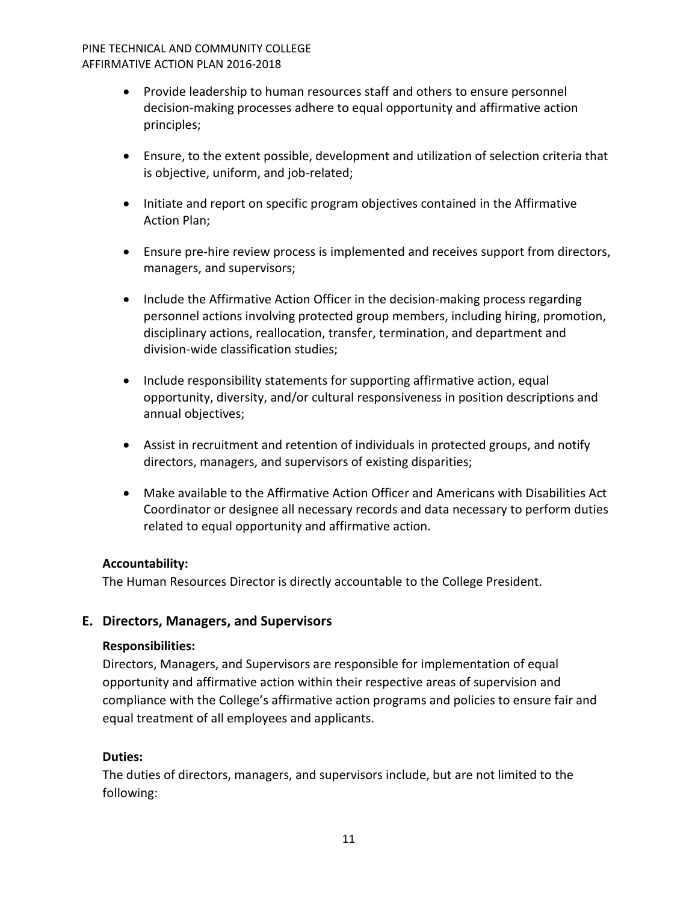- Provide leadership to human resources staff and others to ensure personnel decision-making processes adhere to equal opportunity and affirmative action principles;

- Ensure, to the extent possible, development and utilization of selection criteria that is objective, uniform, and job-related;

- Initiate and report on specific program objectives contained in the Affirmative Action Plan;

- Ensure pre-hire review process is implemented and receives support from directors, managers, and supervisors;

- Include the Affirmative Action Officer in the decision-making process regarding personnel actions involving protected group members, including hiring, promotion, disciplinary actions, reallocation, transfer, termination, and department and division-wide classification studies;

- Include responsibility statements for supporting affirmative action, equal opportunity, diversity, and/or cultural responsiveness in position descriptions and annual objectives;

- Assist in recruitment and retention of individuals in protected groups, and notify directors, managers, and supervisors of existing disparities;

- Make available to the Affirmative Action Officer and Americans with Disabilities Act Coordinator or designee all necessary records and data necessary to perform duties related to equal opportunity and affirmative action.

**Accountability:**

The Human Resources Director is directly accountable to the College President.

## E. Directors, Managers, and Supervisors

**Responsibilities:**

Directors, Managers, and Supervisors are responsible for implementation of equal opportunity and affirmative action within their respective areas of supervision and compliance with the College's affirmative action programs and policies to ensure fair and equal treatment of all employees and applicants.

**Duties:**

The duties of directors, managers, and supervisors include, but are not limited to the following: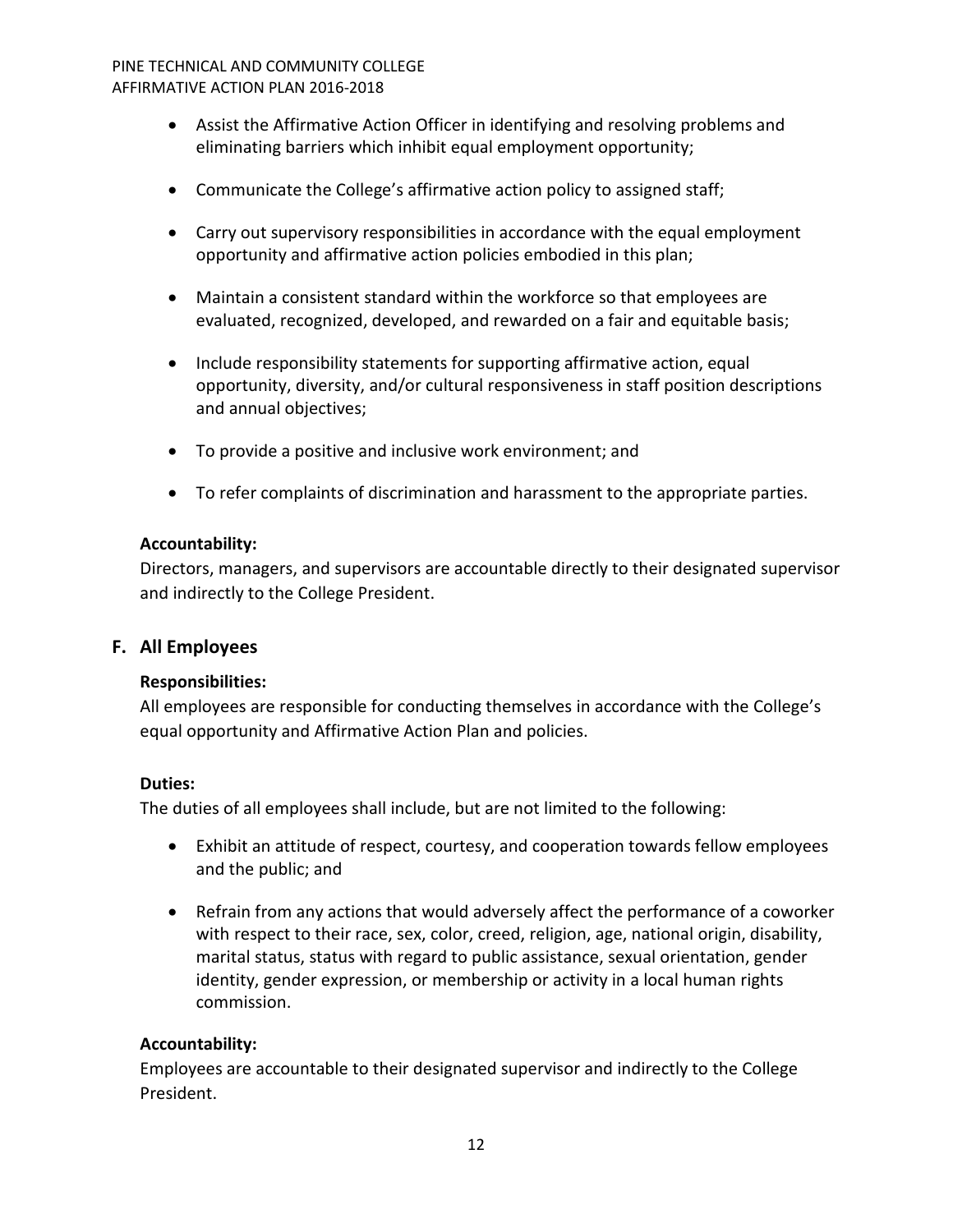- Assist the Affirmative Action Officer in identifying and resolving problems and eliminating barriers which inhibit equal employment opportunity;
- Communicate the College's affirmative action policy to assigned staff;
- Carry out supervisory responsibilities in accordance with the equal employment opportunity and affirmative action policies embodied in this plan;
- Maintain a consistent standard within the workforce so that employees are evaluated, recognized, developed, and rewarded on a fair and equitable basis;
- Include responsibility statements for supporting affirmative action, equal opportunity, diversity, and/or cultural responsiveness in staff position descriptions and annual objectives;
- To provide a positive and inclusive work environment; and
- To refer complaints of discrimination and harassment to the appropriate parties.

**Accountability:**

Directors, managers, and supervisors are accountable directly to their designated supervisor and indirectly to the College President.

## F. All Employees

**Responsibilities:**

All employees are responsible for conducting themselves in accordance with the College's equal opportunity and Affirmative Action Plan and policies.

**Duties:**

The duties of all employees shall include, but are not limited to the following:

- Exhibit an attitude of respect, courtesy, and cooperation towards fellow employees and the public; and
- Refrain from any actions that would adversely affect the performance of a coworker with respect to their race, sex, color, creed, religion, age, national origin, disability, marital status, status with regard to public assistance, sexual orientation, gender identity, gender expression, or membership or activity in a local human rights commission.

**Accountability:**

Employees are accountable to their designated supervisor and indirectly to the College President.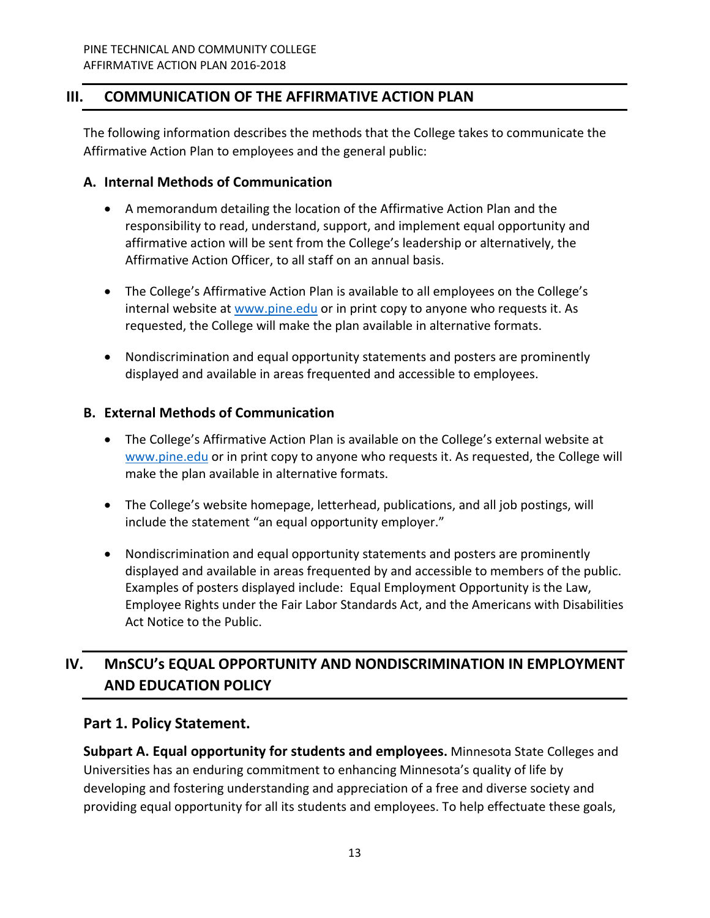## III. COMMUNICATION OF THE AFFIRMATIVE ACTION PLAN

The following information describes the methods that the College takes to communicate the Affirmative Action Plan to employees and the general public:

### A. Internal Methods of Communication

- A memorandum detailing the location of the Affirmative Action Plan and the responsibility to read, understand, support, and implement equal opportunity and affirmative action will be sent from the College's leadership or alternatively, the Affirmative Action Officer, to all staff on an annual basis.
- The College's Affirmative Action Plan is available to all employees on the College's internal website at www.pine.edu or in print copy to anyone who requests it. As requested, the College will make the plan available in alternative formats.
- Nondiscrimination and equal opportunity statements and posters are prominently displayed and available in areas frequented and accessible to employees.

### B. External Methods of Communication

- The College's Affirmative Action Plan is available on the College's external website at www.pine.edu or in print copy to anyone who requests it. As requested, the College will make the plan available in alternative formats.
- The College's website homepage, letterhead, publications, and all job postings, will include the statement "an equal opportunity employer."
- Nondiscrimination and equal opportunity statements and posters are prominently displayed and available in areas frequented by and accessible to members of the public. Examples of posters displayed include: Equal Employment Opportunity is the Law, Employee Rights under the Fair Labor Standards Act, and the Americans with Disabilities Act Notice to the Public.

## IV. MnSCU's EQUAL OPPORTUNITY AND NONDISCRIMINATION IN EMPLOYMENT AND EDUCATION POLICY

### Part 1. Policy Statement.

**Subpart A. Equal opportunity for students and employees.** Minnesota State Colleges and Universities has an enduring commitment to enhancing Minnesota's quality of life by developing and fostering understanding and appreciation of a free and diverse society and providing equal opportunity for all its students and employees. To help effectuate these goals,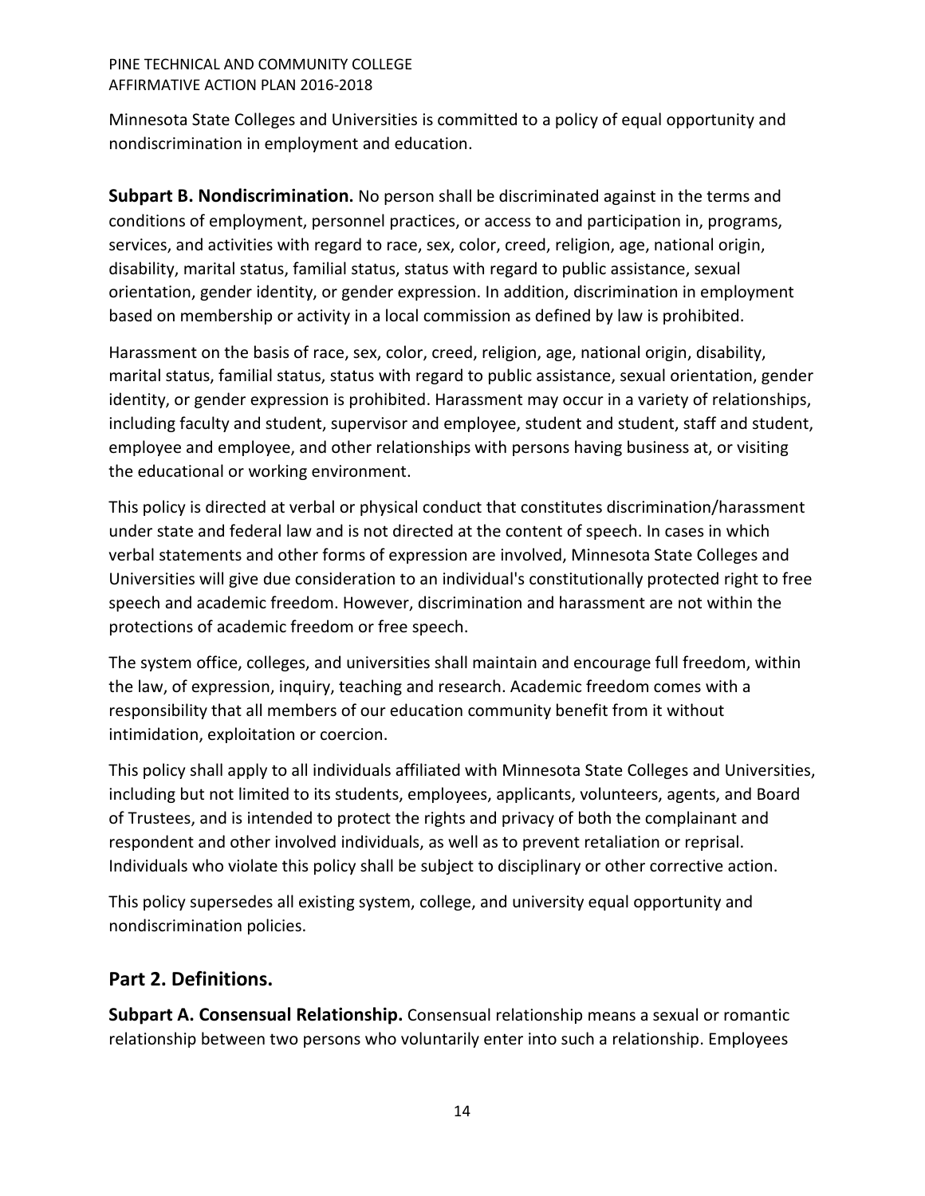Minnesota State Colleges and Universities is committed to a policy of equal opportunity and nondiscrimination in employment and education.

**Subpart B. Nondiscrimination.** No person shall be discriminated against in the terms and conditions of employment, personnel practices, or access to and participation in, programs, services, and activities with regard to race, sex, color, creed, religion, age, national origin, disability, marital status, familial status, status with regard to public assistance, sexual orientation, gender identity, or gender expression. In addition, discrimination in employment based on membership or activity in a local commission as defined by law is prohibited.

Harassment on the basis of race, sex, color, creed, religion, age, national origin, disability, marital status, familial status, status with regard to public assistance, sexual orientation, gender identity, or gender expression is prohibited. Harassment may occur in a variety of relationships, including faculty and student, supervisor and employee, student and student, staff and student, employee and employee, and other relationships with persons having business at, or visiting the educational or working environment.

This policy is directed at verbal or physical conduct that constitutes discrimination/harassment under state and federal law and is not directed at the content of speech. In cases in which verbal statements and other forms of expression are involved, Minnesota State Colleges and Universities will give due consideration to an individual's constitutionally protected right to free speech and academic freedom. However, discrimination and harassment are not within the protections of academic freedom or free speech.

The system office, colleges, and universities shall maintain and encourage full freedom, within the law, of expression, inquiry, teaching and research. Academic freedom comes with a responsibility that all members of our education community benefit from it without intimidation, exploitation or coercion.

This policy shall apply to all individuals affiliated with Minnesota State Colleges and Universities, including but not limited to its students, employees, applicants, volunteers, agents, and Board of Trustees, and is intended to protect the rights and privacy of both the complainant and respondent and other involved individuals, as well as to prevent retaliation or reprisal. Individuals who violate this policy shall be subject to disciplinary or other corrective action.

This policy supersedes all existing system, college, and university equal opportunity and nondiscrimination policies.

## Part 2. Definitions.

**Subpart A. Consensual Relationship.** Consensual relationship means a sexual or romantic relationship between two persons who voluntarily enter into such a relationship. Employees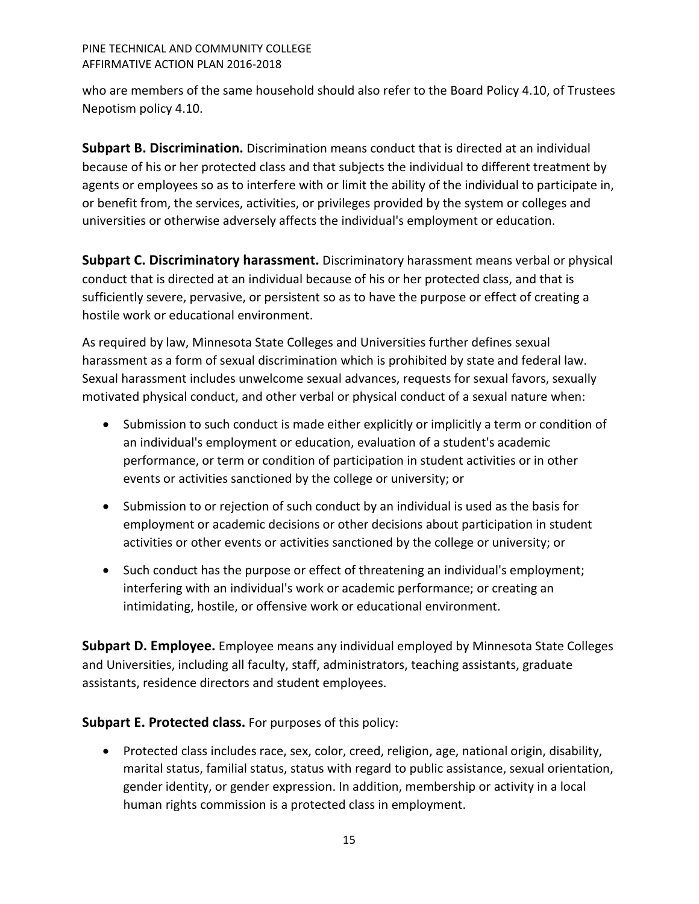who are members of the same household should also refer to the Board Policy 4.10, of Trustees Nepotism policy 4.10.

**Subpart B. Discrimination.** Discrimination means conduct that is directed at an individual because of his or her protected class and that subjects the individual to different treatment by agents or employees so as to interfere with or limit the ability of the individual to participate in, or benefit from, the services, activities, or privileges provided by the system or colleges and universities or otherwise adversely affects the individual's employment or education.

**Subpart C. Discriminatory harassment.** Discriminatory harassment means verbal or physical conduct that is directed at an individual because of his or her protected class, and that is sufficiently severe, pervasive, or persistent so as to have the purpose or effect of creating a hostile work or educational environment.

As required by law, Minnesota State Colleges and Universities further defines sexual harassment as a form of sexual discrimination which is prohibited by state and federal law. Sexual harassment includes unwelcome sexual advances, requests for sexual favors, sexually motivated physical conduct, and other verbal or physical conduct of a sexual nature when:

- Submission to such conduct is made either explicitly or implicitly a term or condition of an individual's employment or education, evaluation of a student's academic performance, or term or condition of participation in student activities or in other events or activities sanctioned by the college or university; or
- Submission to or rejection of such conduct by an individual is used as the basis for employment or academic decisions or other decisions about participation in student activities or other events or activities sanctioned by the college or university; or
- Such conduct has the purpose or effect of threatening an individual's employment; interfering with an individual's work or academic performance; or creating an intimidating, hostile, or offensive work or educational environment.

**Subpart D. Employee.** Employee means any individual employed by Minnesota State Colleges and Universities, including all faculty, staff, administrators, teaching assistants, graduate assistants, residence directors and student employees.

**Subpart E. Protected class.** For purposes of this policy:

- Protected class includes race, sex, color, creed, religion, age, national origin, disability, marital status, familial status, status with regard to public assistance, sexual orientation, gender identity, or gender expression. In addition, membership or activity in a local human rights commission is a protected class in employment.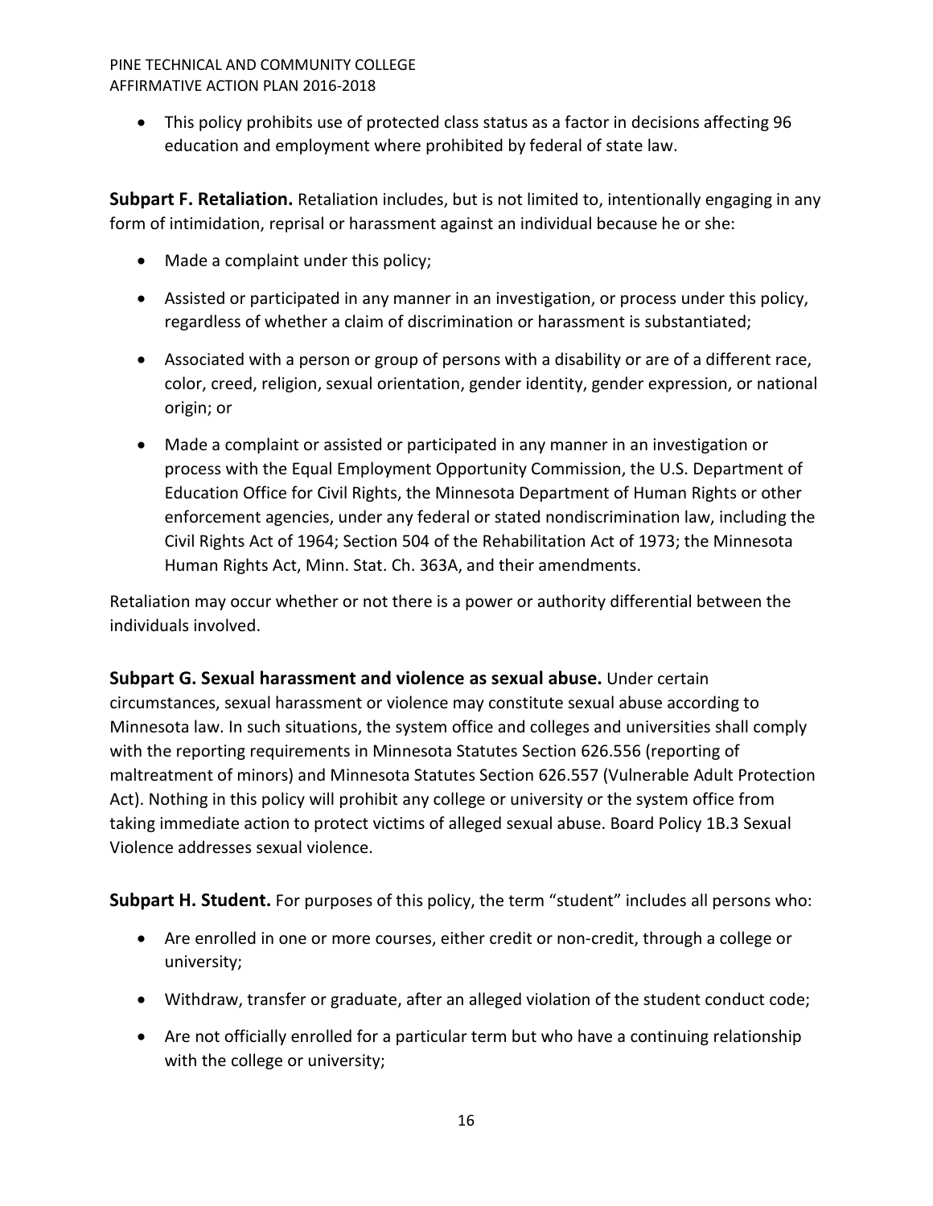- This policy prohibits use of protected class status as a factor in decisions affecting 96 education and employment where prohibited by federal of state law.

**Subpart F. Retaliation.** Retaliation includes, but is not limited to, intentionally engaging in any form of intimidation, reprisal or harassment against an individual because he or she:

- Made a complaint under this policy;
- Assisted or participated in any manner in an investigation, or process under this policy, regardless of whether a claim of discrimination or harassment is substantiated;
- Associated with a person or group of persons with a disability or are of a different race, color, creed, religion, sexual orientation, gender identity, gender expression, or national origin; or
- Made a complaint or assisted or participated in any manner in an investigation or process with the Equal Employment Opportunity Commission, the U.S. Department of Education Office for Civil Rights, the Minnesota Department of Human Rights or other enforcement agencies, under any federal or stated nondiscrimination law, including the Civil Rights Act of 1964; Section 504 of the Rehabilitation Act of 1973; the Minnesota Human Rights Act, Minn. Stat. Ch. 363A, and their amendments.

Retaliation may occur whether or not there is a power or authority differential between the individuals involved.

**Subpart G. Sexual harassment and violence as sexual abuse.** Under certain circumstances, sexual harassment or violence may constitute sexual abuse according to Minnesota law. In such situations, the system office and colleges and universities shall comply with the reporting requirements in Minnesota Statutes Section 626.556 (reporting of maltreatment of minors) and Minnesota Statutes Section 626.557 (Vulnerable Adult Protection Act). Nothing in this policy will prohibit any college or university or the system office from taking immediate action to protect victims of alleged sexual abuse. Board Policy 1B.3 Sexual Violence addresses sexual violence.

**Subpart H. Student.** For purposes of this policy, the term "student" includes all persons who:

- Are enrolled in one or more courses, either credit or non-credit, through a college or university;
- Withdraw, transfer or graduate, after an alleged violation of the student conduct code;
- Are not officially enrolled for a particular term but who have a continuing relationship with the college or university;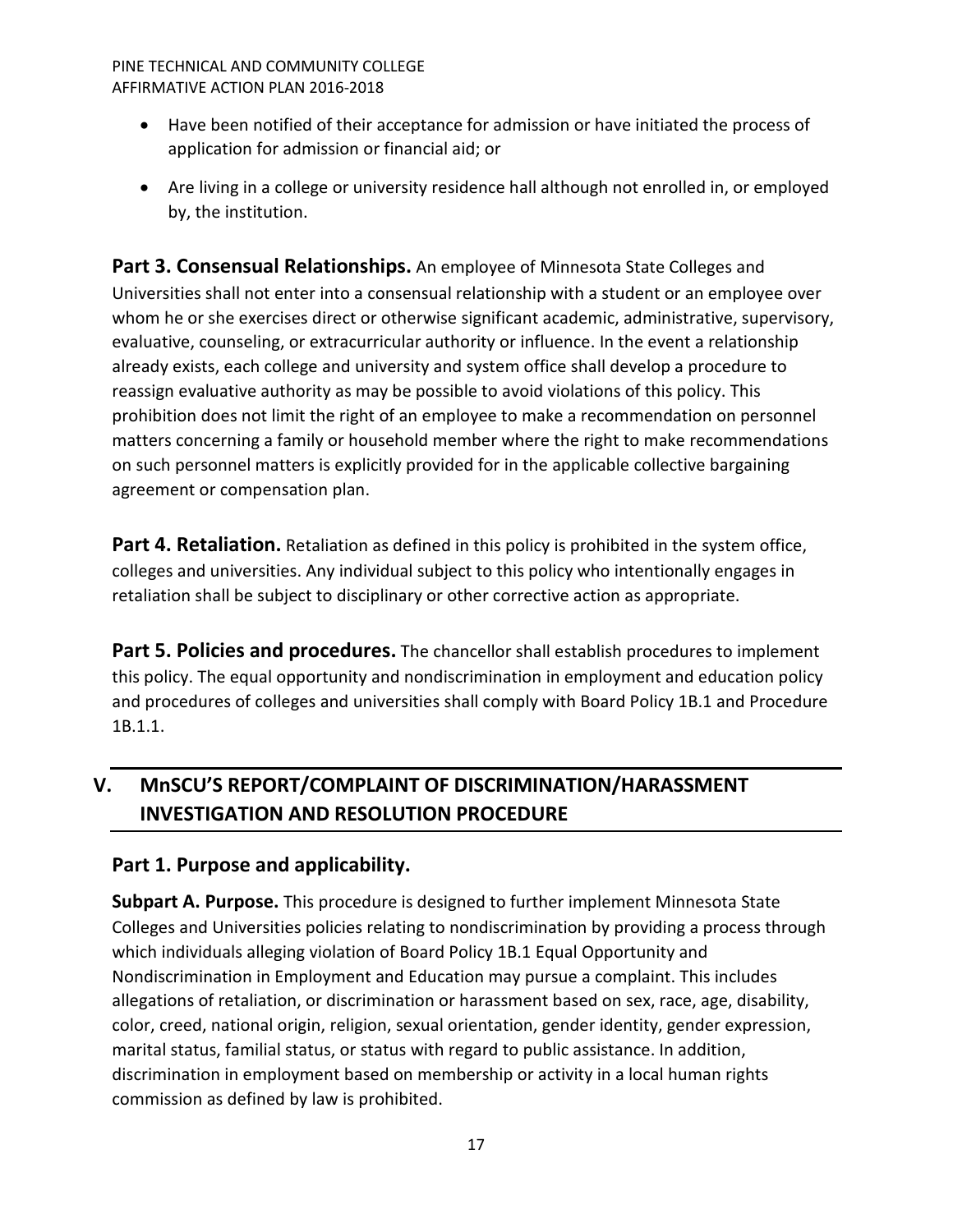- Have been notified of their acceptance for admission or have initiated the process of application for admission or financial aid; or
- Are living in a college or university residence hall although not enrolled in, or employed by, the institution.

**Part 3. Consensual Relationships.** An employee of Minnesota State Colleges and Universities shall not enter into a consensual relationship with a student or an employee over whom he or she exercises direct or otherwise significant academic, administrative, supervisory, evaluative, counseling, or extracurricular authority or influence. In the event a relationship already exists, each college and university and system office shall develop a procedure to reassign evaluative authority as may be possible to avoid violations of this policy. This prohibition does not limit the right of an employee to make a recommendation on personnel matters concerning a family or household member where the right to make recommendations on such personnel matters is explicitly provided for in the applicable collective bargaining agreement or compensation plan.

**Part 4. Retaliation.** Retaliation as defined in this policy is prohibited in the system office, colleges and universities. Any individual subject to this policy who intentionally engages in retaliation shall be subject to disciplinary or other corrective action as appropriate.

**Part 5. Policies and procedures.** The chancellor shall establish procedures to implement this policy. The equal opportunity and nondiscrimination in employment and education policy and procedures of colleges and universities shall comply with Board Policy 1B.1 and Procedure 1B.1.1.

## V. MnSCU'S REPORT/COMPLAINT OF DISCRIMINATION/HARASSMENT INVESTIGATION AND RESOLUTION PROCEDURE

### Part 1. Purpose and applicability.

**Subpart A. Purpose.** This procedure is designed to further implement Minnesota State Colleges and Universities policies relating to nondiscrimination by providing a process through which individuals alleging violation of Board Policy 1B.1 Equal Opportunity and Nondiscrimination in Employment and Education may pursue a complaint. This includes allegations of retaliation, or discrimination or harassment based on sex, race, age, disability, color, creed, national origin, religion, sexual orientation, gender identity, gender expression, marital status, familial status, or status with regard to public assistance. In addition, discrimination in employment based on membership or activity in a local human rights commission as defined by law is prohibited.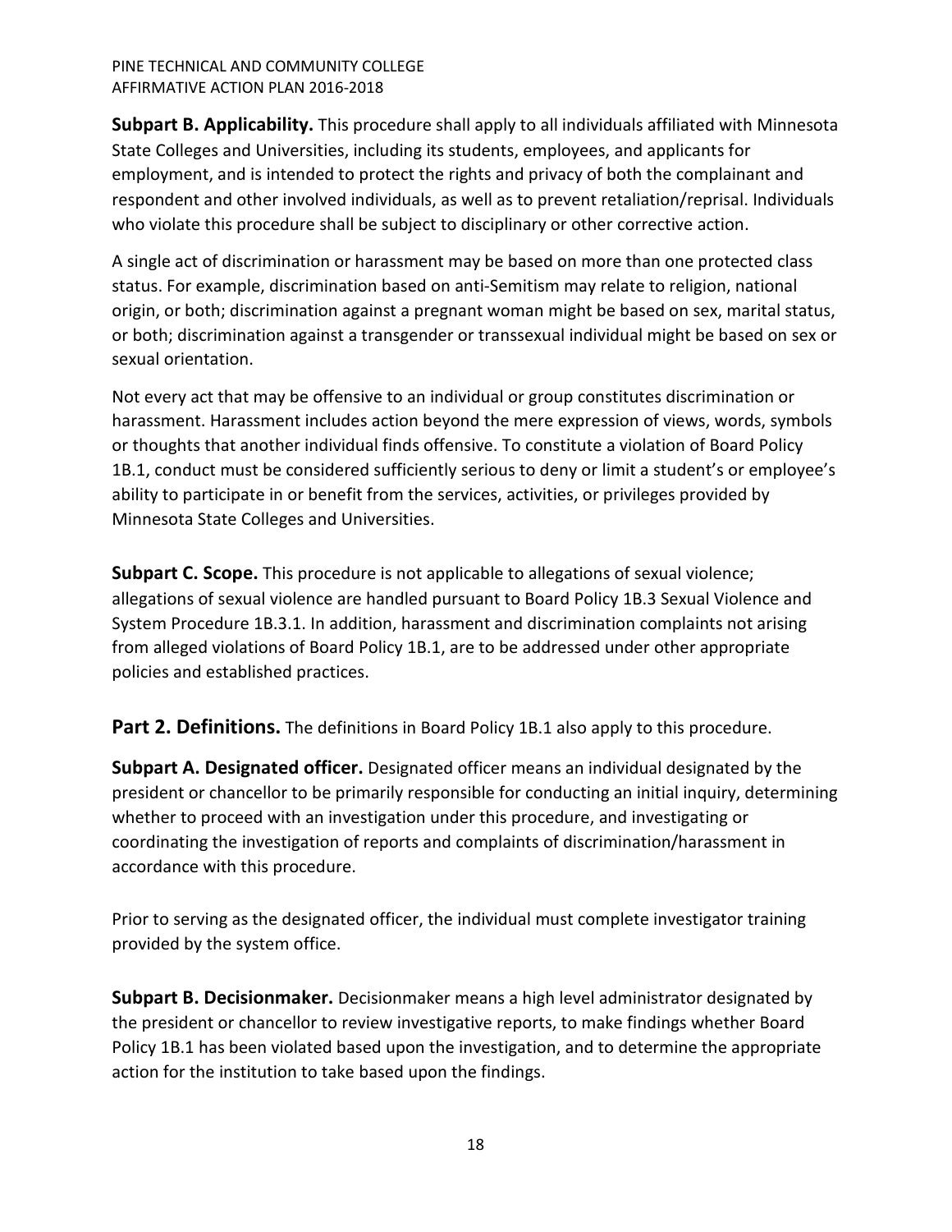**Subpart B. Applicability.** This procedure shall apply to all individuals affiliated with Minnesota State Colleges and Universities, including its students, employees, and applicants for employment, and is intended to protect the rights and privacy of both the complainant and respondent and other involved individuals, as well as to prevent retaliation/reprisal. Individuals who violate this procedure shall be subject to disciplinary or other corrective action.

A single act of discrimination or harassment may be based on more than one protected class status. For example, discrimination based on anti-Semitism may relate to religion, national origin, or both; discrimination against a pregnant woman might be based on sex, marital status, or both; discrimination against a transgender or transsexual individual might be based on sex or sexual orientation.

Not every act that may be offensive to an individual or group constitutes discrimination or harassment. Harassment includes action beyond the mere expression of views, words, symbols or thoughts that another individual finds offensive. To constitute a violation of Board Policy 1B.1, conduct must be considered sufficiently serious to deny or limit a student's or employee's ability to participate in or benefit from the services, activities, or privileges provided by Minnesota State Colleges and Universities.

**Subpart C. Scope.** This procedure is not applicable to allegations of sexual violence; allegations of sexual violence are handled pursuant to Board Policy 1B.3 Sexual Violence and System Procedure 1B.3.1. In addition, harassment and discrimination complaints not arising from alleged violations of Board Policy 1B.1, are to be addressed under other appropriate policies and established practices.

**Part 2. Definitions.** The definitions in Board Policy 1B.1 also apply to this procedure.

**Subpart A. Designated officer.** Designated officer means an individual designated by the president or chancellor to be primarily responsible for conducting an initial inquiry, determining whether to proceed with an investigation under this procedure, and investigating or coordinating the investigation of reports and complaints of discrimination/harassment in accordance with this procedure.

Prior to serving as the designated officer, the individual must complete investigator training provided by the system office.

**Subpart B. Decisionmaker.** Decisionmaker means a high level administrator designated by the president or chancellor to review investigative reports, to make findings whether Board Policy 1B.1 has been violated based upon the investigation, and to determine the appropriate action for the institution to take based upon the findings.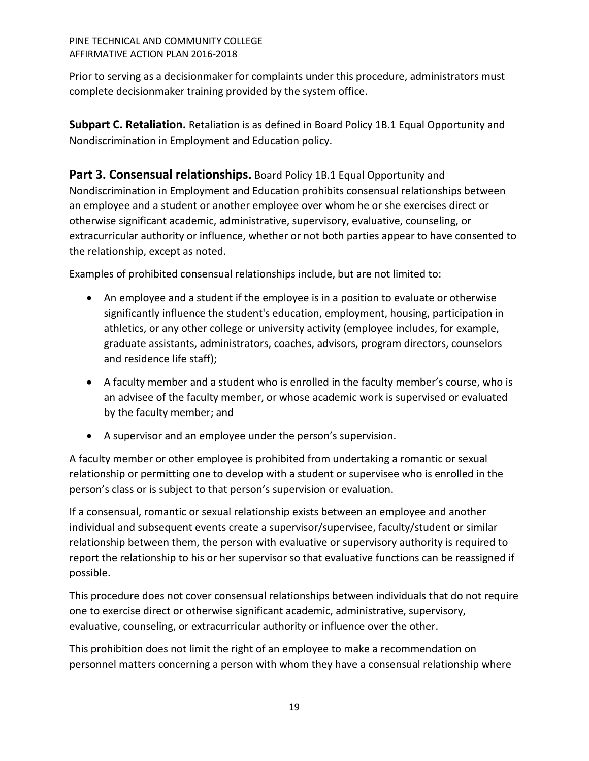Prior to serving as a decisionmaker for complaints under this procedure, administrators must complete decisionmaker training provided by the system office.

**Subpart C. Retaliation.** Retaliation is as defined in Board Policy 1B.1 Equal Opportunity and Nondiscrimination in Employment and Education policy.

**Part 3. Consensual relationships.** Board Policy 1B.1 Equal Opportunity and Nondiscrimination in Employment and Education prohibits consensual relationships between an employee and a student or another employee over whom he or she exercises direct or otherwise significant academic, administrative, supervisory, evaluative, counseling, or extracurricular authority or influence, whether or not both parties appear to have consented to the relationship, except as noted.

Examples of prohibited consensual relationships include, but are not limited to:

- An employee and a student if the employee is in a position to evaluate or otherwise significantly influence the student's education, employment, housing, participation in athletics, or any other college or university activity (employee includes, for example, graduate assistants, administrators, coaches, advisors, program directors, counselors and residence life staff);
- A faculty member and a student who is enrolled in the faculty member's course, who is an advisee of the faculty member, or whose academic work is supervised or evaluated by the faculty member; and
- A supervisor and an employee under the person's supervision.

A faculty member or other employee is prohibited from undertaking a romantic or sexual relationship or permitting one to develop with a student or supervisee who is enrolled in the person's class or is subject to that person's supervision or evaluation.

If a consensual, romantic or sexual relationship exists between an employee and another individual and subsequent events create a supervisor/supervisee, faculty/student or similar relationship between them, the person with evaluative or supervisory authority is required to report the relationship to his or her supervisor so that evaluative functions can be reassigned if possible.

This procedure does not cover consensual relationships between individuals that do not require one to exercise direct or otherwise significant academic, administrative, supervisory, evaluative, counseling, or extracurricular authority or influence over the other.

This prohibition does not limit the right of an employee to make a recommendation on personnel matters concerning a person with whom they have a consensual relationship where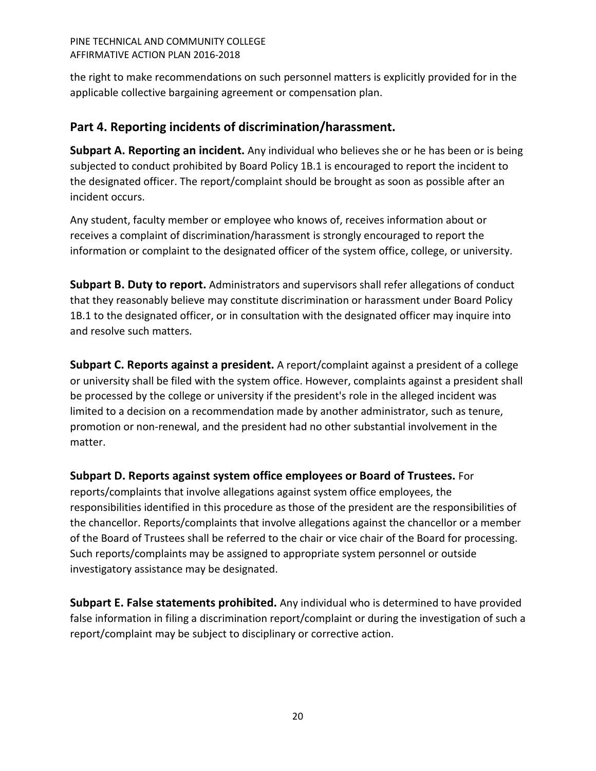the right to make recommendations on such personnel matters is explicitly provided for in the applicable collective bargaining agreement or compensation plan.

## Part 4. Reporting incidents of discrimination/harassment.

**Subpart A. Reporting an incident.** Any individual who believes she or he has been or is being subjected to conduct prohibited by Board Policy 1B.1 is encouraged to report the incident to the designated officer. The report/complaint should be brought as soon as possible after an incident occurs.

Any student, faculty member or employee who knows of, receives information about or receives a complaint of discrimination/harassment is strongly encouraged to report the information or complaint to the designated officer of the system office, college, or university.

**Subpart B. Duty to report.** Administrators and supervisors shall refer allegations of conduct that they reasonably believe may constitute discrimination or harassment under Board Policy 1B.1 to the designated officer, or in consultation with the designated officer may inquire into and resolve such matters.

**Subpart C. Reports against a president.** A report/complaint against a president of a college or university shall be filed with the system office. However, complaints against a president shall be processed by the college or university if the president's role in the alleged incident was limited to a decision on a recommendation made by another administrator, such as tenure, promotion or non-renewal, and the president had no other substantial involvement in the matter.

**Subpart D. Reports against system office employees or Board of Trustees.** For reports/complaints that involve allegations against system office employees, the responsibilities identified in this procedure as those of the president are the responsibilities of the chancellor. Reports/complaints that involve allegations against the chancellor or a member of the Board of Trustees shall be referred to the chair or vice chair of the Board for processing. Such reports/complaints may be assigned to appropriate system personnel or outside investigatory assistance may be designated.

**Subpart E. False statements prohibited.** Any individual who is determined to have provided false information in filing a discrimination report/complaint or during the investigation of such a report/complaint may be subject to disciplinary or corrective action.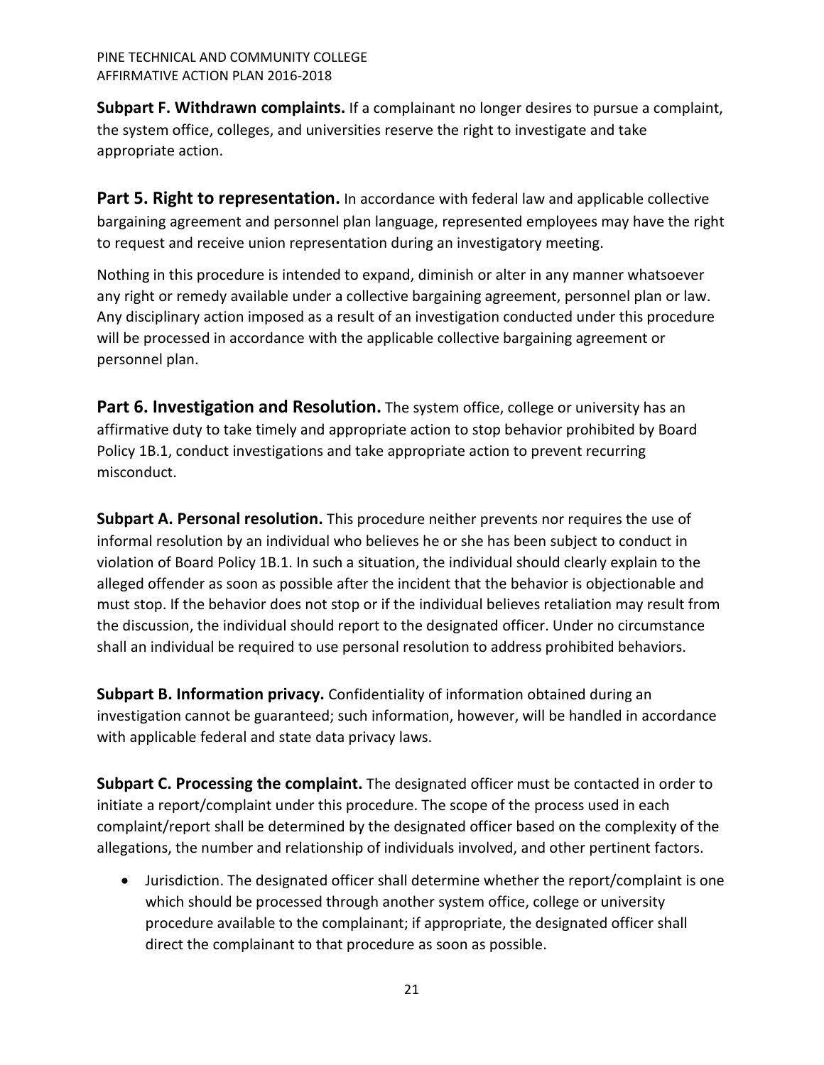**Subpart F. Withdrawn complaints.** If a complainant no longer desires to pursue a complaint, the system office, colleges, and universities reserve the right to investigate and take appropriate action.

## Part 5. Right to representation.

In accordance with federal law and applicable collective bargaining agreement and personnel plan language, represented employees may have the right to request and receive union representation during an investigatory meeting.

Nothing in this procedure is intended to expand, diminish or alter in any manner whatsoever any right or remedy available under a collective bargaining agreement, personnel plan or law. Any disciplinary action imposed as a result of an investigation conducted under this procedure will be processed in accordance with the applicable collective bargaining agreement or personnel plan.

## Part 6. Investigation and Resolution.

The system office, college or university has an affirmative duty to take timely and appropriate action to stop behavior prohibited by Board Policy 1B.1, conduct investigations and take appropriate action to prevent recurring misconduct.

**Subpart A. Personal resolution.** This procedure neither prevents nor requires the use of informal resolution by an individual who believes he or she has been subject to conduct in violation of Board Policy 1B.1. In such a situation, the individual should clearly explain to the alleged offender as soon as possible after the incident that the behavior is objectionable and must stop. If the behavior does not stop or if the individual believes retaliation may result from the discussion, the individual should report to the designated officer. Under no circumstance shall an individual be required to use personal resolution to address prohibited behaviors.

**Subpart B. Information privacy.** Confidentiality of information obtained during an investigation cannot be guaranteed; such information, however, will be handled in accordance with applicable federal and state data privacy laws.

**Subpart C. Processing the complaint.** The designated officer must be contacted in order to initiate a report/complaint under this procedure. The scope of the process used in each complaint/report shall be determined by the designated officer based on the complexity of the allegations, the number and relationship of individuals involved, and other pertinent factors.

- Jurisdiction. The designated officer shall determine whether the report/complaint is one which should be processed through another system office, college or university procedure available to the complainant; if appropriate, the designated officer shall direct the complainant to that procedure as soon as possible.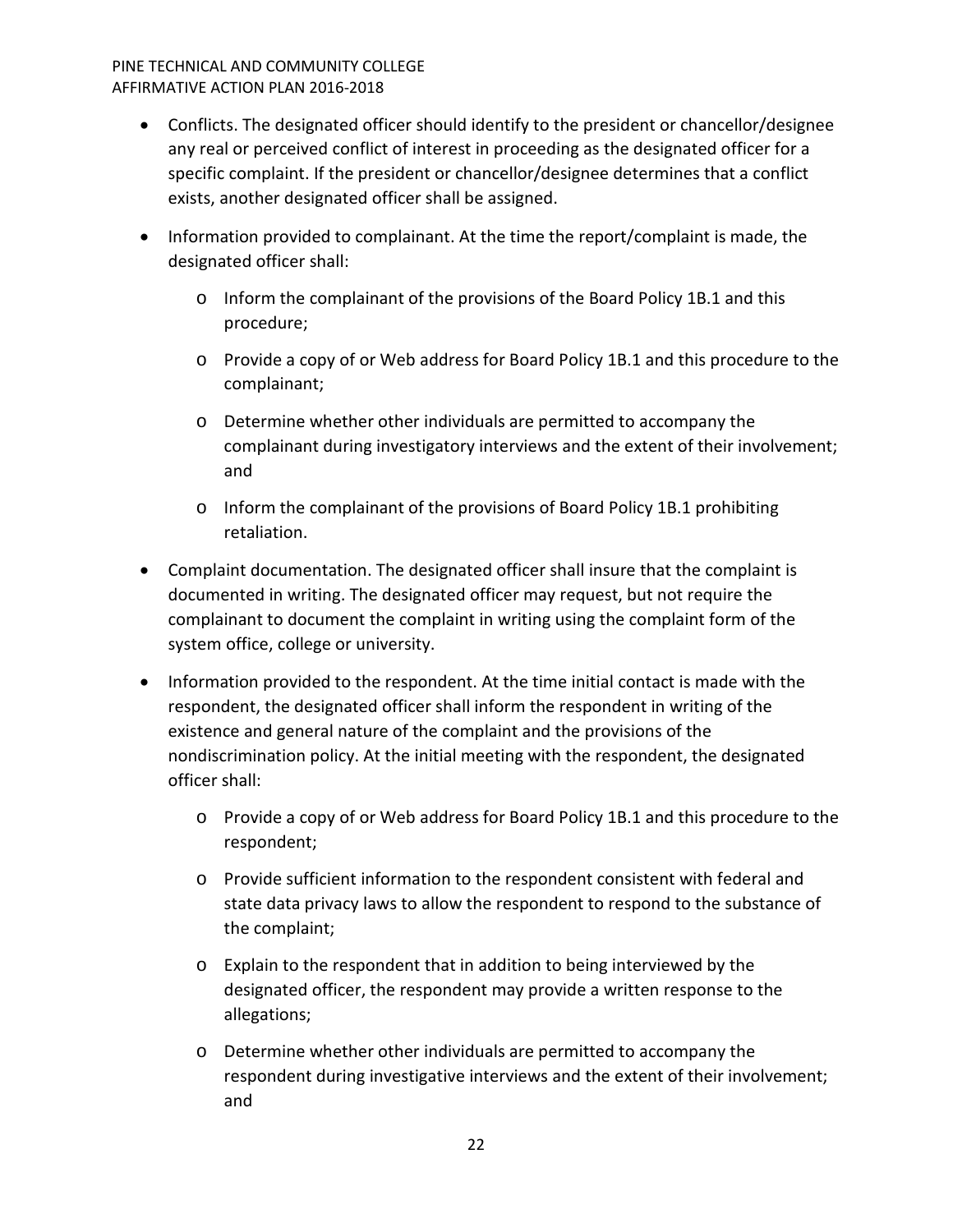- Conflicts. The designated officer should identify to the president or chancellor/designee any real or perceived conflict of interest in proceeding as the designated officer for a specific complaint. If the president or chancellor/designee determines that a conflict exists, another designated officer shall be assigned.
- Information provided to complainant. At the time the report/complaint is made, the designated officer shall:
    - Inform the complainant of the provisions of the Board Policy 1B.1 and this procedure;
    - Provide a copy of or Web address for Board Policy 1B.1 and this procedure to the complainant;
    - Determine whether other individuals are permitted to accompany the complainant during investigatory interviews and the extent of their involvement; and
    - Inform the complainant of the provisions of Board Policy 1B.1 prohibiting retaliation.
- Complaint documentation. The designated officer shall insure that the complaint is documented in writing. The designated officer may request, but not require the complainant to document the complaint in writing using the complaint form of the system office, college or university.
- Information provided to the respondent. At the time initial contact is made with the respondent, the designated officer shall inform the respondent in writing of the existence and general nature of the complaint and the provisions of the nondiscrimination policy. At the initial meeting with the respondent, the designated officer shall:
    - Provide a copy of or Web address for Board Policy 1B.1 and this procedure to the respondent;
    - Provide sufficient information to the respondent consistent with federal and state data privacy laws to allow the respondent to respond to the substance of the complaint;
    - Explain to the respondent that in addition to being interviewed by the designated officer, the respondent may provide a written response to the allegations;
    - Determine whether other individuals are permitted to accompany the respondent during investigative interviews and the extent of their involvement; and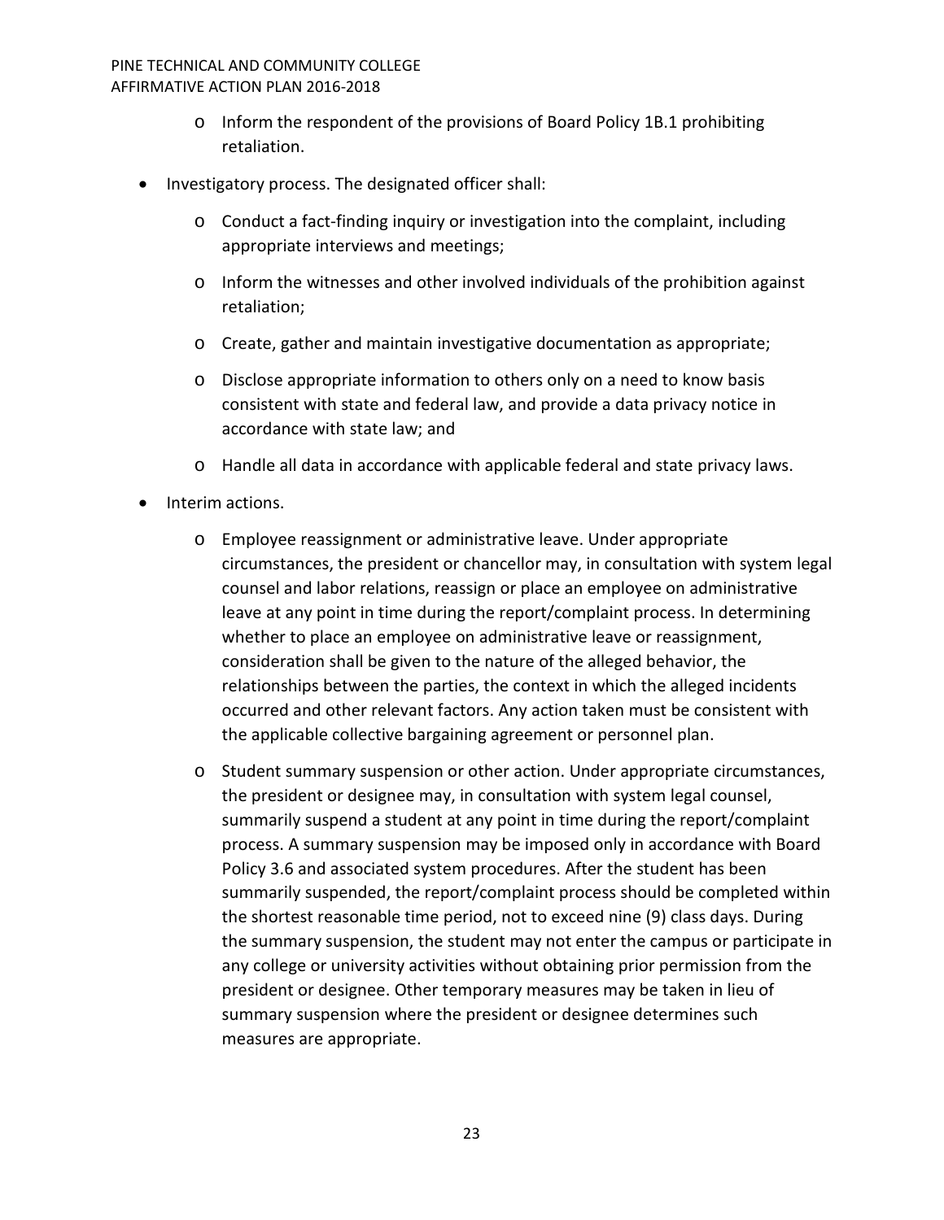- Inform the respondent of the provisions of Board Policy 1B.1 prohibiting retaliation.

- Investigatory process. The designated officer shall:
  - Conduct a fact-finding inquiry or investigation into the complaint, including appropriate interviews and meetings;
  - Inform the witnesses and other involved individuals of the prohibition against retaliation;
  - Create, gather and maintain investigative documentation as appropriate;
  - Disclose appropriate information to others only on a need to know basis consistent with state and federal law, and provide a data privacy notice in accordance with state law; and
  - Handle all data in accordance with applicable federal and state privacy laws.

- Interim actions.
  - Employee reassignment or administrative leave. Under appropriate circumstances, the president or chancellor may, in consultation with system legal counsel and labor relations, reassign or place an employee on administrative leave at any point in time during the report/complaint process. In determining whether to place an employee on administrative leave or reassignment, consideration shall be given to the nature of the alleged behavior, the relationships between the parties, the context in which the alleged incidents occurred and other relevant factors. Any action taken must be consistent with the applicable collective bargaining agreement or personnel plan.
  - Student summary suspension or other action. Under appropriate circumstances, the president or designee may, in consultation with system legal counsel, summarily suspend a student at any point in time during the report/complaint process. A summary suspension may be imposed only in accordance with Board Policy 3.6 and associated system procedures. After the student has been summarily suspended, the report/complaint process should be completed within the shortest reasonable time period, not to exceed nine (9) class days. During the summary suspension, the student may not enter the campus or participate in any college or university activities without obtaining prior permission from the president or designee. Other temporary measures may be taken in lieu of summary suspension where the president or designee determines such measures are appropriate.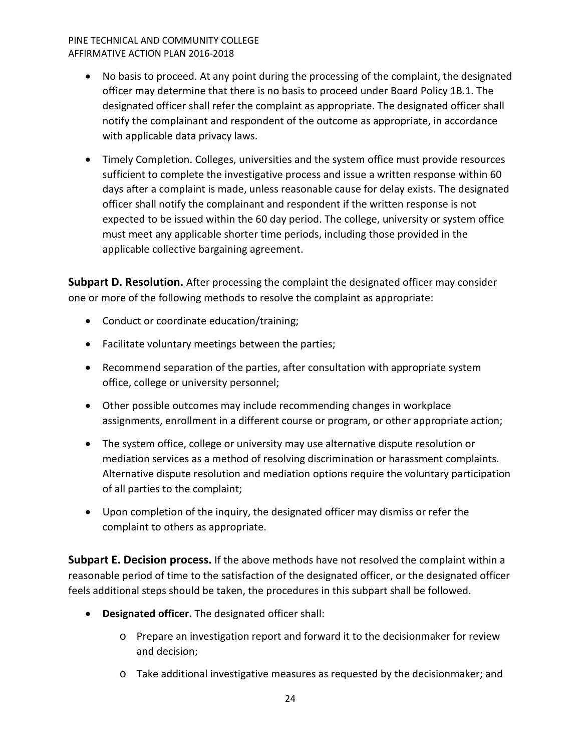- No basis to proceed. At any point during the processing of the complaint, the designated officer may determine that there is no basis to proceed under Board Policy 1B.1. The designated officer shall refer the complaint as appropriate. The designated officer shall notify the complainant and respondent of the outcome as appropriate, in accordance with applicable data privacy laws.
- Timely Completion. Colleges, universities and the system office must provide resources sufficient to complete the investigative process and issue a written response within 60 days after a complaint is made, unless reasonable cause for delay exists. The designated officer shall notify the complainant and respondent if the written response is not expected to be issued within the 60 day period. The college, university or system office must meet any applicable shorter time periods, including those provided in the applicable collective bargaining agreement.

**Subpart D. Resolution.** After processing the complaint the designated officer may consider one or more of the following methods to resolve the complaint as appropriate:

- Conduct or coordinate education/training;
- Facilitate voluntary meetings between the parties;
- Recommend separation of the parties, after consultation with appropriate system office, college or university personnel;
- Other possible outcomes may include recommending changes in workplace assignments, enrollment in a different course or program, or other appropriate action;
- The system office, college or university may use alternative dispute resolution or mediation services as a method of resolving discrimination or harassment complaints. Alternative dispute resolution and mediation options require the voluntary participation of all parties to the complaint;
- Upon completion of the inquiry, the designated officer may dismiss or refer the complaint to others as appropriate.

**Subpart E. Decision process.** If the above methods have not resolved the complaint within a reasonable period of time to the satisfaction of the designated officer, or the designated officer feels additional steps should be taken, the procedures in this subpart shall be followed.

- **Designated officer.** The designated officer shall:
  - Prepare an investigation report and forward it to the decisionmaker for review and decision;
  - Take additional investigative measures as requested by the decisionmaker; and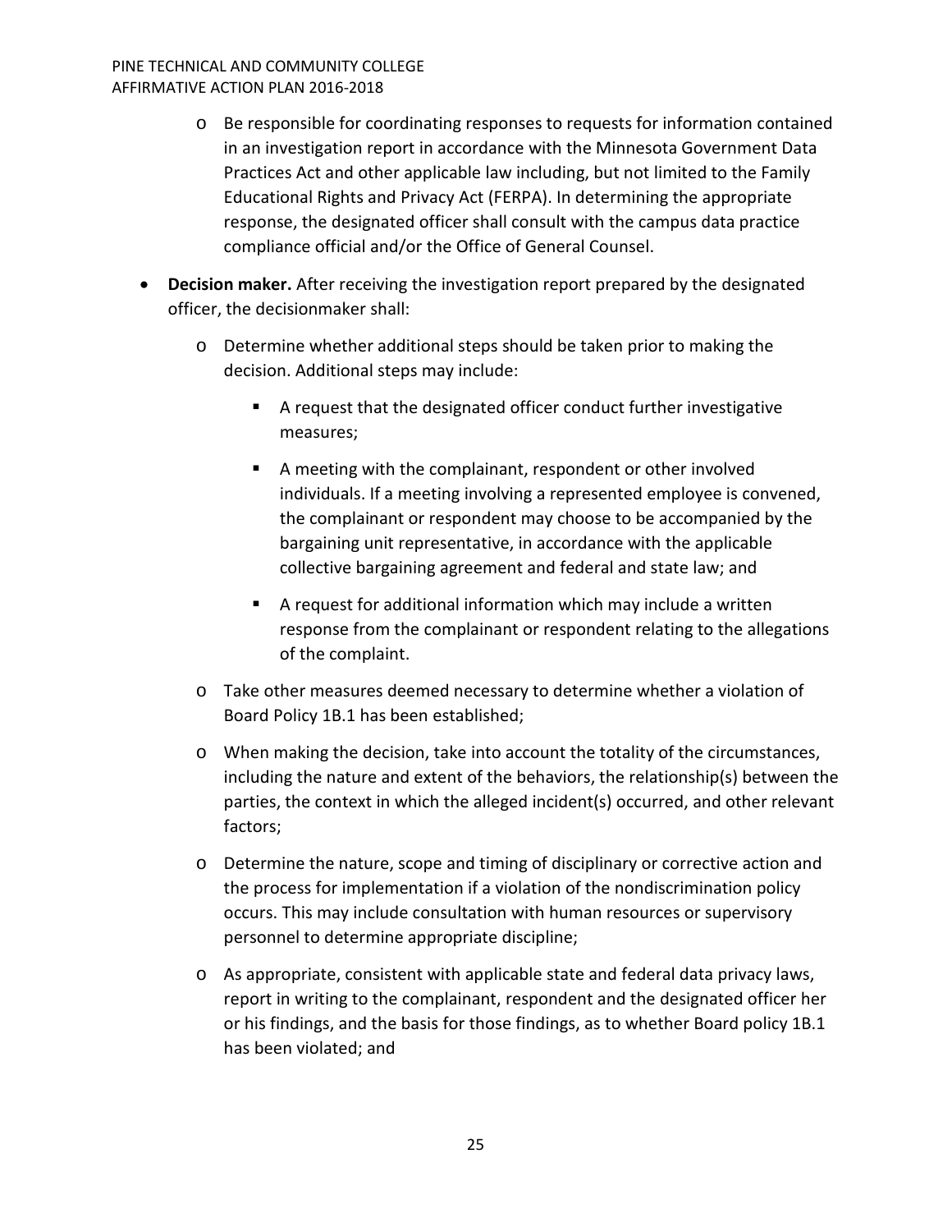- Be responsible for coordinating responses to requests for information contained in an investigation report in accordance with the Minnesota Government Data Practices Act and other applicable law including, but not limited to the Family Educational Rights and Privacy Act (FERPA). In determining the appropriate response, the designated officer shall consult with the campus data practice compliance official and/or the Office of General Counsel.

- **Decision maker.** After receiving the investigation report prepared by the designated officer, the decisionmaker shall:
  - Determine whether additional steps should be taken prior to making the decision. Additional steps may include:
    - A request that the designated officer conduct further investigative measures;
    - A meeting with the complainant, respondent or other involved individuals. If a meeting involving a represented employee is convened, the complainant or respondent may choose to be accompanied by the bargaining unit representative, in accordance with the applicable collective bargaining agreement and federal and state law; and
    - A request for additional information which may include a written response from the complainant or respondent relating to the allegations of the complaint.
  - Take other measures deemed necessary to determine whether a violation of Board Policy 1B.1 has been established;
  - When making the decision, take into account the totality of the circumstances, including the nature and extent of the behaviors, the relationship(s) between the parties, the context in which the alleged incident(s) occurred, and other relevant factors;
  - Determine the nature, scope and timing of disciplinary or corrective action and the process for implementation if a violation of the nondiscrimination policy occurs. This may include consultation with human resources or supervisory personnel to determine appropriate discipline;
  - As appropriate, consistent with applicable state and federal data privacy laws, report in writing to the complainant, respondent and the designated officer her or his findings, and the basis for those findings, as to whether Board policy 1B.1 has been violated; and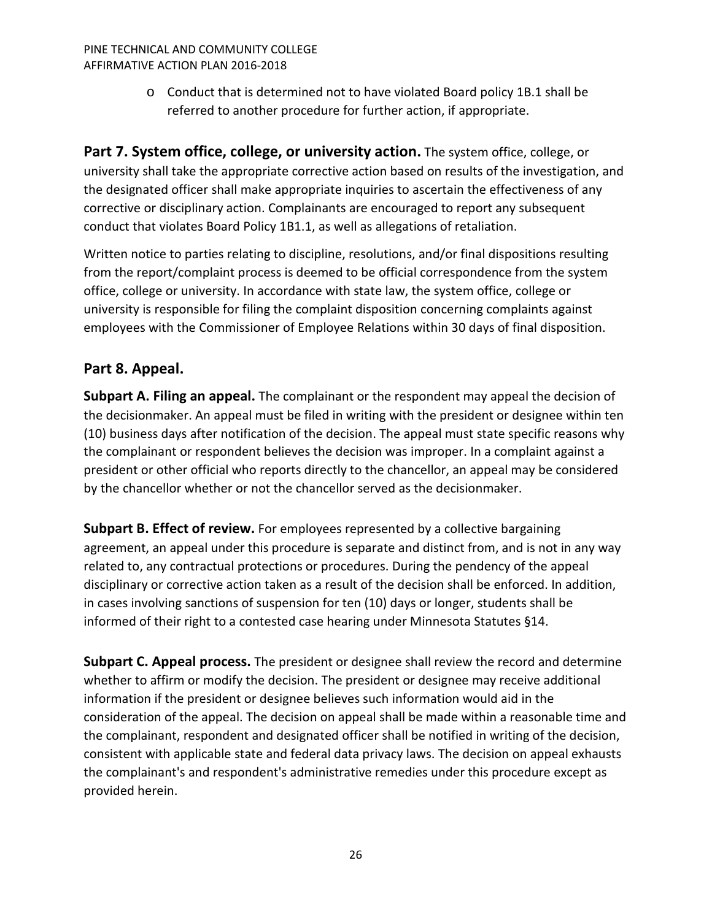- Conduct that is determined not to have violated Board policy 1B.1 shall be referred to another procedure for further action, if appropriate.

**Part 7. System office, college, or university action.** The system office, college, or university shall take the appropriate corrective action based on results of the investigation, and the designated officer shall make appropriate inquiries to ascertain the effectiveness of any corrective or disciplinary action. Complainants are encouraged to report any subsequent conduct that violates Board Policy 1B1.1, as well as allegations of retaliation.

Written notice to parties relating to discipline, resolutions, and/or final dispositions resulting from the report/complaint process is deemed to be official correspondence from the system office, college or university. In accordance with state law, the system office, college or university is responsible for filing the complaint disposition concerning complaints against employees with the Commissioner of Employee Relations within 30 days of final disposition.

## Part 8. Appeal.

**Subpart A. Filing an appeal.** The complainant or the respondent may appeal the decision of the decisionmaker. An appeal must be filed in writing with the president or designee within ten (10) business days after notification of the decision. The appeal must state specific reasons why the complainant or respondent believes the decision was improper. In a complaint against a president or other official who reports directly to the chancellor, an appeal may be considered by the chancellor whether or not the chancellor served as the decisionmaker.

**Subpart B. Effect of review.** For employees represented by a collective bargaining agreement, an appeal under this procedure is separate and distinct from, and is not in any way related to, any contractual protections or procedures. During the pendency of the appeal disciplinary or corrective action taken as a result of the decision shall be enforced. In addition, in cases involving sanctions of suspension for ten (10) days or longer, students shall be informed of their right to a contested case hearing under Minnesota Statutes §14.

**Subpart C. Appeal process.** The president or designee shall review the record and determine whether to affirm or modify the decision. The president or designee may receive additional information if the president or designee believes such information would aid in the consideration of the appeal. The decision on appeal shall be made within a reasonable time and the complainant, respondent and designated officer shall be notified in writing of the decision, consistent with applicable state and federal data privacy laws. The decision on appeal exhausts the complainant's and respondent's administrative remedies under this procedure except as provided herein.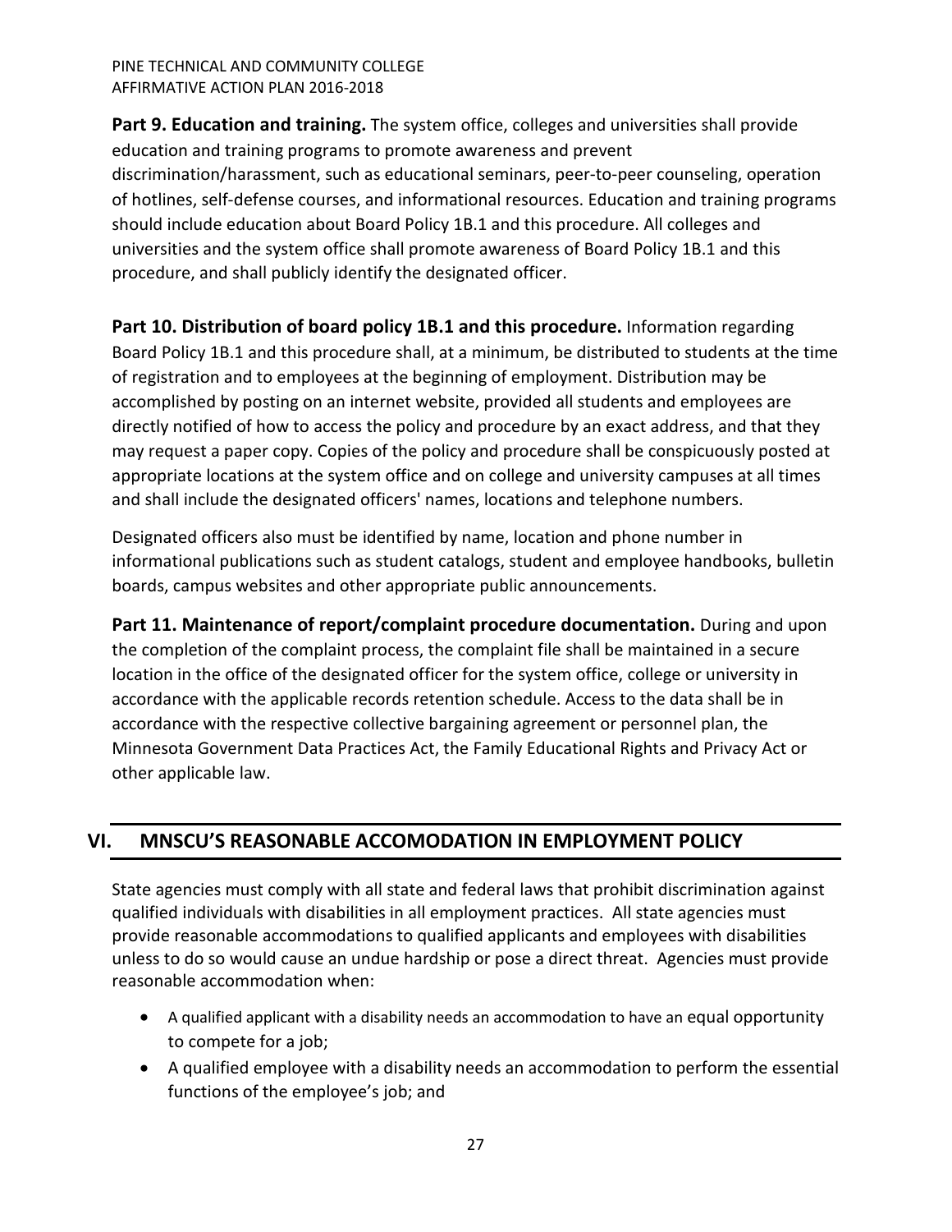**Part 9. Education and training.** The system office, colleges and universities shall provide education and training programs to promote awareness and prevent discrimination/harassment, such as educational seminars, peer-to-peer counseling, operation of hotlines, self-defense courses, and informational resources. Education and training programs should include education about Board Policy 1B.1 and this procedure. All colleges and universities and the system office shall promote awareness of Board Policy 1B.1 and this procedure, and shall publicly identify the designated officer.

**Part 10. Distribution of board policy 1B.1 and this procedure.** Information regarding Board Policy 1B.1 and this procedure shall, at a minimum, be distributed to students at the time of registration and to employees at the beginning of employment. Distribution may be accomplished by posting on an internet website, provided all students and employees are directly notified of how to access the policy and procedure by an exact address, and that they may request a paper copy. Copies of the policy and procedure shall be conspicuously posted at appropriate locations at the system office and on college and university campuses at all times and shall include the designated officers' names, locations and telephone numbers.

Designated officers also must be identified by name, location and phone number in informational publications such as student catalogs, student and employee handbooks, bulletin boards, campus websites and other appropriate public announcements.

**Part 11. Maintenance of report/complaint procedure documentation.** During and upon the completion of the complaint process, the complaint file shall be maintained in a secure location in the office of the designated officer for the system office, college or university in accordance with the applicable records retention schedule. Access to the data shall be in accordance with the respective collective bargaining agreement or personnel plan, the Minnesota Government Data Practices Act, the Family Educational Rights and Privacy Act or other applicable law.

## VI. MNSCU'S REASONABLE ACCOMODATION IN EMPLOYMENT POLICY

State agencies must comply with all state and federal laws that prohibit discrimination against qualified individuals with disabilities in all employment practices. All state agencies must provide reasonable accommodations to qualified applicants and employees with disabilities unless to do so would cause an undue hardship or pose a direct threat. Agencies must provide reasonable accommodation when:

- A qualified applicant with a disability needs an accommodation to have an equal opportunity to compete for a job;
- A qualified employee with a disability needs an accommodation to perform the essential functions of the employee's job; and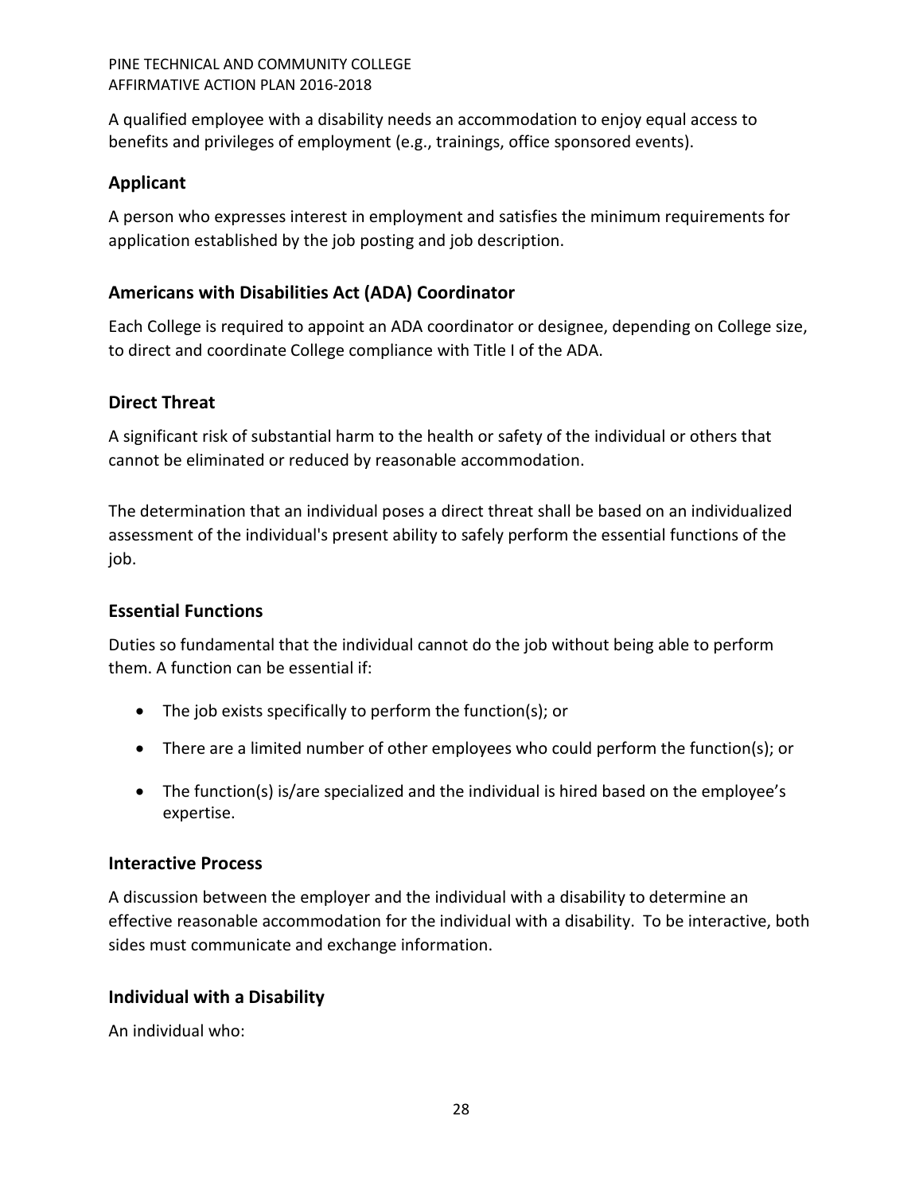A qualified employee with a disability needs an accommodation to enjoy equal access to benefits and privileges of employment (e.g., trainings, office sponsored events).

### Applicant

A person who expresses interest in employment and satisfies the minimum requirements for application established by the job posting and job description.

### Americans with Disabilities Act (ADA) Coordinator

Each College is required to appoint an ADA coordinator or designee, depending on College size, to direct and coordinate College compliance with Title I of the ADA.

### Direct Threat

A significant risk of substantial harm to the health or safety of the individual or others that cannot be eliminated or reduced by reasonable accommodation.

The determination that an individual poses a direct threat shall be based on an individualized assessment of the individual's present ability to safely perform the essential functions of the job.

### Essential Functions

Duties so fundamental that the individual cannot do the job without being able to perform them. A function can be essential if:

- The job exists specifically to perform the function(s); or
- There are a limited number of other employees who could perform the function(s); or
- The function(s) is/are specialized and the individual is hired based on the employee's expertise.

### Interactive Process

A discussion between the employer and the individual with a disability to determine an effective reasonable accommodation for the individual with a disability. To be interactive, both sides must communicate and exchange information.

### Individual with a Disability

An individual who: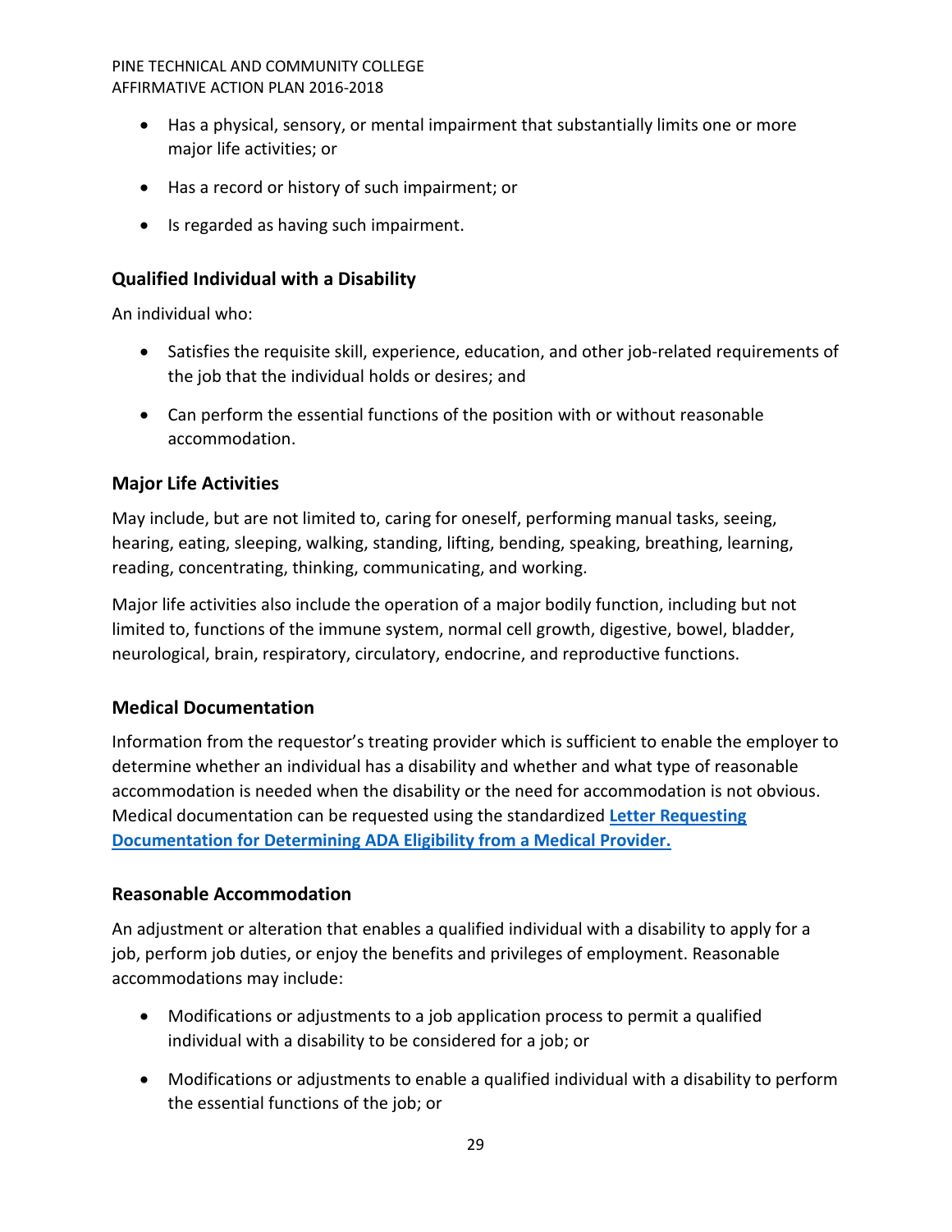- Has a physical, sensory, or mental impairment that substantially limits one or more major life activities; or
- Has a record or history of such impairment; or
- Is regarded as having such impairment.

### Qualified Individual with a Disability

An individual who:

- Satisfies the requisite skill, experience, education, and other job-related requirements of the job that the individual holds or desires; and
- Can perform the essential functions of the position with or without reasonable accommodation.

### Major Life Activities

May include, but are not limited to, caring for oneself, performing manual tasks, seeing, hearing, eating, sleeping, walking, standing, lifting, bending, speaking, breathing, learning, reading, concentrating, thinking, communicating, and working.

Major life activities also include the operation of a major bodily function, including but not limited to, functions of the immune system, normal cell growth, digestive, bowel, bladder, neurological, brain, respiratory, circulatory, endocrine, and reproductive functions.

### Medical Documentation

Information from the requestor's treating provider which is sufficient to enable the employer to determine whether an individual has a disability and whether and what type of reasonable accommodation is needed when the disability or the need for accommodation is not obvious. Medical documentation can be requested using the standardized **Letter Requesting Documentation for Determining ADA Eligibility from a Medical Provider.**

### Reasonable Accommodation

An adjustment or alteration that enables a qualified individual with a disability to apply for a job, perform job duties, or enjoy the benefits and privileges of employment. Reasonable accommodations may include:

- Modifications or adjustments to a job application process to permit a qualified individual with a disability to be considered for a job; or
- Modifications or adjustments to enable a qualified individual with a disability to perform the essential functions of the job; or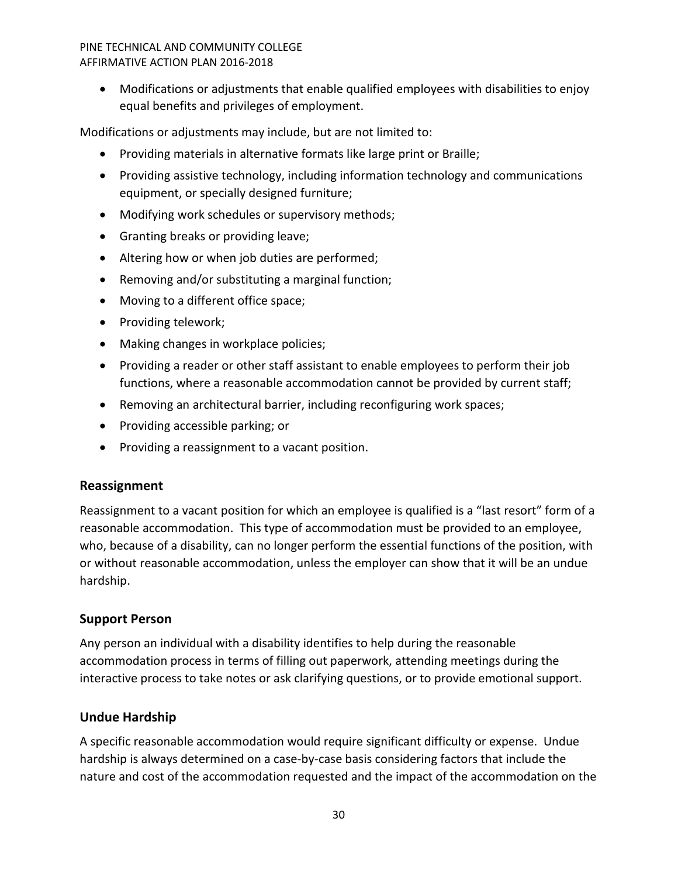- Modifications or adjustments that enable qualified employees with disabilities to enjoy equal benefits and privileges of employment.

Modifications or adjustments may include, but are not limited to:

- Providing materials in alternative formats like large print or Braille;
- Providing assistive technology, including information technology and communications equipment, or specially designed furniture;
- Modifying work schedules or supervisory methods;
- Granting breaks or providing leave;
- Altering how or when job duties are performed;
- Removing and/or substituting a marginal function;
- Moving to a different office space;
- Providing telework;
- Making changes in workplace policies;
- Providing a reader or other staff assistant to enable employees to perform their job functions, where a reasonable accommodation cannot be provided by current staff;
- Removing an architectural barrier, including reconfiguring work spaces;
- Providing accessible parking; or
- Providing a reassignment to a vacant position.

### Reassignment

Reassignment to a vacant position for which an employee is qualified is a "last resort" form of a reasonable accommodation. This type of accommodation must be provided to an employee, who, because of a disability, can no longer perform the essential functions of the position, with or without reasonable accommodation, unless the employer can show that it will be an undue hardship.

### Support Person

Any person an individual with a disability identifies to help during the reasonable accommodation process in terms of filling out paperwork, attending meetings during the interactive process to take notes or ask clarifying questions, or to provide emotional support.

### Undue Hardship

A specific reasonable accommodation would require significant difficulty or expense. Undue hardship is always determined on a case-by-case basis considering factors that include the nature and cost of the accommodation requested and the impact of the accommodation on the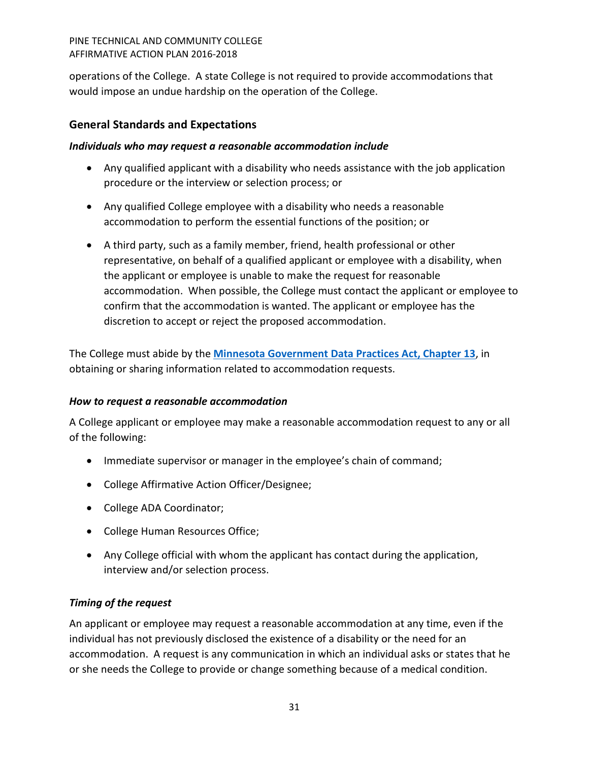operations of the College. A state College is not required to provide accommodations that would impose an undue hardship on the operation of the College.

## General Standards and Expectations

### *Individuals who may request a reasonable accommodation include*

- Any qualified applicant with a disability who needs assistance with the job application procedure or the interview or selection process; or
- Any qualified College employee with a disability who needs a reasonable accommodation to perform the essential functions of the position; or
- A third party, such as a family member, friend, health professional or other representative, on behalf of a qualified applicant or employee with a disability, when the applicant or employee is unable to make the request for reasonable accommodation. When possible, the College must contact the applicant or employee to confirm that the accommodation is wanted. The applicant or employee has the discretion to accept or reject the proposed accommodation.

The College must abide by the **Minnesota Government Data Practices Act, Chapter 13**, in obtaining or sharing information related to accommodation requests.

### *How to request a reasonable accommodation*

A College applicant or employee may make a reasonable accommodation request to any or all of the following:

- Immediate supervisor or manager in the employee's chain of command;
- College Affirmative Action Officer/Designee;
- College ADA Coordinator;
- College Human Resources Office;
- Any College official with whom the applicant has contact during the application, interview and/or selection process.

### *Timing of the request*

An applicant or employee may request a reasonable accommodation at any time, even if the individual has not previously disclosed the existence of a disability or the need for an accommodation. A request is any communication in which an individual asks or states that he or she needs the College to provide or change something because of a medical condition.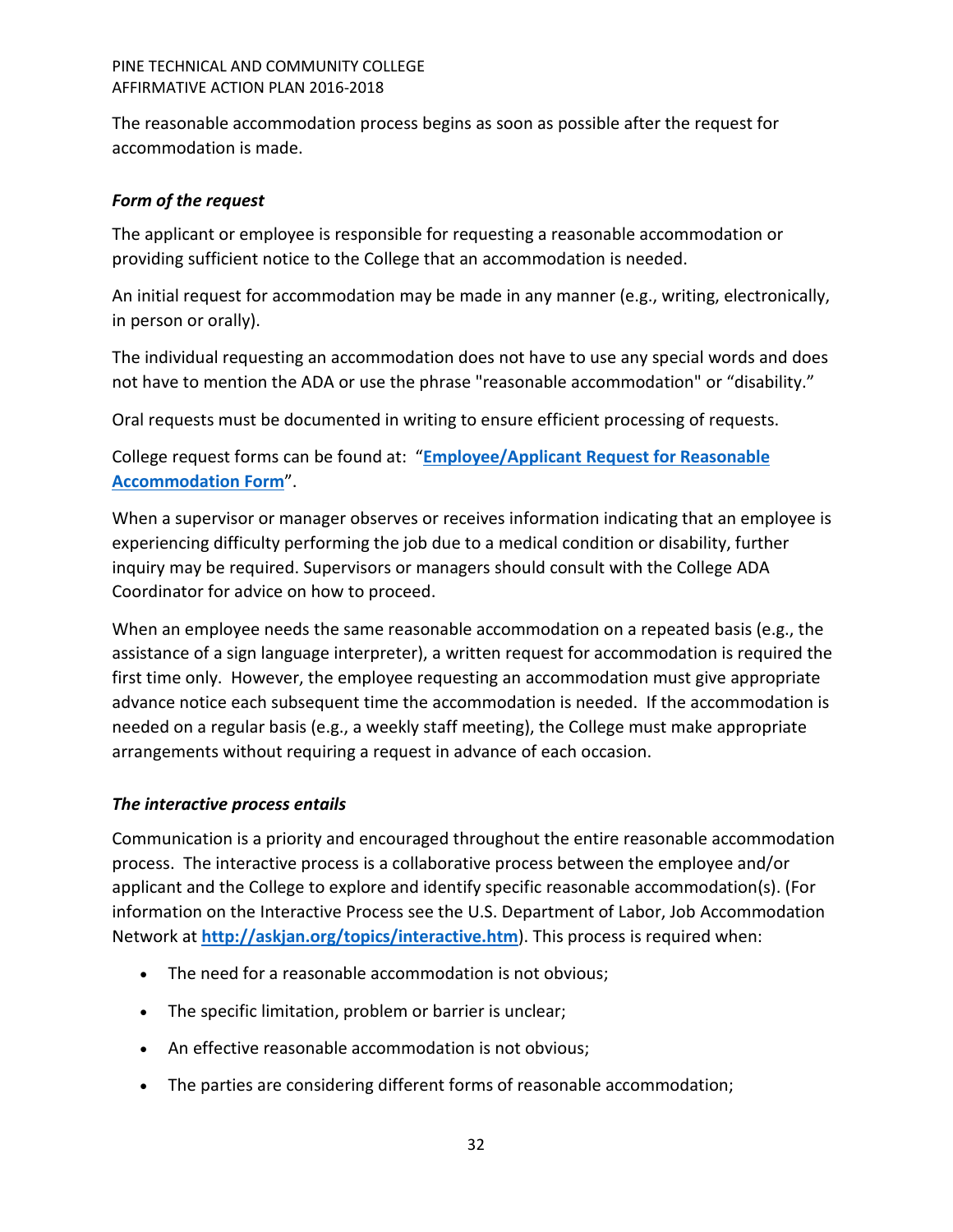The reasonable accommodation process begins as soon as possible after the request for accommodation is made.

### *Form of the request*

The applicant or employee is responsible for requesting a reasonable accommodation or providing sufficient notice to the College that an accommodation is needed.

An initial request for accommodation may be made in any manner (e.g., writing, electronically, in person or orally).

The individual requesting an accommodation does not have to use any special words and does not have to mention the ADA or use the phrase "reasonable accommodation" or "disability."

Oral requests must be documented in writing to ensure efficient processing of requests.

College request forms can be found at: "**Employee/Applicant Request for Reasonable Accommodation Form**".

When a supervisor or manager observes or receives information indicating that an employee is experiencing difficulty performing the job due to a medical condition or disability, further inquiry may be required. Supervisors or managers should consult with the College ADA Coordinator for advice on how to proceed.

When an employee needs the same reasonable accommodation on a repeated basis (e.g., the assistance of a sign language interpreter), a written request for accommodation is required the first time only. However, the employee requesting an accommodation must give appropriate advance notice each subsequent time the accommodation is needed. If the accommodation is needed on a regular basis (e.g., a weekly staff meeting), the College must make appropriate arrangements without requiring a request in advance of each occasion.

### *The interactive process entails*

Communication is a priority and encouraged throughout the entire reasonable accommodation process. The interactive process is a collaborative process between the employee and/or applicant and the College to explore and identify specific reasonable accommodation(s). (For information on the Interactive Process see the U.S. Department of Labor, Job Accommodation Network at **http://askjan.org/topics/interactive.htm**). This process is required when:

- The need for a reasonable accommodation is not obvious;
- The specific limitation, problem or barrier is unclear;
- An effective reasonable accommodation is not obvious;
- The parties are considering different forms of reasonable accommodation;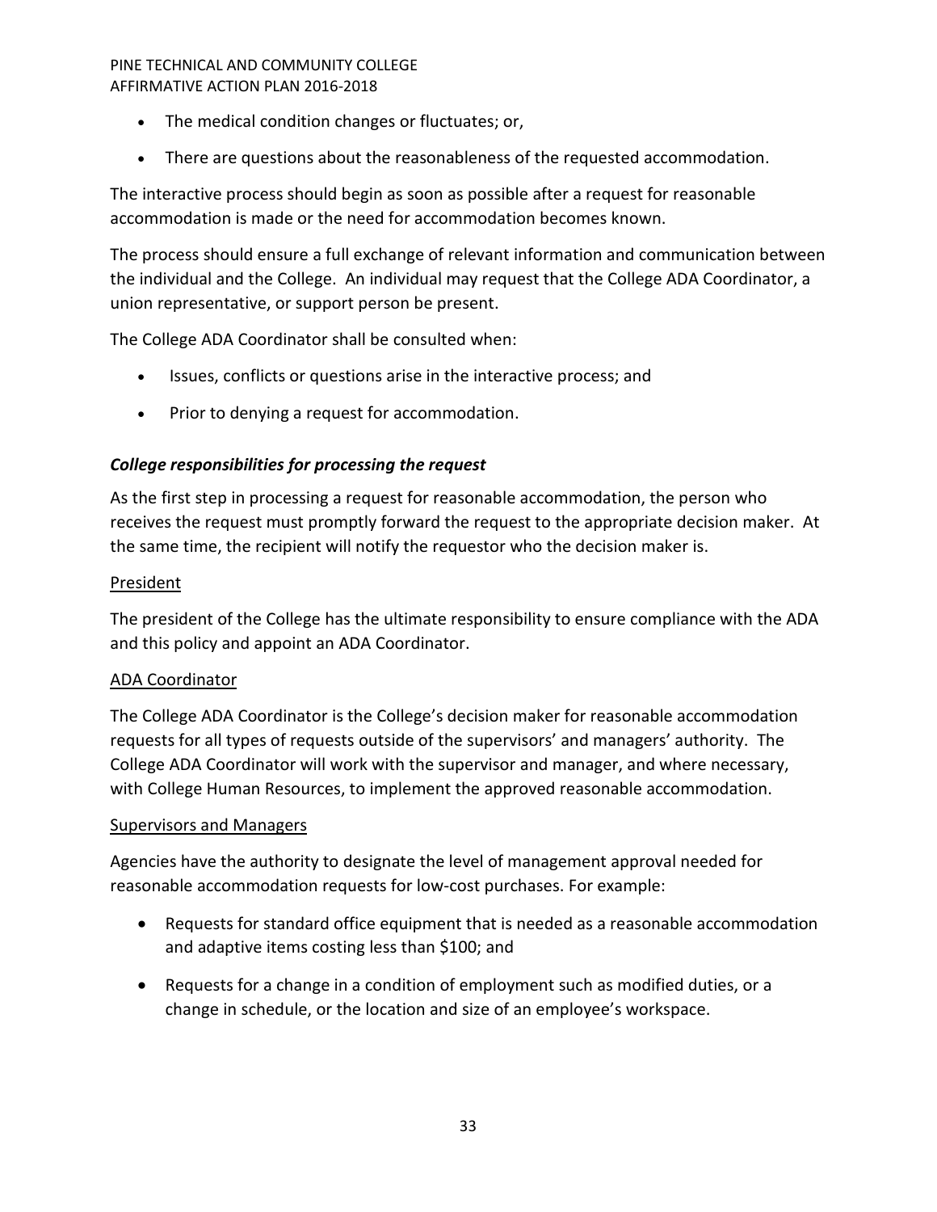- The medical condition changes or fluctuates; or,
- There are questions about the reasonableness of the requested accommodation.

The interactive process should begin as soon as possible after a request for reasonable accommodation is made or the need for accommodation becomes known.

The process should ensure a full exchange of relevant information and communication between the individual and the College. An individual may request that the College ADA Coordinator, a union representative, or support person be present.

The College ADA Coordinator shall be consulted when:

- Issues, conflicts or questions arise in the interactive process; and
- Prior to denying a request for accommodation.

### *College responsibilities for processing the request*

As the first step in processing a request for reasonable accommodation, the person who receives the request must promptly forward the request to the appropriate decision maker. At the same time, the recipient will notify the requestor who the decision maker is.

<u>President</u>

The president of the College has the ultimate responsibility to ensure compliance with the ADA and this policy and appoint an ADA Coordinator.

<u>ADA Coordinator</u>

The College ADA Coordinator is the College's decision maker for reasonable accommodation requests for all types of requests outside of the supervisors' and managers' authority. The College ADA Coordinator will work with the supervisor and manager, and where necessary, with College Human Resources, to implement the approved reasonable accommodation.

<u>Supervisors and Managers</u>

Agencies have the authority to designate the level of management approval needed for reasonable accommodation requests for low-cost purchases. For example:

- Requests for standard office equipment that is needed as a reasonable accommodation and adaptive items costing less than $100; and
- Requests for a change in a condition of employment such as modified duties, or a change in schedule, or the location and size of an employee's workspace.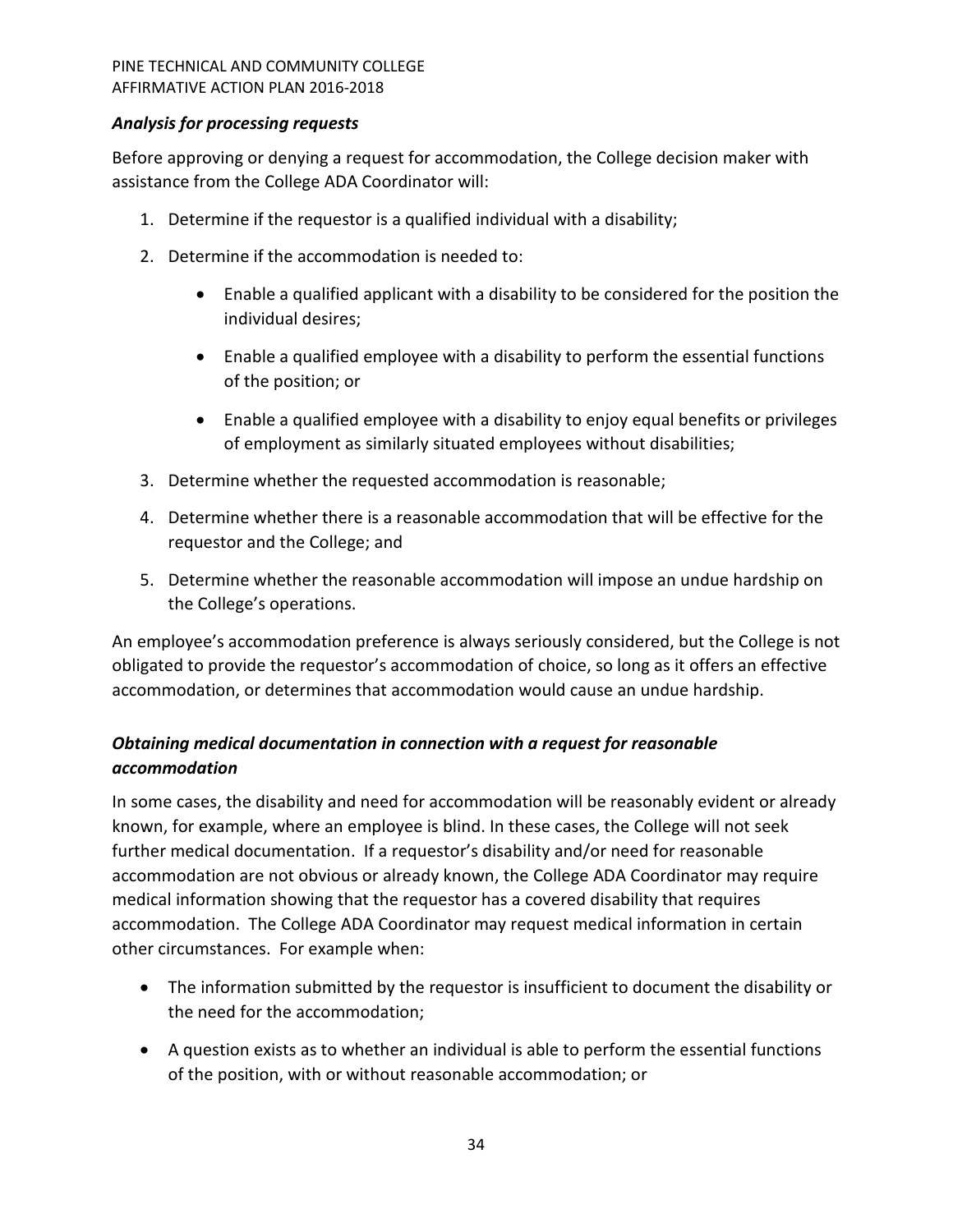### *Analysis for processing requests*

Before approving or denying a request for accommodation, the College decision maker with assistance from the College ADA Coordinator will:

1. Determine if the requestor is a qualified individual with a disability;
2. Determine if the accommodation is needed to:
   - Enable a qualified applicant with a disability to be considered for the position the individual desires;
   - Enable a qualified employee with a disability to perform the essential functions of the position; or
   - Enable a qualified employee with a disability to enjoy equal benefits or privileges of employment as similarly situated employees without disabilities;
3. Determine whether the requested accommodation is reasonable;
4. Determine whether there is a reasonable accommodation that will be effective for the requestor and the College; and
5. Determine whether the reasonable accommodation will impose an undue hardship on the College's operations.

An employee's accommodation preference is always seriously considered, but the College is not obligated to provide the requestor's accommodation of choice, so long as it offers an effective accommodation, or determines that accommodation would cause an undue hardship.

### *Obtaining medical documentation in connection with a request for reasonable accommodation*

In some cases, the disability and need for accommodation will be reasonably evident or already known, for example, where an employee is blind. In these cases, the College will not seek further medical documentation. If a requestor's disability and/or need for reasonable accommodation are not obvious or already known, the College ADA Coordinator may require medical information showing that the requestor has a covered disability that requires accommodation. The College ADA Coordinator may request medical information in certain other circumstances. For example when:

- The information submitted by the requestor is insufficient to document the disability or the need for the accommodation;
- A question exists as to whether an individual is able to perform the essential functions of the position, with or without reasonable accommodation; or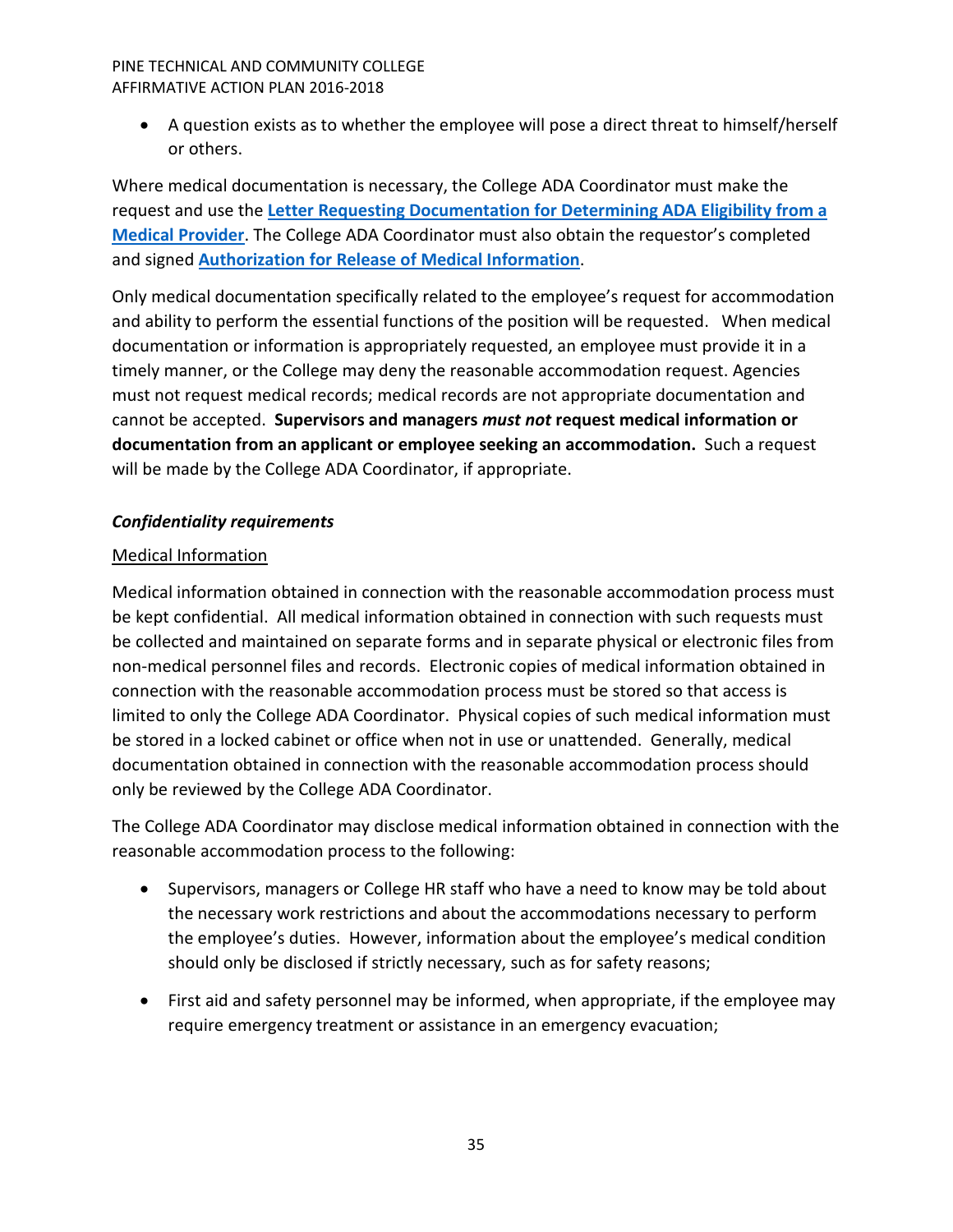- A question exists as to whether the employee will pose a direct threat to himself/herself or others.

Where medical documentation is necessary, the College ADA Coordinator must make the request and use the **Letter Requesting Documentation for Determining ADA Eligibility from a Medical Provider**. The College ADA Coordinator must also obtain the requestor's completed and signed **Authorization for Release of Medical Information**.

Only medical documentation specifically related to the employee's request for accommodation and ability to perform the essential functions of the position will be requested. When medical documentation or information is appropriately requested, an employee must provide it in a timely manner, or the College may deny the reasonable accommodation request. Agencies must not request medical records; medical records are not appropriate documentation and cannot be accepted. **Supervisors and managers *must not* request medical information or documentation from an applicant or employee seeking an accommodation.** Such a request will be made by the College ADA Coordinator, if appropriate.

***Confidentiality requirements***

Medical Information

Medical information obtained in connection with the reasonable accommodation process must be kept confidential. All medical information obtained in connection with such requests must be collected and maintained on separate forms and in separate physical or electronic files from non-medical personnel files and records. Electronic copies of medical information obtained in connection with the reasonable accommodation process must be stored so that access is limited to only the College ADA Coordinator. Physical copies of such medical information must be stored in a locked cabinet or office when not in use or unattended. Generally, medical documentation obtained in connection with the reasonable accommodation process should only be reviewed by the College ADA Coordinator.

The College ADA Coordinator may disclose medical information obtained in connection with the reasonable accommodation process to the following:

- Supervisors, managers or College HR staff who have a need to know may be told about the necessary work restrictions and about the accommodations necessary to perform the employee's duties. However, information about the employee's medical condition should only be disclosed if strictly necessary, such as for safety reasons;
- First aid and safety personnel may be informed, when appropriate, if the employee may require emergency treatment or assistance in an emergency evacuation;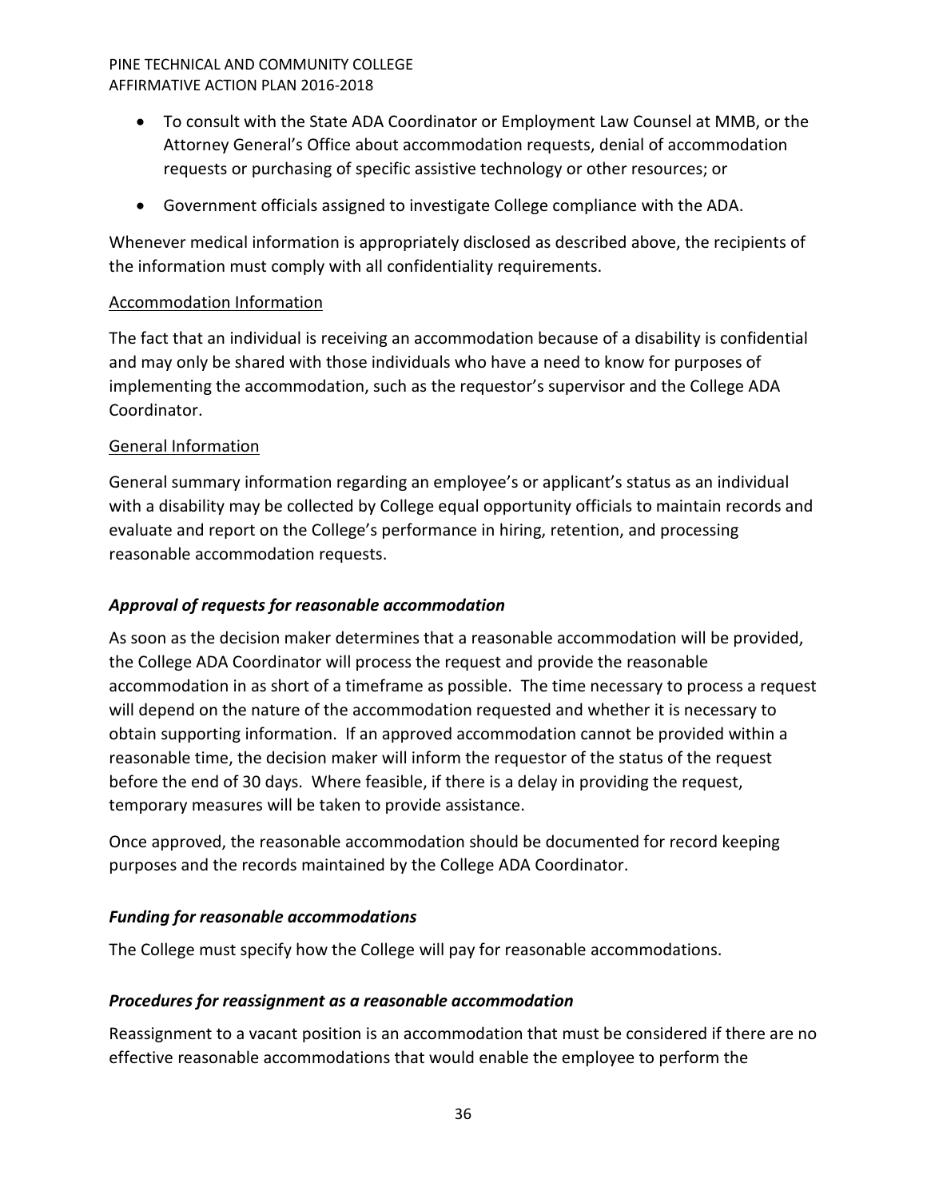- To consult with the State ADA Coordinator or Employment Law Counsel at MMB, or the Attorney General's Office about accommodation requests, denial of accommodation requests or purchasing of specific assistive technology or other resources; or
- Government officials assigned to investigate College compliance with the ADA.

Whenever medical information is appropriately disclosed as described above, the recipients of the information must comply with all confidentiality requirements.

<u>Accommodation Information</u>

The fact that an individual is receiving an accommodation because of a disability is confidential and may only be shared with those individuals who have a need to know for purposes of implementing the accommodation, such as the requestor's supervisor and the College ADA Coordinator.

<u>General Information</u>

General summary information regarding an employee's or applicant's status as an individual with a disability may be collected by College equal opportunity officials to maintain records and evaluate and report on the College's performance in hiring, retention, and processing reasonable accommodation requests.

***Approval of requests for reasonable accommodation***

As soon as the decision maker determines that a reasonable accommodation will be provided, the College ADA Coordinator will process the request and provide the reasonable accommodation in as short of a timeframe as possible. The time necessary to process a request will depend on the nature of the accommodation requested and whether it is necessary to obtain supporting information. If an approved accommodation cannot be provided within a reasonable time, the decision maker will inform the requestor of the status of the request before the end of 30 days. Where feasible, if there is a delay in providing the request, temporary measures will be taken to provide assistance.

Once approved, the reasonable accommodation should be documented for record keeping purposes and the records maintained by the College ADA Coordinator.

***Funding for reasonable accommodations***

The College must specify how the College will pay for reasonable accommodations.

***Procedures for reassignment as a reasonable accommodation***

Reassignment to a vacant position is an accommodation that must be considered if there are no effective reasonable accommodations that would enable the employee to perform the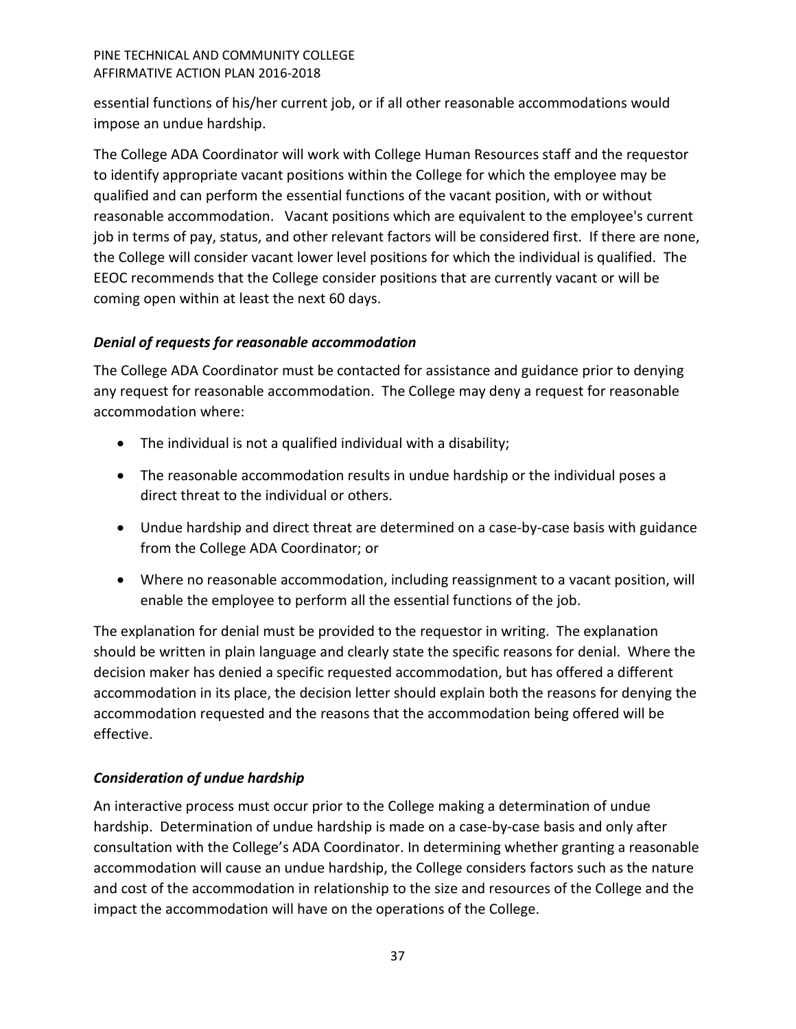essential functions of his/her current job, or if all other reasonable accommodations would impose an undue hardship.

The College ADA Coordinator will work with College Human Resources staff and the requestor to identify appropriate vacant positions within the College for which the employee may be qualified and can perform the essential functions of the vacant position, with or without reasonable accommodation. Vacant positions which are equivalent to the employee's current job in terms of pay, status, and other relevant factors will be considered first. If there are none, the College will consider vacant lower level positions for which the individual is qualified. The EEOC recommends that the College consider positions that are currently vacant or will be coming open within at least the next 60 days.

### *Denial of requests for reasonable accommodation*

The College ADA Coordinator must be contacted for assistance and guidance prior to denying any request for reasonable accommodation. The College may deny a request for reasonable accommodation where:

- The individual is not a qualified individual with a disability;
- The reasonable accommodation results in undue hardship or the individual poses a direct threat to the individual or others.
- Undue hardship and direct threat are determined on a case-by-case basis with guidance from the College ADA Coordinator; or
- Where no reasonable accommodation, including reassignment to a vacant position, will enable the employee to perform all the essential functions of the job.

The explanation for denial must be provided to the requestor in writing. The explanation should be written in plain language and clearly state the specific reasons for denial. Where the decision maker has denied a specific requested accommodation, but has offered a different accommodation in its place, the decision letter should explain both the reasons for denying the accommodation requested and the reasons that the accommodation being offered will be effective.

### *Consideration of undue hardship*

An interactive process must occur prior to the College making a determination of undue hardship. Determination of undue hardship is made on a case-by-case basis and only after consultation with the College's ADA Coordinator. In determining whether granting a reasonable accommodation will cause an undue hardship, the College considers factors such as the nature and cost of the accommodation in relationship to the size and resources of the College and the impact the accommodation will have on the operations of the College.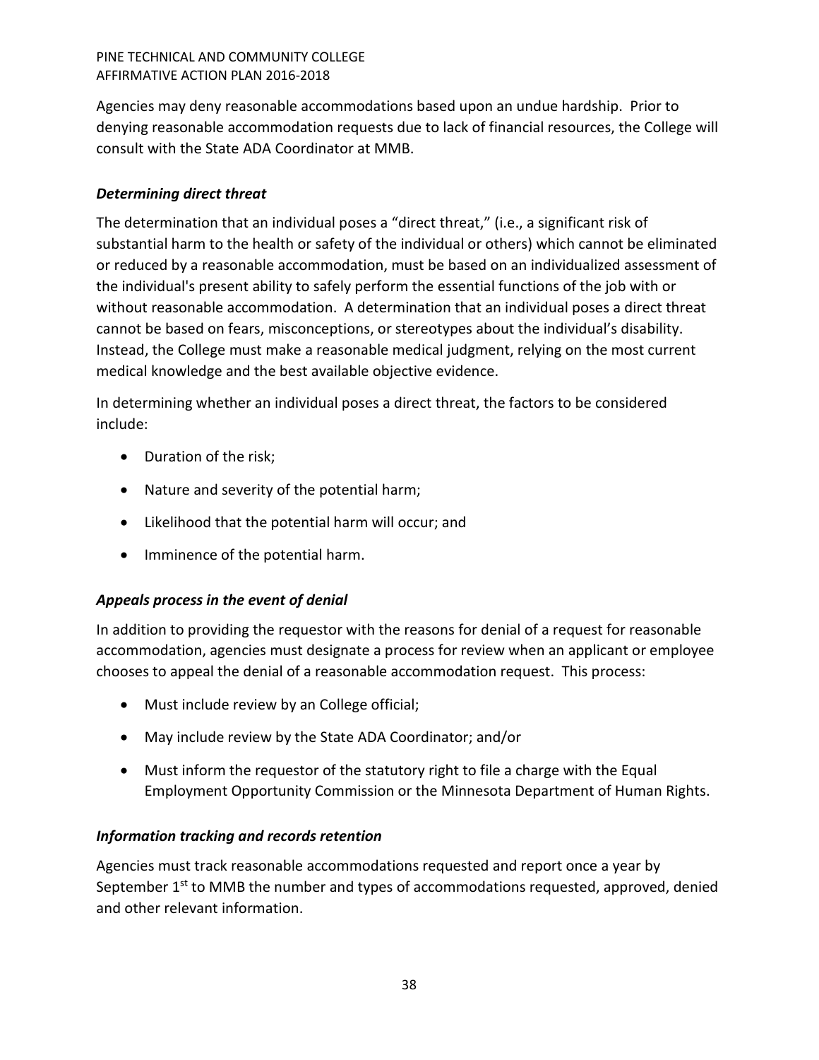Agencies may deny reasonable accommodations based upon an undue hardship. Prior to denying reasonable accommodation requests due to lack of financial resources, the College will consult with the State ADA Coordinator at MMB.

### *Determining direct threat*

The determination that an individual poses a "direct threat," (i.e., a significant risk of substantial harm to the health or safety of the individual or others) which cannot be eliminated or reduced by a reasonable accommodation, must be based on an individualized assessment of the individual's present ability to safely perform the essential functions of the job with or without reasonable accommodation. A determination that an individual poses a direct threat cannot be based on fears, misconceptions, or stereotypes about the individual's disability. Instead, the College must make a reasonable medical judgment, relying on the most current medical knowledge and the best available objective evidence.

In determining whether an individual poses a direct threat, the factors to be considered include:

- Duration of the risk;
- Nature and severity of the potential harm;
- Likelihood that the potential harm will occur; and
- Imminence of the potential harm.

### *Appeals process in the event of denial*

In addition to providing the requestor with the reasons for denial of a request for reasonable accommodation, agencies must designate a process for review when an applicant or employee chooses to appeal the denial of a reasonable accommodation request. This process:

- Must include review by an College official;
- May include review by the State ADA Coordinator; and/or
- Must inform the requestor of the statutory right to file a charge with the Equal Employment Opportunity Commission or the Minnesota Department of Human Rights.

### *Information tracking and records retention*

Agencies must track reasonable accommodations requested and report once a year by September 1st to MMB the number and types of accommodations requested, approved, denied and other relevant information.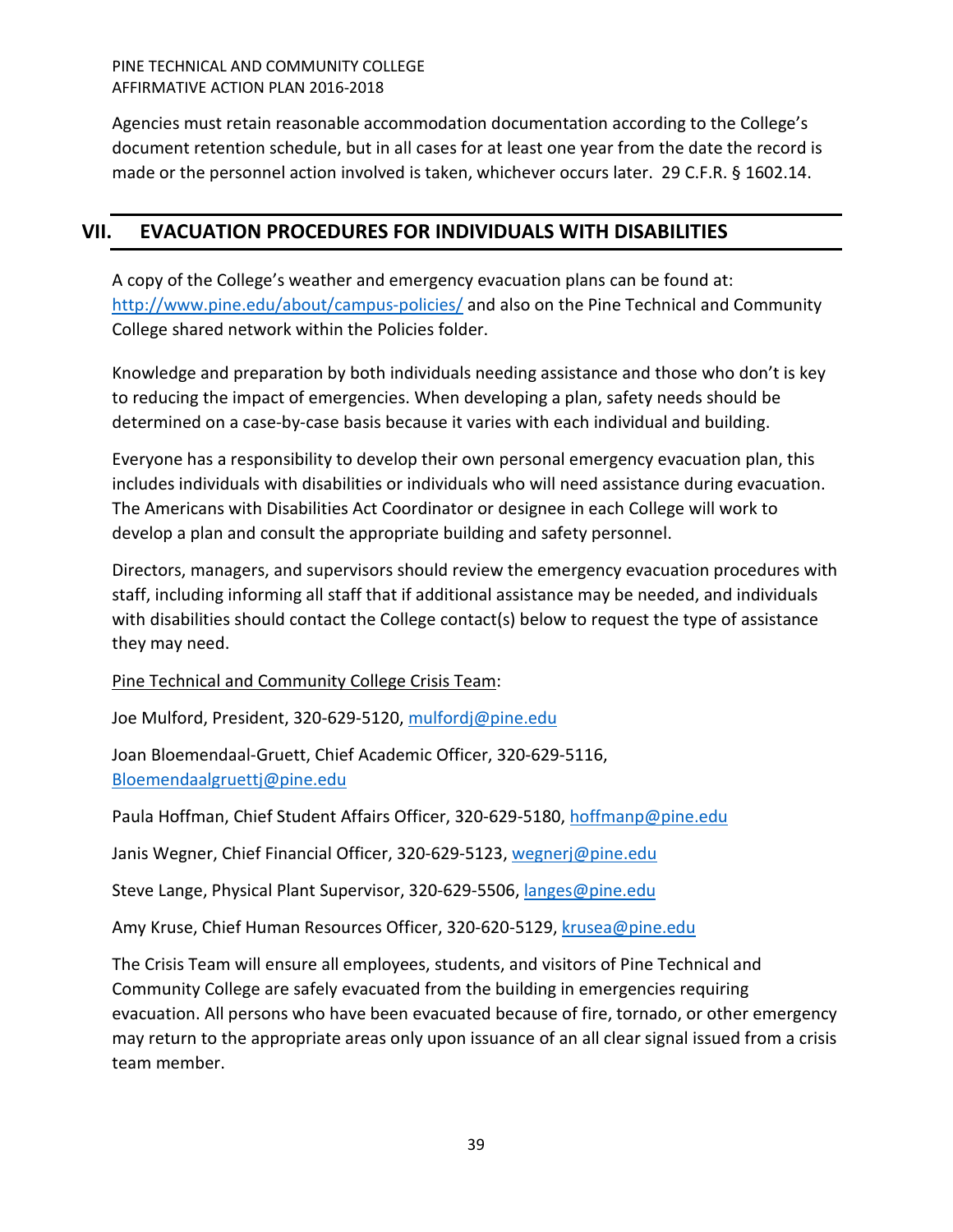Agencies must retain reasonable accommodation documentation according to the College's document retention schedule, but in all cases for at least one year from the date the record is made or the personnel action involved is taken, whichever occurs later. 29 C.F.R. § 1602.14.

## VII. EVACUATION PROCEDURES FOR INDIVIDUALS WITH DISABILITIES

A copy of the College's weather and emergency evacuation plans can be found at: [http://www.pine.edu/about/campus-policies/](http://www.pine.edu/about/campus-policies/) and also on the Pine Technical and Community College shared network within the Policies folder.

Knowledge and preparation by both individuals needing assistance and those who don't is key to reducing the impact of emergencies. When developing a plan, safety needs should be determined on a case-by-case basis because it varies with each individual and building.

Everyone has a responsibility to develop their own personal emergency evacuation plan, this includes individuals with disabilities or individuals who will need assistance during evacuation. The Americans with Disabilities Act Coordinator or designee in each College will work to develop a plan and consult the appropriate building and safety personnel.

Directors, managers, and supervisors should review the emergency evacuation procedures with staff, including informing all staff that if additional assistance may be needed, and individuals with disabilities should contact the College contact(s) below to request the type of assistance they may need.

Pine Technical and Community College Crisis Team:

Joe Mulford, President, 320-629-5120, mulfordj@pine.edu

Joan Bloemendaal-Gruett, Chief Academic Officer, 320-629-5116, Bloemendaalgruettj@pine.edu

Paula Hoffman, Chief Student Affairs Officer, 320-629-5180, hoffmanp@pine.edu

Janis Wegner, Chief Financial Officer, 320-629-5123, wegnerj@pine.edu

Steve Lange, Physical Plant Supervisor, 320-629-5506, langes@pine.edu

Amy Kruse, Chief Human Resources Officer, 320-620-5129, krusea@pine.edu

The Crisis Team will ensure all employees, students, and visitors of Pine Technical and Community College are safely evacuated from the building in emergencies requiring evacuation. All persons who have been evacuated because of fire, tornado, or other emergency may return to the appropriate areas only upon issuance of an all clear signal issued from a crisis team member.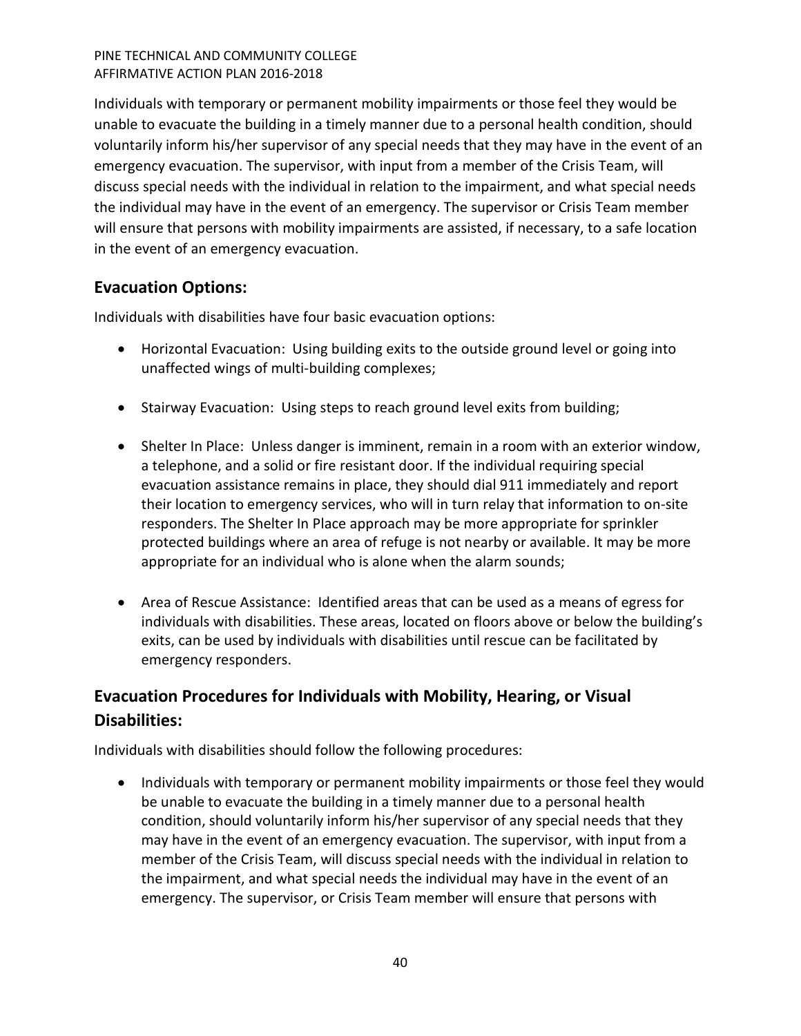Individuals with temporary or permanent mobility impairments or those feel they would be unable to evacuate the building in a timely manner due to a personal health condition, should voluntarily inform his/her supervisor of any special needs that they may have in the event of an emergency evacuation. The supervisor, with input from a member of the Crisis Team, will discuss special needs with the individual in relation to the impairment, and what special needs the individual may have in the event of an emergency. The supervisor or Crisis Team member will ensure that persons with mobility impairments are assisted, if necessary, to a safe location in the event of an emergency evacuation.

## Evacuation Options:

Individuals with disabilities have four basic evacuation options:

- Horizontal Evacuation: Using building exits to the outside ground level or going into unaffected wings of multi-building complexes;
- Stairway Evacuation: Using steps to reach ground level exits from building;
- Shelter In Place: Unless danger is imminent, remain in a room with an exterior window, a telephone, and a solid or fire resistant door. If the individual requiring special evacuation assistance remains in place, they should dial 911 immediately and report their location to emergency services, who will in turn relay that information to on-site responders. The Shelter In Place approach may be more appropriate for sprinkler protected buildings where an area of refuge is not nearby or available. It may be more appropriate for an individual who is alone when the alarm sounds;
- Area of Rescue Assistance: Identified areas that can be used as a means of egress for individuals with disabilities. These areas, located on floors above or below the building's exits, can be used by individuals with disabilities until rescue can be facilitated by emergency responders.

## Evacuation Procedures for Individuals with Mobility, Hearing, or Visual Disabilities:

Individuals with disabilities should follow the following procedures:

- Individuals with temporary or permanent mobility impairments or those feel they would be unable to evacuate the building in a timely manner due to a personal health condition, should voluntarily inform his/her supervisor of any special needs that they may have in the event of an emergency evacuation. The supervisor, with input from a member of the Crisis Team, will discuss special needs with the individual in relation to the impairment, and what special needs the individual may have in the event of an emergency. The supervisor, or Crisis Team member will ensure that persons with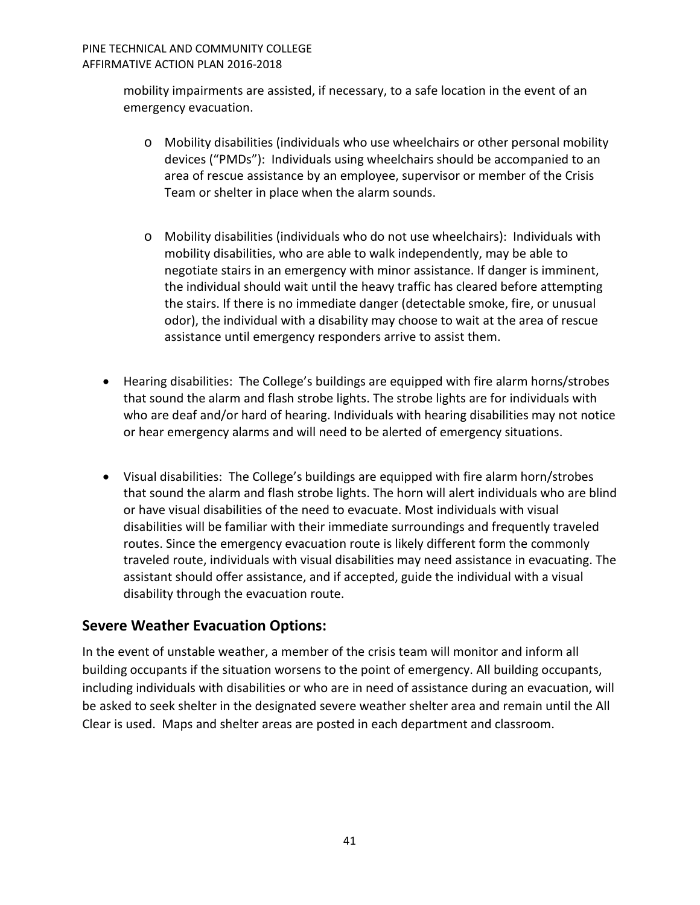mobility impairments are assisted, if necessary, to a safe location in the event of an emergency evacuation.

- Mobility disabilities (individuals who use wheelchairs or other personal mobility devices ("PMDs"): Individuals using wheelchairs should be accompanied to an area of rescue assistance by an employee, supervisor or member of the Crisis Team or shelter in place when the alarm sounds.

- Mobility disabilities (individuals who do not use wheelchairs): Individuals with mobility disabilities, who are able to walk independently, may be able to negotiate stairs in an emergency with minor assistance. If danger is imminent, the individual should wait until the heavy traffic has cleared before attempting the stairs. If there is no immediate danger (detectable smoke, fire, or unusual odor), the individual with a disability may choose to wait at the area of rescue assistance until emergency responders arrive to assist them.

- Hearing disabilities: The College's buildings are equipped with fire alarm horns/strobes that sound the alarm and flash strobe lights. The strobe lights are for individuals with who are deaf and/or hard of hearing. Individuals with hearing disabilities may not notice or hear emergency alarms and will need to be alerted of emergency situations.

- Visual disabilities: The College's buildings are equipped with fire alarm horn/strobes that sound the alarm and flash strobe lights. The horn will alert individuals who are blind or have visual disabilities of the need to evacuate. Most individuals with visual disabilities will be familiar with their immediate surroundings and frequently traveled routes. Since the emergency evacuation route is likely different form the commonly traveled route, individuals with visual disabilities may need assistance in evacuating. The assistant should offer assistance, and if accepted, guide the individual with a visual disability through the evacuation route.

## Severe Weather Evacuation Options:

In the event of unstable weather, a member of the crisis team will monitor and inform all building occupants if the situation worsens to the point of emergency. All building occupants, including individuals with disabilities or who are in need of assistance during an evacuation, will be asked to seek shelter in the designated severe weather shelter area and remain until the All Clear is used. Maps and shelter areas are posted in each department and classroom.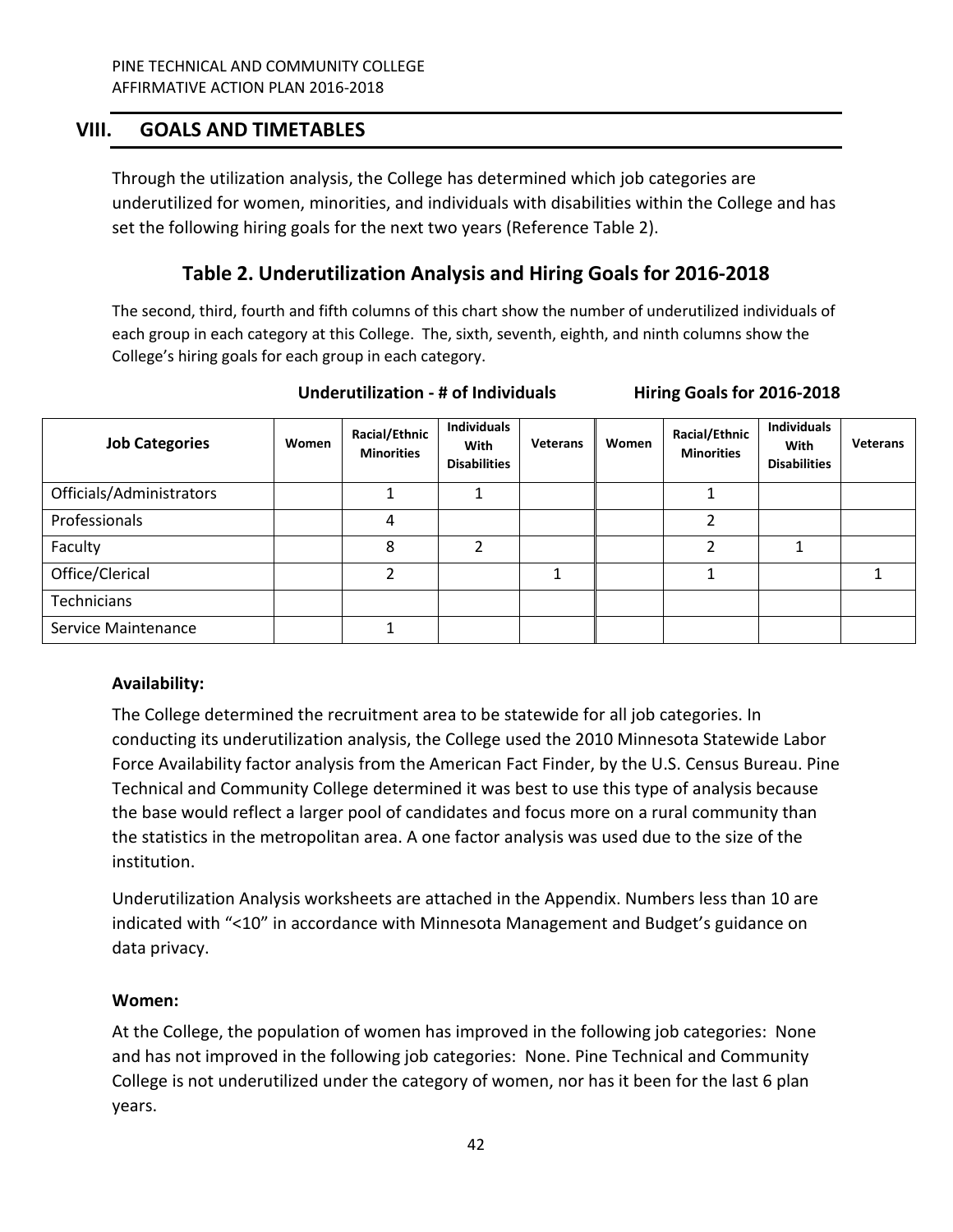## VIII. GOALS AND TIMETABLES

Through the utilization analysis, the College has determined which job categories are underutilized for women, minorities, and individuals with disabilities within the College and has set the following hiring goals for the next two years (Reference Table 2).

### Table 2. Underutilization Analysis and Hiring Goals for 2016-2018

The second, third, fourth and fifth columns of this chart show the number of underutilized individuals of each group in each category at this College. The, sixth, seventh, eighth, and ninth columns show the College's hiring goals for each group in each category.

| | Underutilization - # of Individuals | | | | Hiring Goals for 2016-2018 | | | |
|---|---|---|---|---|---|---|---|---|
| **Job Categories** | **Women** | **Racial/Ethnic Minorities** | **Individuals With Disabilities** | **Veterans** | **Women** | **Racial/Ethnic Minorities** | **Individuals With Disabilities** | **Veterans** |
| Officials/Administrators | | 1 | 1 | | | 1 | | |
| Professionals | | 4 | | | | 2 | | |
| Faculty | | 8 | 2 | | | 2 | 1 | |
| Office/Clerical | | 2 | | 1 | | 1 | | 1 |
| Technicians | | | | | | | | |
| Service Maintenance | | 1 | | | | | | |

**Availability:**

The College determined the recruitment area to be statewide for all job categories. In conducting its underutilization analysis, the College used the 2010 Minnesota Statewide Labor Force Availability factor analysis from the American Fact Finder, by the U.S. Census Bureau. Pine Technical and Community College determined it was best to use this type of analysis because the base would reflect a larger pool of candidates and focus more on a rural community than the statistics in the metropolitan area. A one factor analysis was used due to the size of the institution.

Underutilization Analysis worksheets are attached in the Appendix. Numbers less than 10 are indicated with "<10" in accordance with Minnesota Management and Budget's guidance on data privacy.

**Women:**

At the College, the population of women has improved in the following job categories: None and has not improved in the following job categories: None. Pine Technical and Community College is not underutilized under the category of women, nor has it been for the last 6 plan years.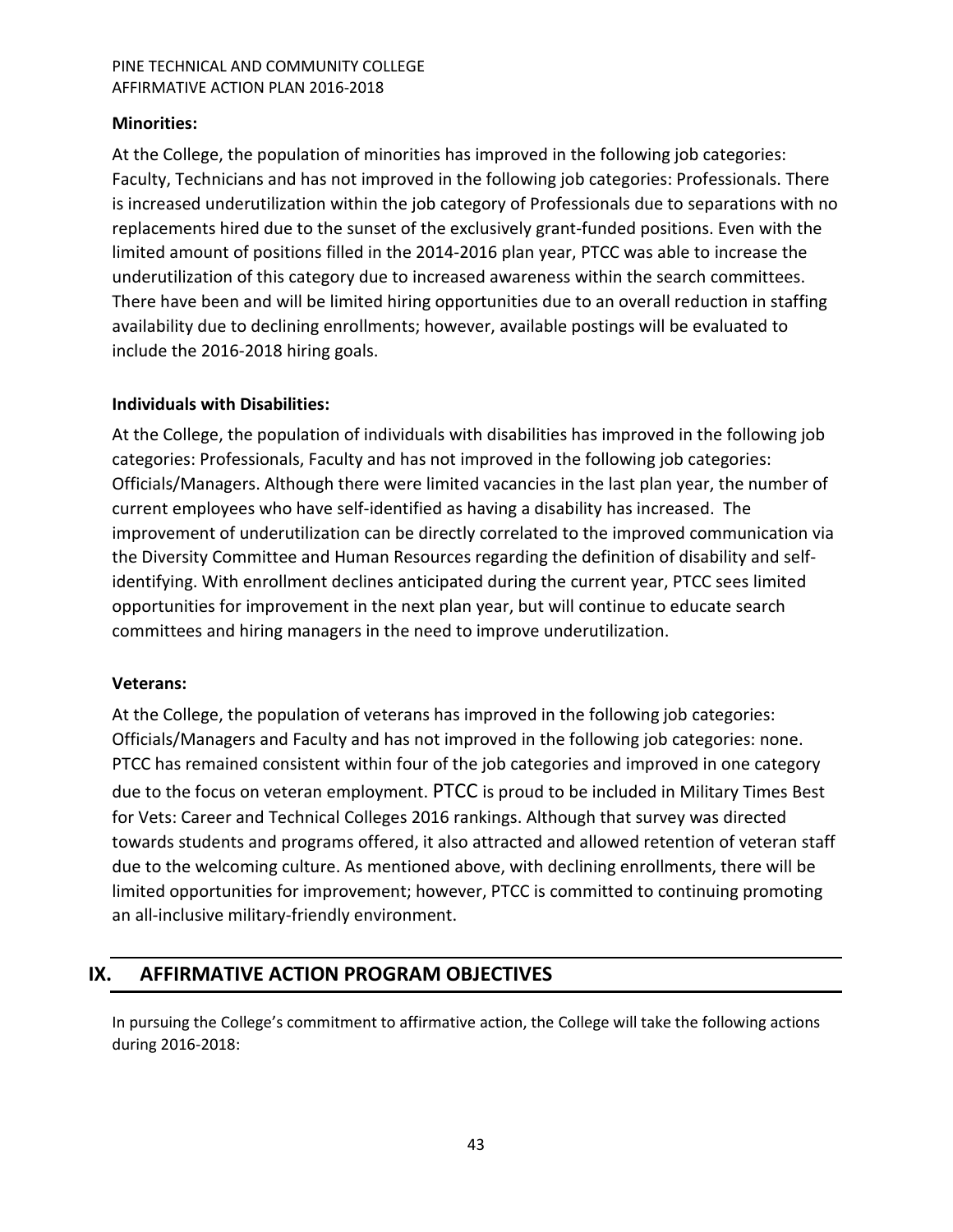**Minorities:**

At the College, the population of minorities has improved in the following job categories: Faculty, Technicians and has not improved in the following job categories: Professionals. There is increased underutilization within the job category of Professionals due to separations with no replacements hired due to the sunset of the exclusively grant-funded positions. Even with the limited amount of positions filled in the 2014-2016 plan year, PTCC was able to increase the underutilization of this category due to increased awareness within the search committees. There have been and will be limited hiring opportunities due to an overall reduction in staffing availability due to declining enrollments; however, available postings will be evaluated to include the 2016-2018 hiring goals.

**Individuals with Disabilities:**

At the College, the population of individuals with disabilities has improved in the following job categories: Professionals, Faculty and has not improved in the following job categories: Officials/Managers. Although there were limited vacancies in the last plan year, the number of current employees who have self-identified as having a disability has increased. The improvement of underutilization can be directly correlated to the improved communication via the Diversity Committee and Human Resources regarding the definition of disability and self-identifying. With enrollment declines anticipated during the current year, PTCC sees limited opportunities for improvement in the next plan year, but will continue to educate search committees and hiring managers in the need to improve underutilization.

**Veterans:**

At the College, the population of veterans has improved in the following job categories: Officials/Managers and Faculty and has not improved in the following job categories: none. PTCC has remained consistent within four of the job categories and improved in one category due to the focus on veteran employment. PTCC is proud to be included in Military Times Best for Vets: Career and Technical Colleges 2016 rankings. Although that survey was directed towards students and programs offered, it also attracted and allowed retention of veteran staff due to the welcoming culture. As mentioned above, with declining enrollments, there will be limited opportunities for improvement; however, PTCC is committed to continuing promoting an all-inclusive military-friendly environment.

## IX. AFFIRMATIVE ACTION PROGRAM OBJECTIVES

In pursuing the College's commitment to affirmative action, the College will take the following actions during 2016-2018: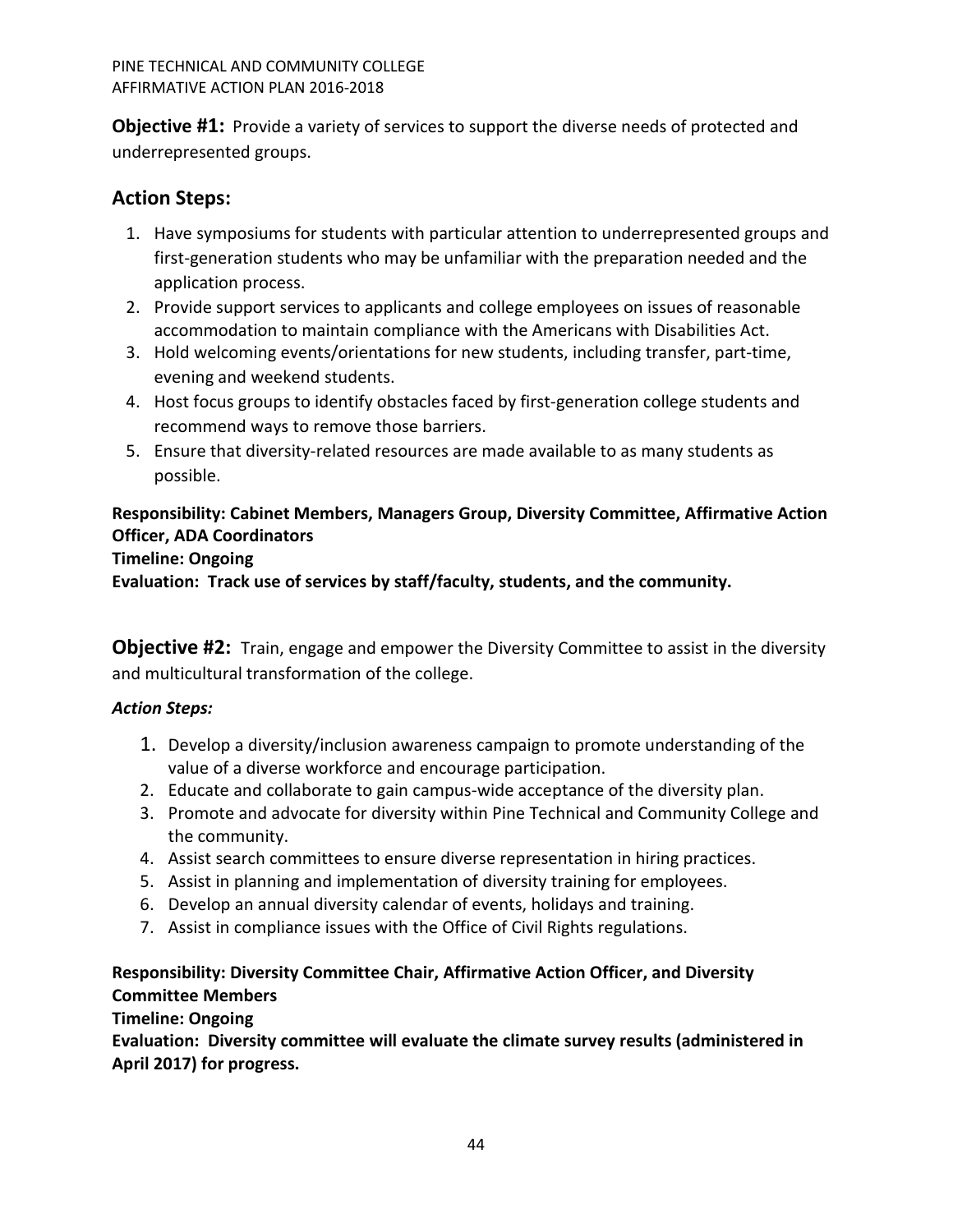**Objective #1:** Provide a variety of services to support the diverse needs of protected and underrepresented groups.

## Action Steps:

1. Have symposiums for students with particular attention to underrepresented groups and first-generation students who may be unfamiliar with the preparation needed and the application process.
2. Provide support services to applicants and college employees on issues of reasonable accommodation to maintain compliance with the Americans with Disabilities Act.
3. Hold welcoming events/orientations for new students, including transfer, part-time, evening and weekend students.
4. Host focus groups to identify obstacles faced by first-generation college students and recommend ways to remove those barriers.
5. Ensure that diversity-related resources are made available to as many students as possible.

**Responsibility: Cabinet Members, Managers Group, Diversity Committee, Affirmative Action Officer, ADA Coordinators**
**Timeline: Ongoing**
**Evaluation: Track use of services by staff/faculty, students, and the community.**

**Objective #2:** Train, engage and empower the Diversity Committee to assist in the diversity and multicultural transformation of the college.

***Action Steps:***

1. Develop a diversity/inclusion awareness campaign to promote understanding of the value of a diverse workforce and encourage participation.
2. Educate and collaborate to gain campus-wide acceptance of the diversity plan.
3. Promote and advocate for diversity within Pine Technical and Community College and the community.
4. Assist search committees to ensure diverse representation in hiring practices.
5. Assist in planning and implementation of diversity training for employees.
6. Develop an annual diversity calendar of events, holidays and training.
7. Assist in compliance issues with the Office of Civil Rights regulations.

**Responsibility: Diversity Committee Chair, Affirmative Action Officer, and Diversity Committee Members**
**Timeline: Ongoing**
**Evaluation: Diversity committee will evaluate the climate survey results (administered in April 2017) for progress.**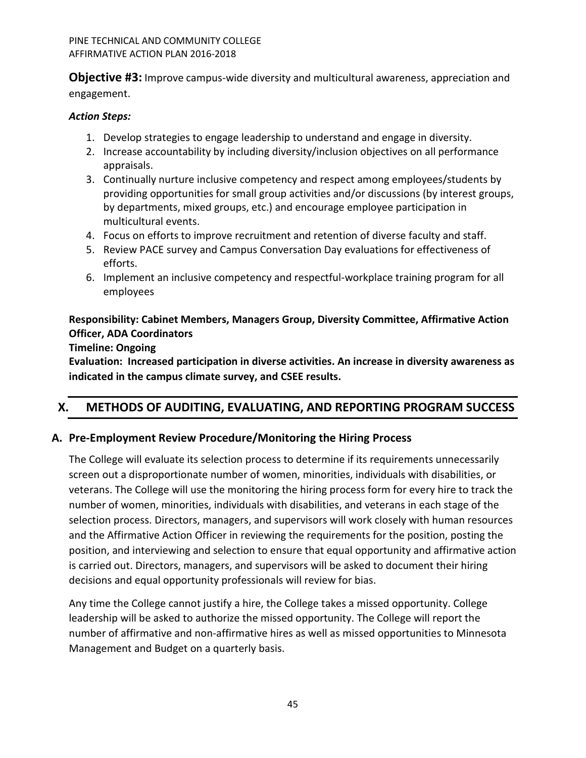**Objective #3:** Improve campus-wide diversity and multicultural awareness, appreciation and engagement.

***Action Steps:***

1. Develop strategies to engage leadership to understand and engage in diversity.
2. Increase accountability by including diversity/inclusion objectives on all performance appraisals.
3. Continually nurture inclusive competency and respect among employees/students by providing opportunities for small group activities and/or discussions (by interest groups, by departments, mixed groups, etc.) and encourage employee participation in multicultural events.
4. Focus on efforts to improve recruitment and retention of diverse faculty and staff.
5. Review PACE survey and Campus Conversation Day evaluations for effectiveness of efforts.
6. Implement an inclusive competency and respectful-workplace training program for all employees

**Responsibility: Cabinet Members, Managers Group, Diversity Committee, Affirmative Action Officer, ADA Coordinators**

**Timeline: Ongoing**

**Evaluation: Increased participation in diverse activities. An increase in diversity awareness as indicated in the campus climate survey, and CSEE results.**

## X. METHODS OF AUDITING, EVALUATING, AND REPORTING PROGRAM SUCCESS

### A. Pre-Employment Review Procedure/Monitoring the Hiring Process

The College will evaluate its selection process to determine if its requirements unnecessarily screen out a disproportionate number of women, minorities, individuals with disabilities, or veterans. The College will use the monitoring the hiring process form for every hire to track the number of women, minorities, individuals with disabilities, and veterans in each stage of the selection process. Directors, managers, and supervisors will work closely with human resources and the Affirmative Action Officer in reviewing the requirements for the position, posting the position, and interviewing and selection to ensure that equal opportunity and affirmative action is carried out. Directors, managers, and supervisors will be asked to document their hiring decisions and equal opportunity professionals will review for bias.

Any time the College cannot justify a hire, the College takes a missed opportunity. College leadership will be asked to authorize the missed opportunity. The College will report the number of affirmative and non-affirmative hires as well as missed opportunities to Minnesota Management and Budget on a quarterly basis.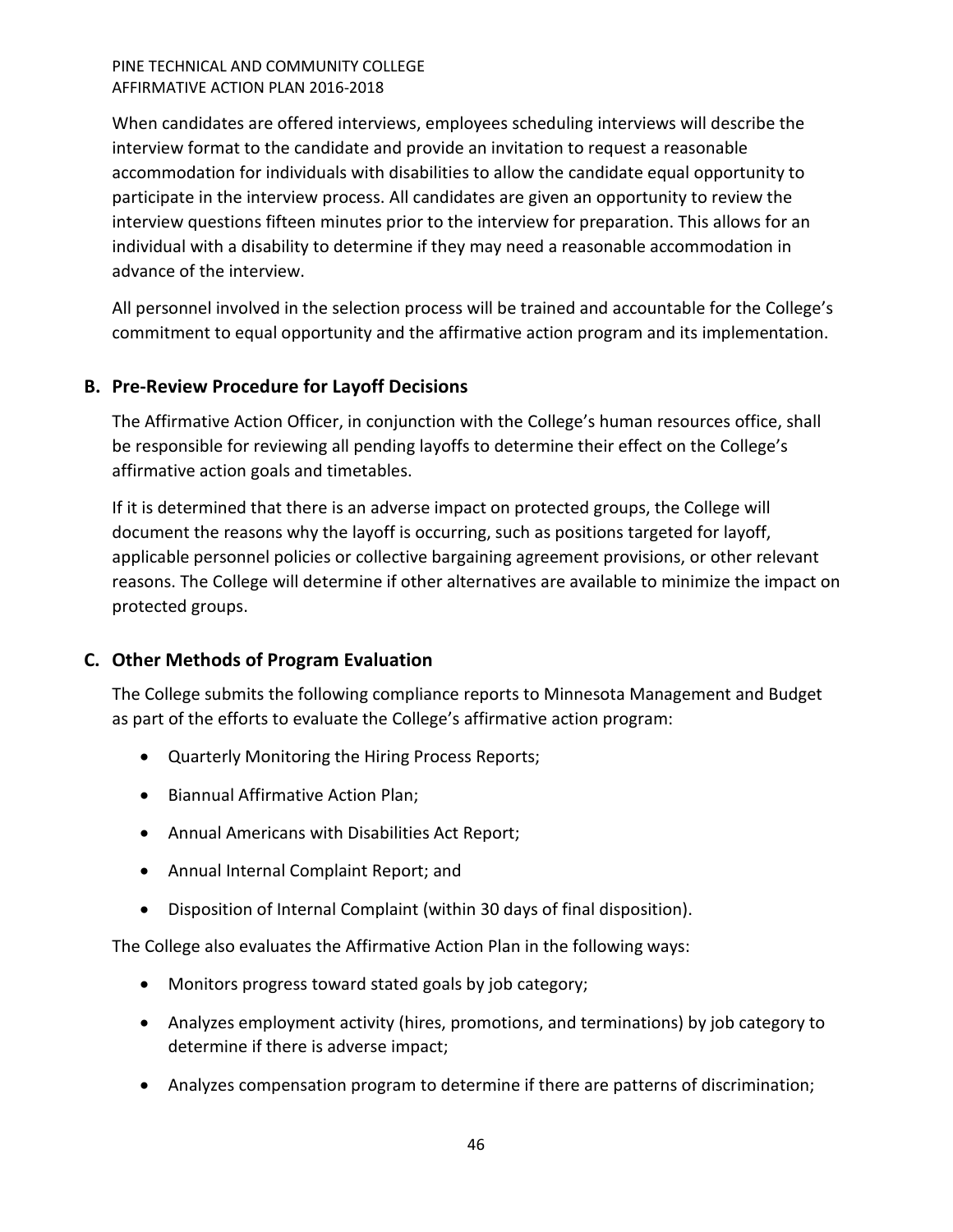When candidates are offered interviews, employees scheduling interviews will describe the interview format to the candidate and provide an invitation to request a reasonable accommodation for individuals with disabilities to allow the candidate equal opportunity to participate in the interview process. All candidates are given an opportunity to review the interview questions fifteen minutes prior to the interview for preparation. This allows for an individual with a disability to determine if they may need a reasonable accommodation in advance of the interview.

All personnel involved in the selection process will be trained and accountable for the College's commitment to equal opportunity and the affirmative action program and its implementation.

## B. Pre-Review Procedure for Layoff Decisions

The Affirmative Action Officer, in conjunction with the College's human resources office, shall be responsible for reviewing all pending layoffs to determine their effect on the College's affirmative action goals and timetables.

If it is determined that there is an adverse impact on protected groups, the College will document the reasons why the layoff is occurring, such as positions targeted for layoff, applicable personnel policies or collective bargaining agreement provisions, or other relevant reasons. The College will determine if other alternatives are available to minimize the impact on protected groups.

## C. Other Methods of Program Evaluation

The College submits the following compliance reports to Minnesota Management and Budget as part of the efforts to evaluate the College's affirmative action program:

- Quarterly Monitoring the Hiring Process Reports;
- Biannual Affirmative Action Plan;
- Annual Americans with Disabilities Act Report;
- Annual Internal Complaint Report; and
- Disposition of Internal Complaint (within 30 days of final disposition).

The College also evaluates the Affirmative Action Plan in the following ways:

- Monitors progress toward stated goals by job category;
- Analyzes employment activity (hires, promotions, and terminations) by job category to determine if there is adverse impact;
- Analyzes compensation program to determine if there are patterns of discrimination;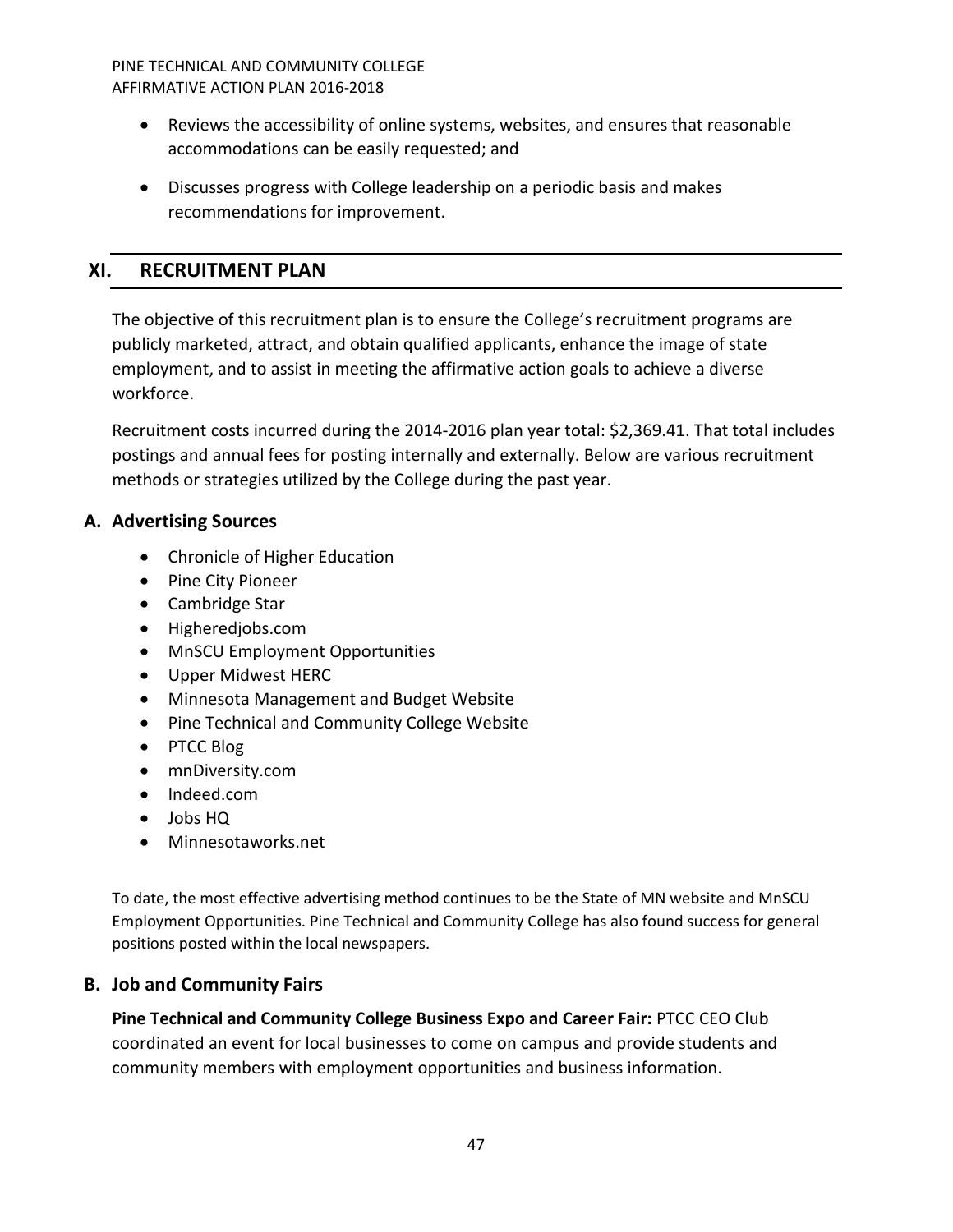- Reviews the accessibility of online systems, websites, and ensures that reasonable accommodations can be easily requested; and
- Discusses progress with College leadership on a periodic basis and makes recommendations for improvement.

## XI. RECRUITMENT PLAN

The objective of this recruitment plan is to ensure the College's recruitment programs are publicly marketed, attract, and obtain qualified applicants, enhance the image of state employment, and to assist in meeting the affirmative action goals to achieve a diverse workforce.

Recruitment costs incurred during the 2014-2016 plan year total: $2,369.41. That total includes postings and annual fees for posting internally and externally. Below are various recruitment methods or strategies utilized by the College during the past year.

### A. Advertising Sources

- Chronicle of Higher Education
- Pine City Pioneer
- Cambridge Star
- Higheredjobs.com
- MnSCU Employment Opportunities
- Upper Midwest HERC
- Minnesota Management and Budget Website
- Pine Technical and Community College Website
- PTCC Blog
- mnDiversity.com
- Indeed.com
- Jobs HQ
- Minnesotaworks.net

To date, the most effective advertising method continues to be the State of MN website and MnSCU Employment Opportunities. Pine Technical and Community College has also found success for general positions posted within the local newspapers.

### B. Job and Community Fairs

**Pine Technical and Community College Business Expo and Career Fair:** PTCC CEO Club coordinated an event for local businesses to come on campus and provide students and community members with employment opportunities and business information.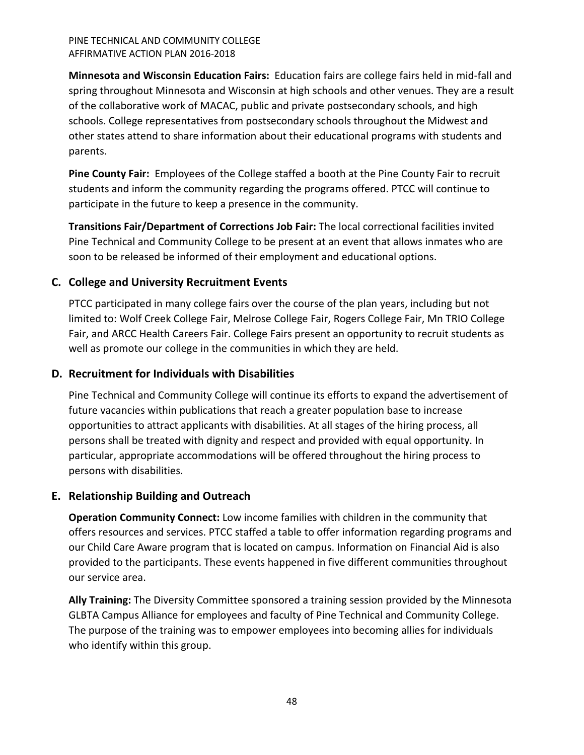**Minnesota and Wisconsin Education Fairs:** Education fairs are college fairs held in mid-fall and spring throughout Minnesota and Wisconsin at high schools and other venues. They are a result of the collaborative work of MACAC, public and private postsecondary schools, and high schools. College representatives from postsecondary schools throughout the Midwest and other states attend to share information about their educational programs with students and parents.

**Pine County Fair:** Employees of the College staffed a booth at the Pine County Fair to recruit students and inform the community regarding the programs offered. PTCC will continue to participate in the future to keep a presence in the community.

**Transitions Fair/Department of Corrections Job Fair:** The local correctional facilities invited Pine Technical and Community College to be present at an event that allows inmates who are soon to be released be informed of their employment and educational options.

## C. College and University Recruitment Events

PTCC participated in many college fairs over the course of the plan years, including but not limited to: Wolf Creek College Fair, Melrose College Fair, Rogers College Fair, Mn TRIO College Fair, and ARCC Health Careers Fair. College Fairs present an opportunity to recruit students as well as promote our college in the communities in which they are held.

## D. Recruitment for Individuals with Disabilities

Pine Technical and Community College will continue its efforts to expand the advertisement of future vacancies within publications that reach a greater population base to increase opportunities to attract applicants with disabilities. At all stages of the hiring process, all persons shall be treated with dignity and respect and provided with equal opportunity. In particular, appropriate accommodations will be offered throughout the hiring process to persons with disabilities.

## E. Relationship Building and Outreach

**Operation Community Connect:** Low income families with children in the community that offers resources and services. PTCC staffed a table to offer information regarding programs and our Child Care Aware program that is located on campus. Information on Financial Aid is also provided to the participants. These events happened in five different communities throughout our service area.

**Ally Training:** The Diversity Committee sponsored a training session provided by the Minnesota GLBTA Campus Alliance for employees and faculty of Pine Technical and Community College. The purpose of the training was to empower employees into becoming allies for individuals who identify within this group.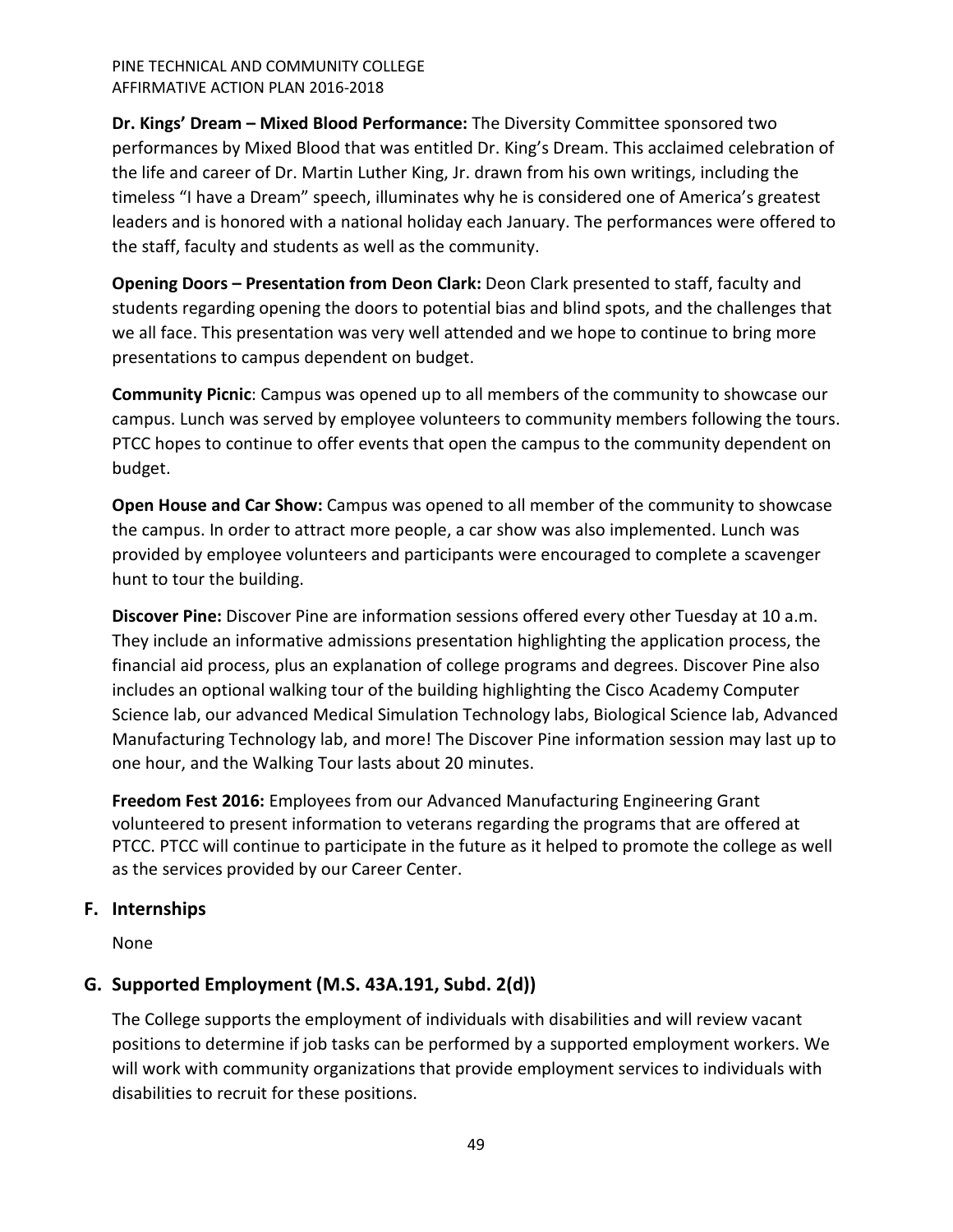**Dr. Kings' Dream – Mixed Blood Performance:** The Diversity Committee sponsored two performances by Mixed Blood that was entitled Dr. King's Dream. This acclaimed celebration of the life and career of Dr. Martin Luther King, Jr. drawn from his own writings, including the timeless "I have a Dream" speech, illuminates why he is considered one of America's greatest leaders and is honored with a national holiday each January. The performances were offered to the staff, faculty and students as well as the community.

**Opening Doors – Presentation from Deon Clark:** Deon Clark presented to staff, faculty and students regarding opening the doors to potential bias and blind spots, and the challenges that we all face. This presentation was very well attended and we hope to continue to bring more presentations to campus dependent on budget.

**Community Picnic**: Campus was opened up to all members of the community to showcase our campus. Lunch was served by employee volunteers to community members following the tours. PTCC hopes to continue to offer events that open the campus to the community dependent on budget.

**Open House and Car Show:** Campus was opened to all member of the community to showcase the campus. In order to attract more people, a car show was also implemented. Lunch was provided by employee volunteers and participants were encouraged to complete a scavenger hunt to tour the building.

**Discover Pine:** Discover Pine are information sessions offered every other Tuesday at 10 a.m. They include an informative admissions presentation highlighting the application process, the financial aid process, plus an explanation of college programs and degrees. Discover Pine also includes an optional walking tour of the building highlighting the Cisco Academy Computer Science lab, our advanced Medical Simulation Technology labs, Biological Science lab, Advanced Manufacturing Technology lab, and more! The Discover Pine information session may last up to one hour, and the Walking Tour lasts about 20 minutes.

**Freedom Fest 2016:** Employees from our Advanced Manufacturing Engineering Grant volunteered to present information to veterans regarding the programs that are offered at PTCC. PTCC will continue to participate in the future as it helped to promote the college as well as the services provided by our Career Center.

## F. Internships

None

## G. Supported Employment (M.S. 43A.191, Subd. 2(d))

The College supports the employment of individuals with disabilities and will review vacant positions to determine if job tasks can be performed by a supported employment workers. We will work with community organizations that provide employment services to individuals with disabilities to recruit for these positions.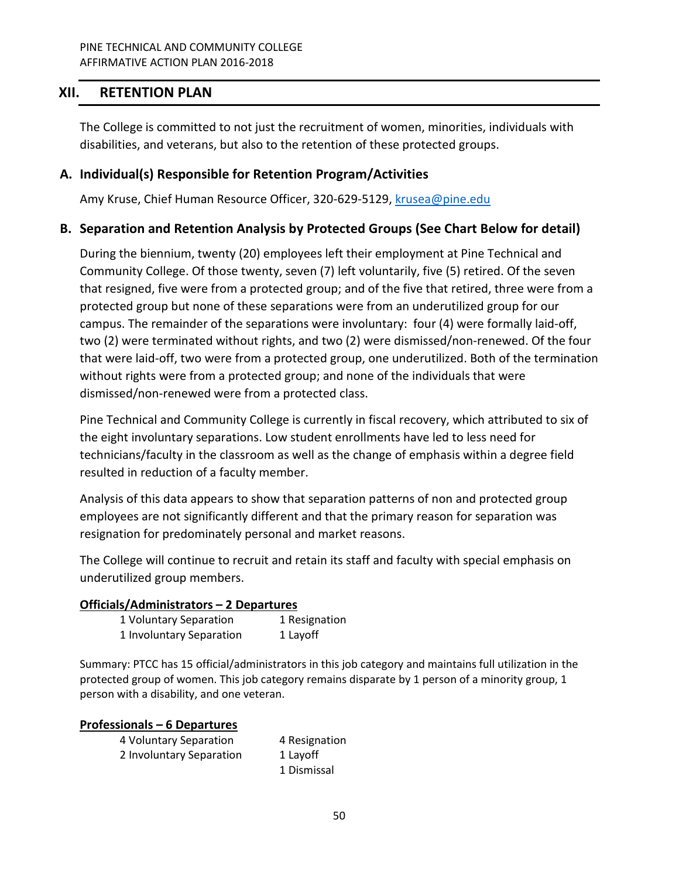## XII. RETENTION PLAN

The College is committed to not just the recruitment of women, minorities, individuals with disabilities, and veterans, but also to the retention of these protected groups.

### A. Individual(s) Responsible for Retention Program/Activities

Amy Kruse, Chief Human Resource Officer, 320-629-5129, krusea@pine.edu

### B. Separation and Retention Analysis by Protected Groups (See Chart Below for detail)

During the biennium, twenty (20) employees left their employment at Pine Technical and Community College. Of those twenty, seven (7) left voluntarily, five (5) retired. Of the seven that resigned, five were from a protected group; and of the five that retired, three were from a protected group but none of these separations were from an underutilized group for our campus. The remainder of the separations were involuntary: four (4) were formally laid-off, two (2) were terminated without rights, and two (2) were dismissed/non-renewed. Of the four that were laid-off, two were from a protected group, one underutilized. Both of the termination without rights were from a protected group; and none of the individuals that were dismissed/non-renewed were from a protected class.

Pine Technical and Community College is currently in fiscal recovery, which attributed to six of the eight involuntary separations. Low student enrollments have led to less need for technicians/faculty in the classroom as well as the change of emphasis within a degree field resulted in reduction of a faculty member.

Analysis of this data appears to show that separation patterns of non and protected group employees are not significantly different and that the primary reason for separation was resignation for predominately personal and market reasons.

The College will continue to recruit and retain its staff and faculty with special emphasis on underutilized group members.

**Officials/Administrators – 2 Departures**

| | |
|---|---|
| 1 Voluntary Separation | 1 Resignation |
| 1 Involuntary Separation | 1 Layoff |

Summary: PTCC has 15 official/administrators in this job category and maintains full utilization in the protected group of women. This job category remains disparate by 1 person of a minority group, 1 person with a disability, and one veteran.

**Professionals – 6 Departures**

| | |
|---|---|
| 4 Voluntary Separation | 4 Resignation |
| 2 Involuntary Separation | 1 Layoff |
| | 1 Dismissal |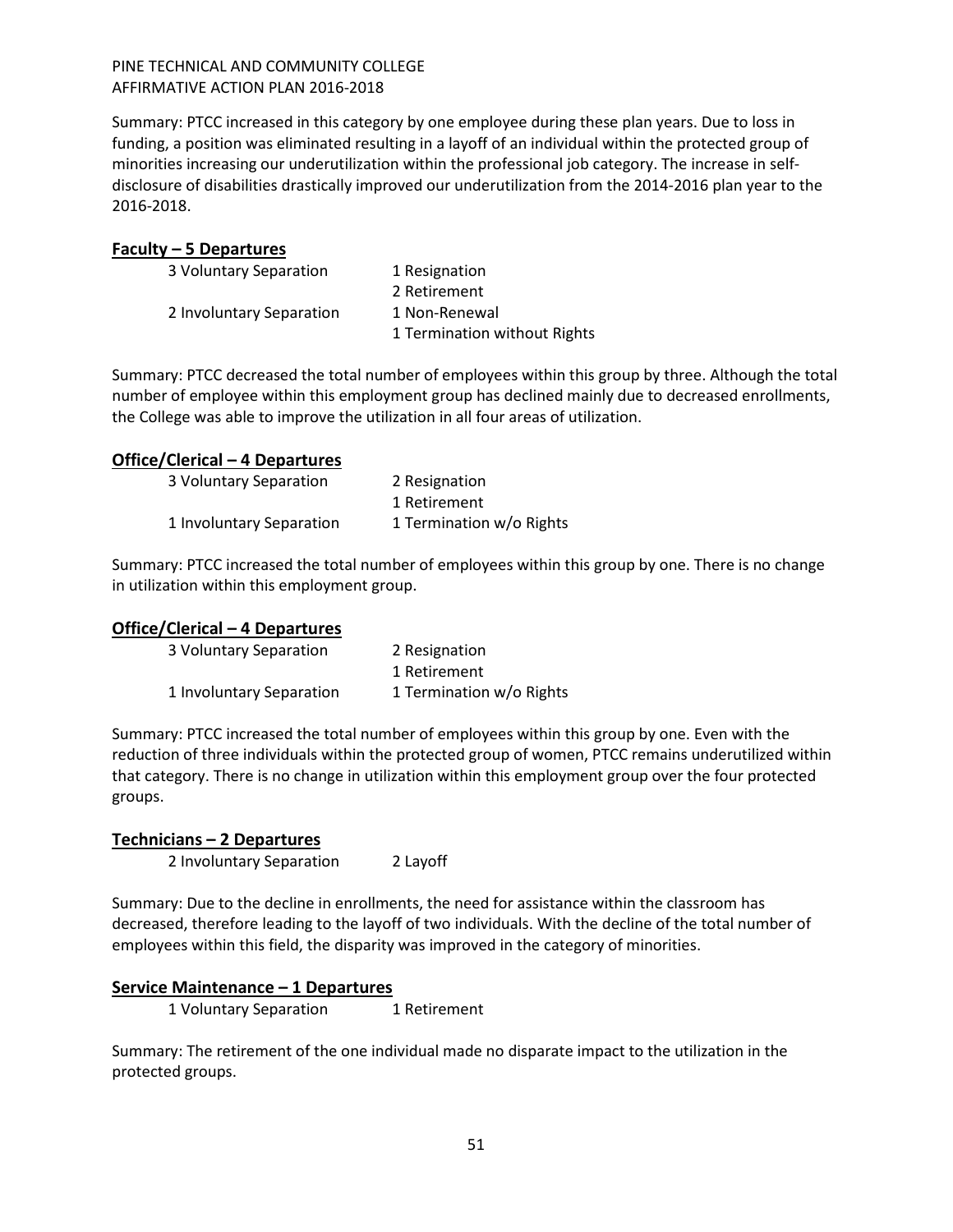Summary: PTCC increased in this category by one employee during these plan years. Due to loss in funding, a position was eliminated resulting in a layoff of an individual within the protected group of minorities increasing our underutilization within the professional job category. The increase in self-disclosure of disabilities drastically improved our underutilization from the 2014-2016 plan year to the 2016-2018.

**Faculty – 5 Departures**

| | |
|---|---|
| 3 Voluntary Separation | 1 Resignation |
| | 2 Retirement |
| 2 Involuntary Separation | 1 Non-Renewal |
| | 1 Termination without Rights |

Summary: PTCC decreased the total number of employees within this group by three. Although the total number of employee within this employment group has declined mainly due to decreased enrollments, the College was able to improve the utilization in all four areas of utilization.

**Office/Clerical – 4 Departures**

| | |
|---|---|
| 3 Voluntary Separation | 2 Resignation |
| | 1 Retirement |
| 1 Involuntary Separation | 1 Termination w/o Rights |

Summary: PTCC increased the total number of employees within this group by one. There is no change in utilization within this employment group.

**Office/Clerical – 4 Departures**

| | |
|---|---|
| 3 Voluntary Separation | 2 Resignation |
| | 1 Retirement |
| 1 Involuntary Separation | 1 Termination w/o Rights |

Summary: PTCC increased the total number of employees within this group by one. Even with the reduction of three individuals within the protected group of women, PTCC remains underutilized within that category. There is no change in utilization within this employment group over the four protected groups.

**Technicians – 2 Departures**

| | |
|---|---|
| 2 Involuntary Separation | 2 Layoff |

Summary: Due to the decline in enrollments, the need for assistance within the classroom has decreased, therefore leading to the layoff of two individuals. With the decline of the total number of employees within this field, the disparity was improved in the category of minorities.

**Service Maintenance – 1 Departures**

| | |
|---|---|
| 1 Voluntary Separation | 1 Retirement |

Summary: The retirement of the one individual made no disparate impact to the utilization in the protected groups.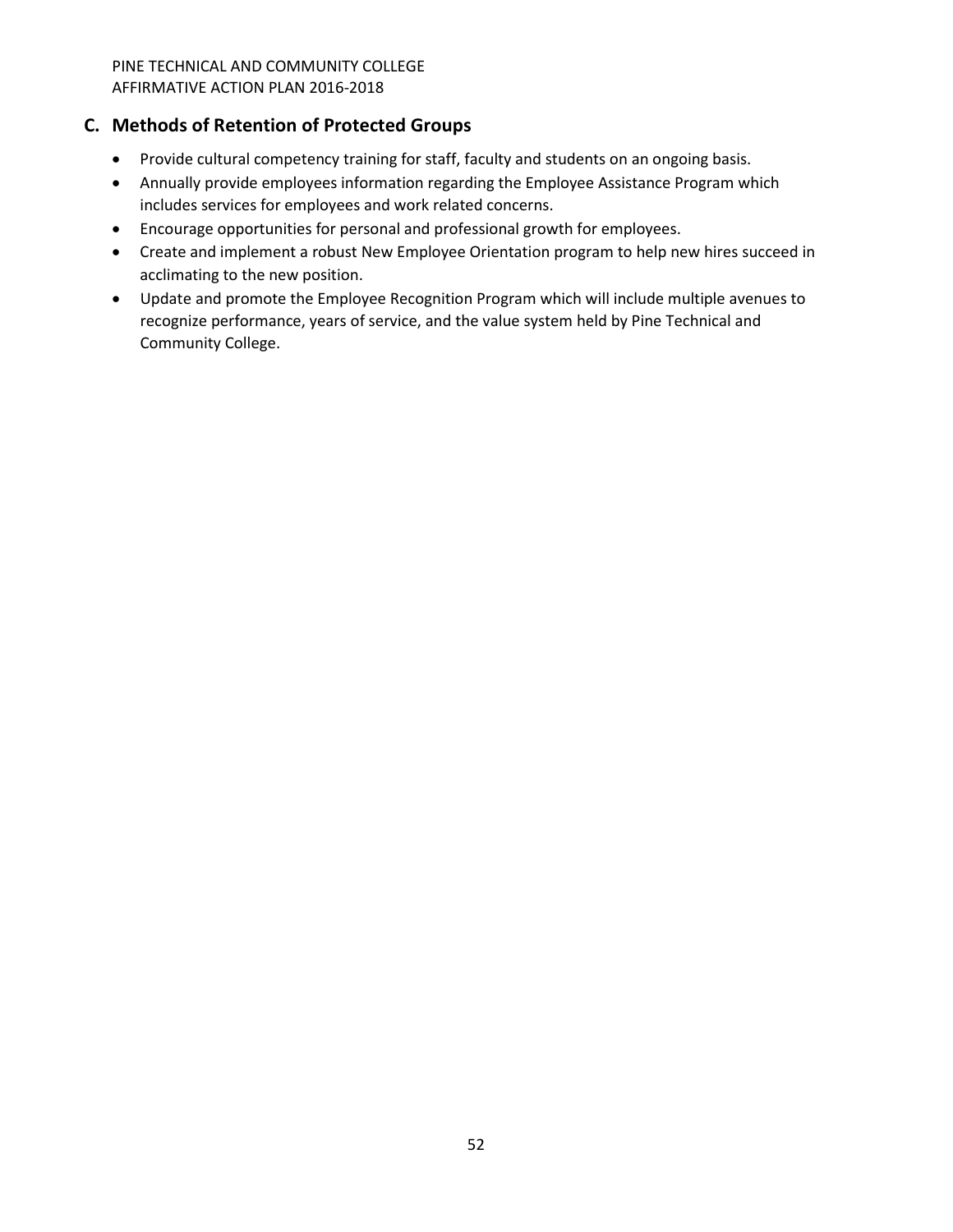## C. Methods of Retention of Protected Groups

- Provide cultural competency training for staff, faculty and students on an ongoing basis.
- Annually provide employees information regarding the Employee Assistance Program which includes services for employees and work related concerns.
- Encourage opportunities for personal and professional growth for employees.
- Create and implement a robust New Employee Orientation program to help new hires succeed in acclimating to the new position.
- Update and promote the Employee Recognition Program which will include multiple avenues to recognize performance, years of service, and the value system held by Pine Technical and Community College.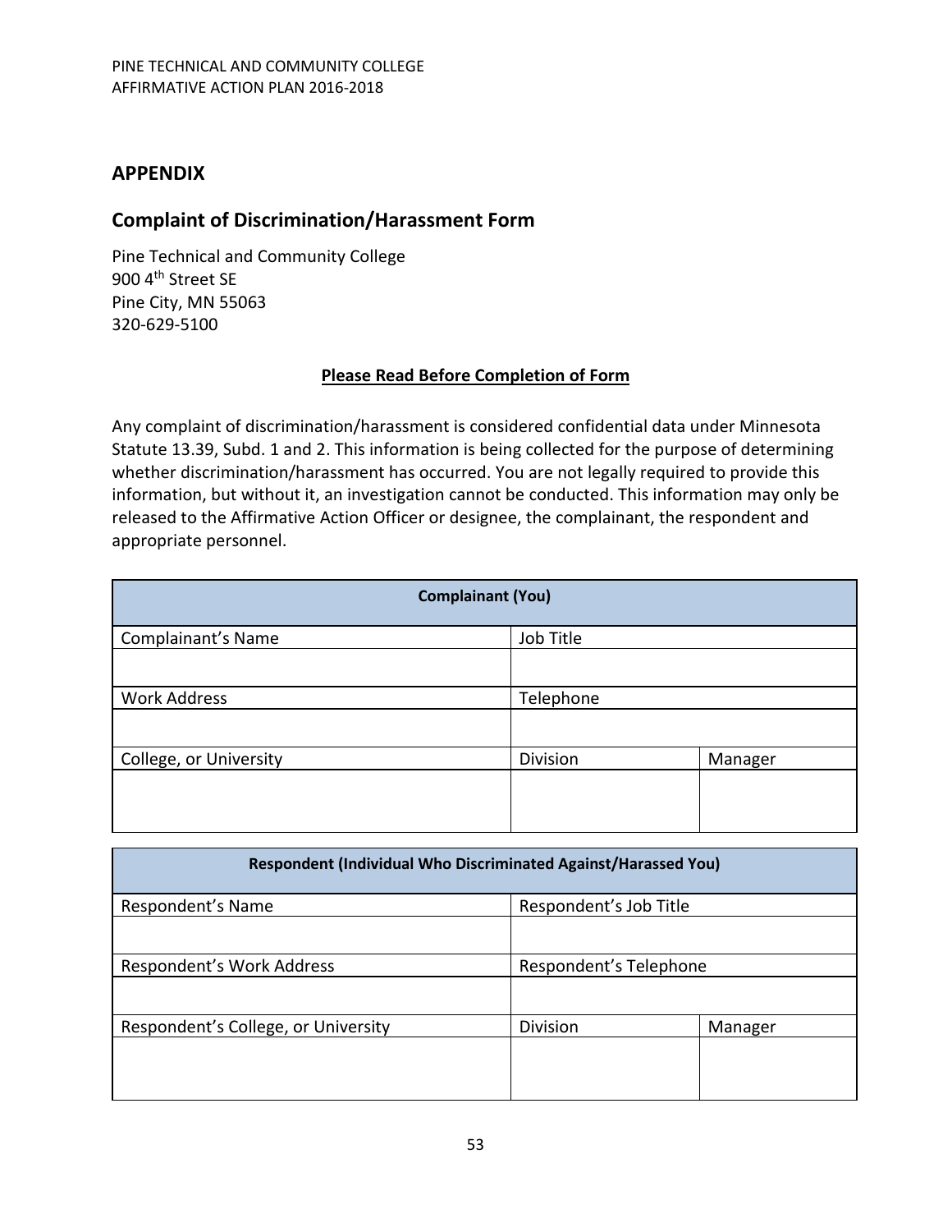## APPENDIX

## Complaint of Discrimination/Harassment Form

Pine Technical and Community College
900 4th Street SE
Pine City, MN 55063
320-629-5100

**<u>Please Read Before Completion of Form</u>**

Any complaint of discrimination/harassment is considered confidential data under Minnesota Statute 13.39, Subd. 1 and 2. This information is being collected for the purpose of determining whether discrimination/harassment has occurred. You are not legally required to provide this information, but without it, an investigation cannot be conducted. This information may only be released to the Affirmative Action Officer or designee, the complainant, the respondent and appropriate personnel.

| **Complainant (You)** | | |
|---|---|---|
| Complainant's Name | Job Title | |
| | | |
| Work Address | Telephone | |
| | | |
| College, or University | Division | Manager |
| | | |

| **Respondent (Individual Who Discriminated Against/Harassed You)** | | |
|---|---|---|
| Respondent's Name | Respondent's Job Title | |
| | | |
| Respondent's Work Address | Respondent's Telephone | |
| | | |
| Respondent's College, or University | Division | Manager |
| | | |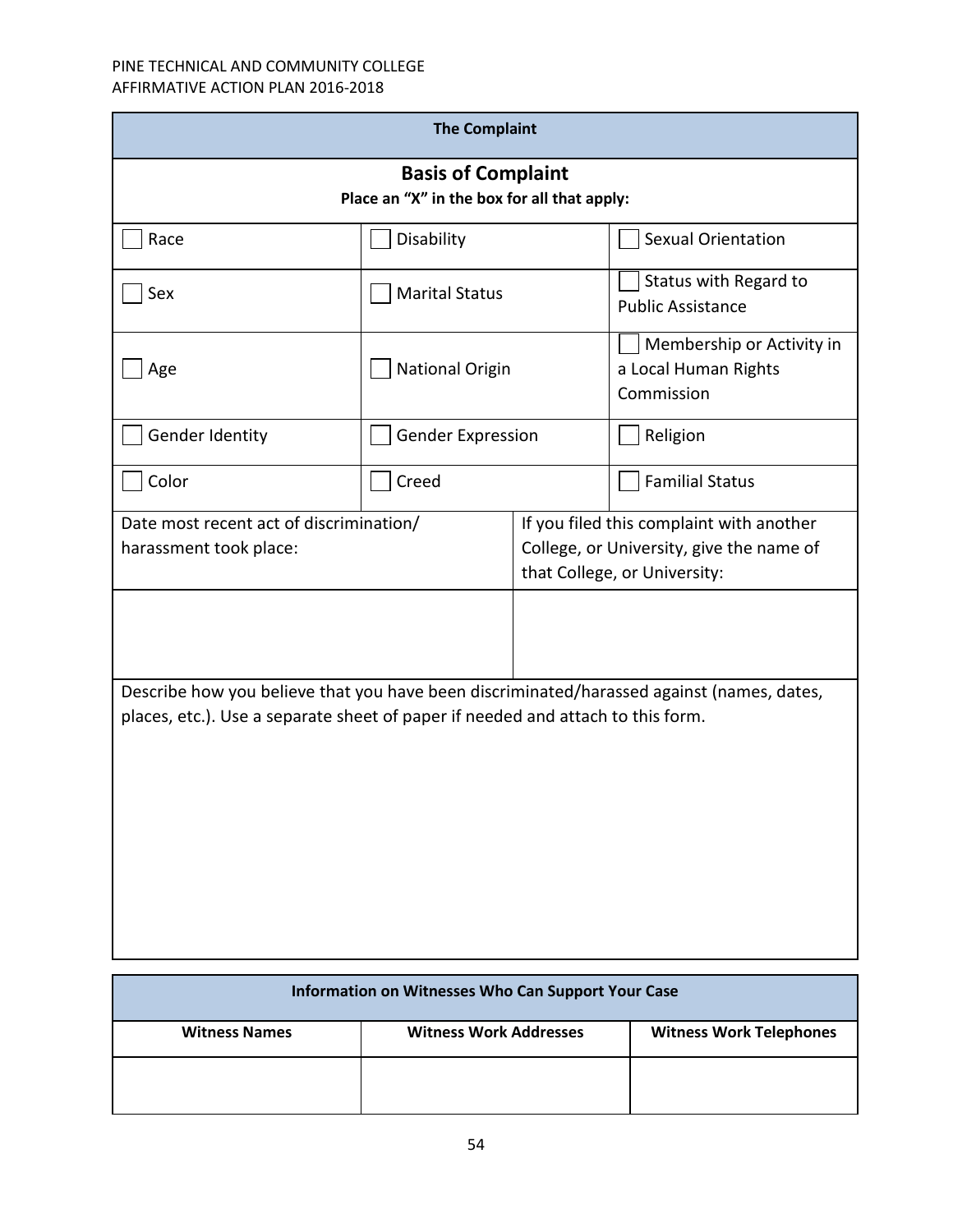## The Complaint

### Basis of Complaint

**Place an "X" in the box for all that apply:**

| | | |
|---|---|---|
| ☐ Race | ☐ Disability | ☐ Sexual Orientation |
| ☐ Sex | ☐ Marital Status | ☐ Status with Regard to Public Assistance |
| ☐ Age | ☐ National Origin | ☐ Membership or Activity in a Local Human Rights Commission |
| ☐ Gender Identity | ☐ Gender Expression | ☐ Religion |
| ☐ Color | ☐ Creed | ☐ Familial Status |

| Date most recent act of discrimination/ harassment took place: | If you filed this complaint with another College, or University, give the name of that College, or University: |
|---|---|
| | |

Describe how you believe that you have been discriminated/harassed against (names, dates, places, etc.). Use a separate sheet of paper if needed and attach to this form.

## Information on Witnesses Who Can Support Your Case

| Witness Names | Witness Work Addresses | Witness Work Telephones |
|---|---|---|
| | | |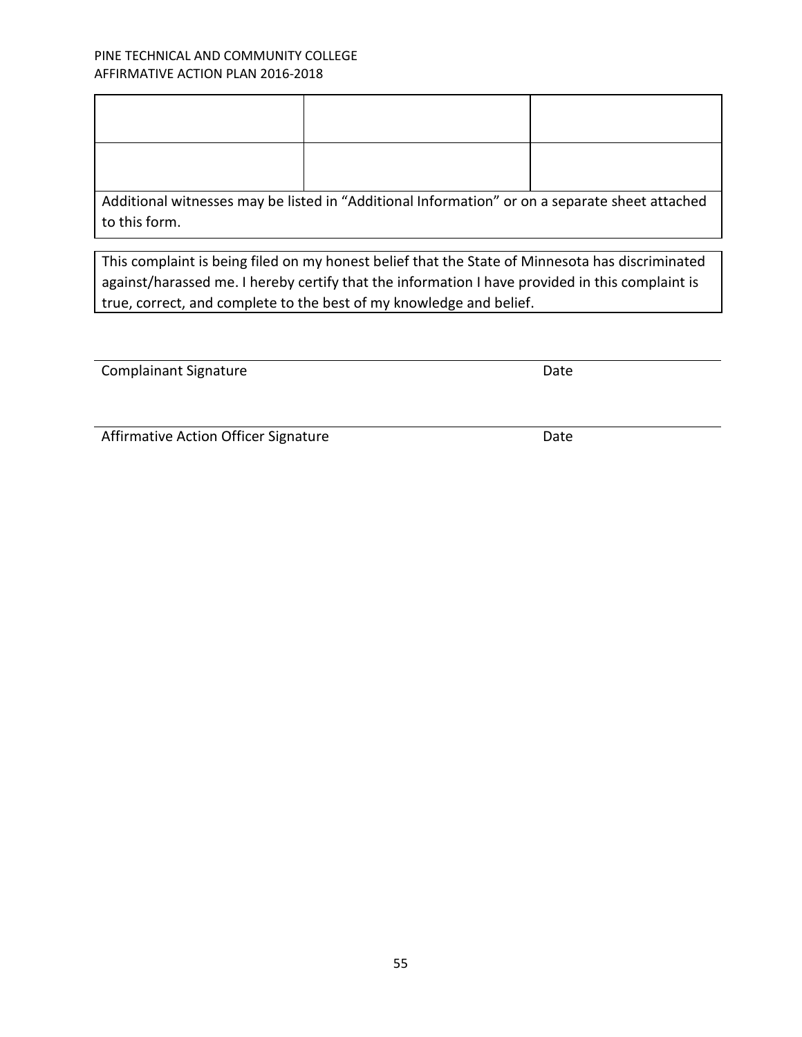| | | |
|---|---|---|
| | | |
| | | |

Additional witnesses may be listed in “Additional Information” or on a separate sheet attached to this form.

This complaint is being filed on my honest belief that the State of Minnesota has discriminated against/harassed me. I hereby certify that the information I have provided in this complaint is true, correct, and complete to the best of my knowledge and belief.

______________________________________________________________________

Complainant Signature Date

______________________________________________________________________

Affirmative Action Officer Signature Date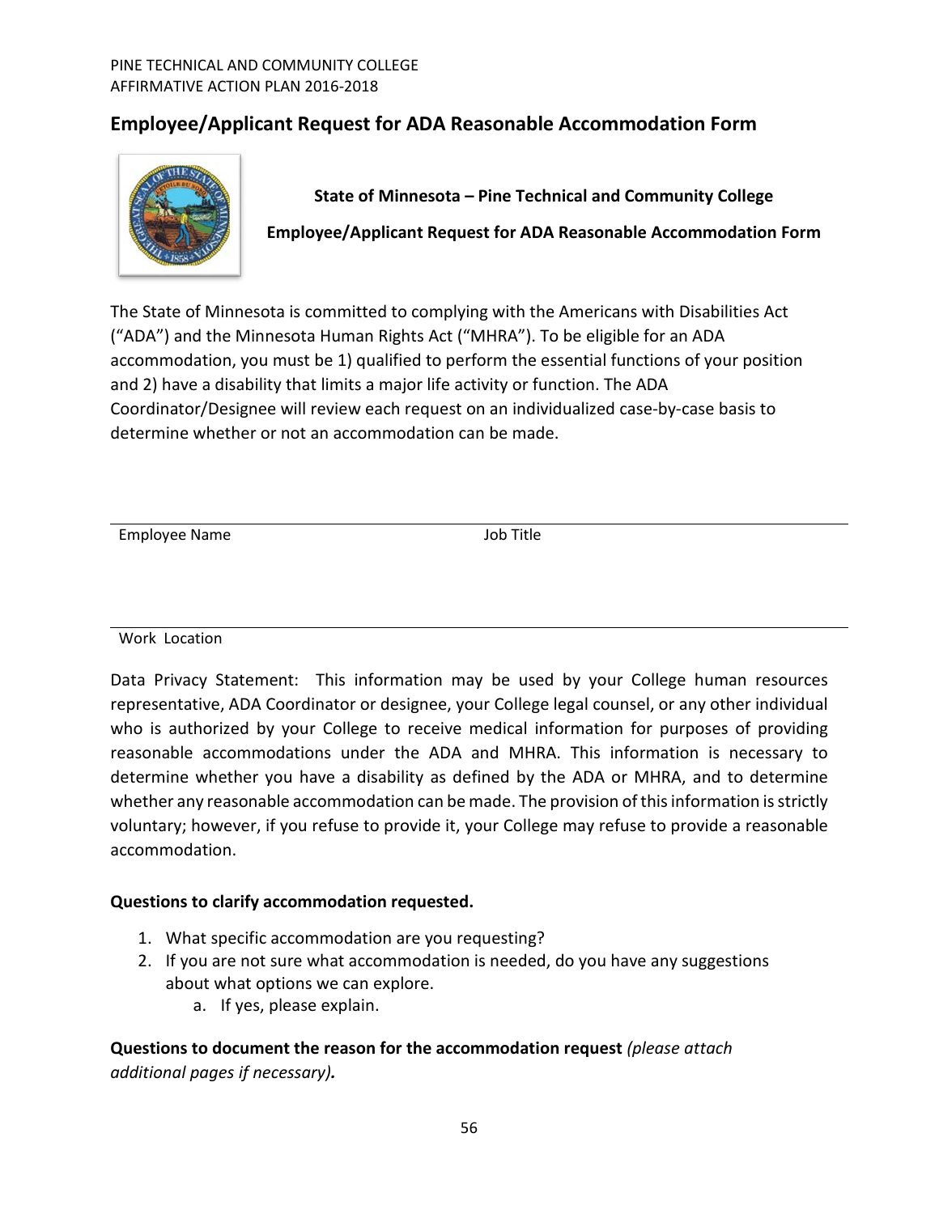## Employee/Applicant Request for ADA Reasonable Accommodation Form

**State of Minnesota – Pine Technical and Community College**

**Employee/Applicant Request for ADA Reasonable Accommodation Form**

The State of Minnesota is committed to complying with the Americans with Disabilities Act ("ADA") and the Minnesota Human Rights Act ("MHRA"). To be eligible for an ADA accommodation, you must be 1) qualified to perform the essential functions of your position and 2) have a disability that limits a major life activity or function. The ADA Coordinator/Designee will review each request on an individualized case-by-case basis to determine whether or not an accommodation can be made.

Employee Name ______________________ Job Title ______________________

Work Location ______________________

Data Privacy Statement: This information may be used by your College human resources representative, ADA Coordinator or designee, your College legal counsel, or any other individual who is authorized by your College to receive medical information for purposes of providing reasonable accommodations under the ADA and MHRA. This information is necessary to determine whether you have a disability as defined by the ADA or MHRA, and to determine whether any reasonable accommodation can be made. The provision of this information is strictly voluntary; however, if you refuse to provide it, your College may refuse to provide a reasonable accommodation.

**Questions to clarify accommodation requested.**

1. What specific accommodation are you requesting?
2. If you are not sure what accommodation is needed, do you have any suggestions about what options we can explore.
   a. If yes, please explain.

**Questions to document the reason for the accommodation request** *(please attach additional pages if necessary)**.***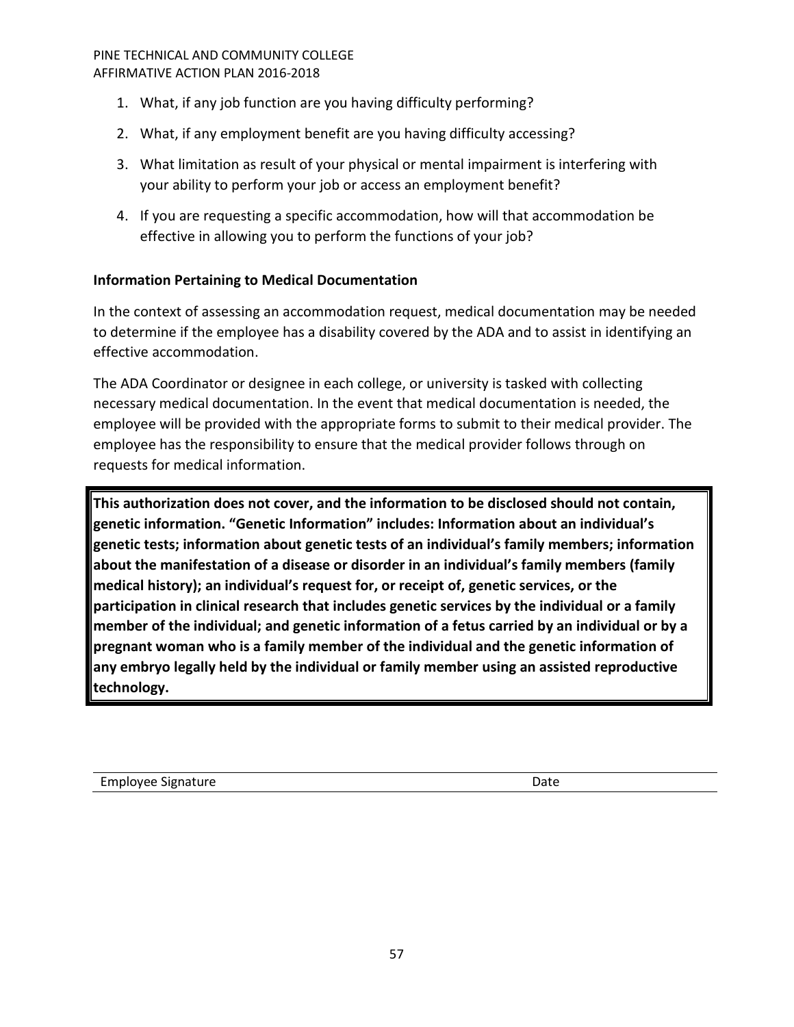1. What, if any job function are you having difficulty performing?
2. What, if any employment benefit are you having difficulty accessing?
3. What limitation as result of your physical or mental impairment is interfering with your ability to perform your job or access an employment benefit?
4. If you are requesting a specific accommodation, how will that accommodation be effective in allowing you to perform the functions of your job?

**Information Pertaining to Medical Documentation**

In the context of assessing an accommodation request, medical documentation may be needed to determine if the employee has a disability covered by the ADA and to assist in identifying an effective accommodation.

The ADA Coordinator or designee in each college, or university is tasked with collecting necessary medical documentation. In the event that medical documentation is needed, the employee will be provided with the appropriate forms to submit to their medical provider. The employee has the responsibility to ensure that the medical provider follows through on requests for medical information.

**This authorization does not cover, and the information to be disclosed should not contain, genetic information. "Genetic Information" includes: Information about an individual's genetic tests; information about genetic tests of an individual's family members; information about the manifestation of a disease or disorder in an individual's family members (family medical history); an individual's request for, or receipt of, genetic services, or the participation in clinical research that includes genetic services by the individual or a family member of the individual; and genetic information of a fetus carried by an individual or by a pregnant woman who is a family member of the individual and the genetic information of any embryo legally held by the individual or family member using an assisted reproductive technology.**

Employee Signature Date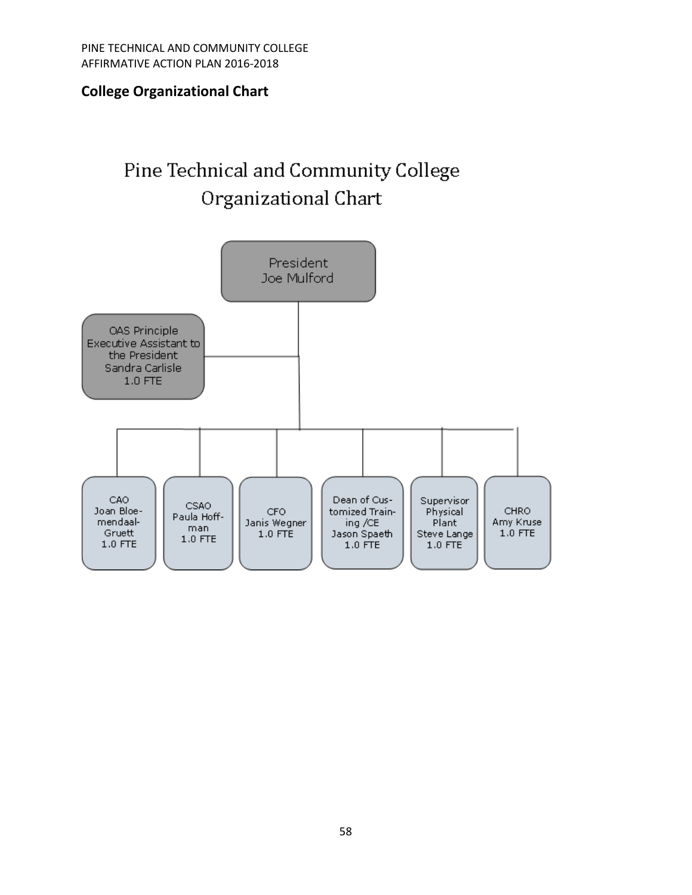## College Organizational Chart

Pine Technical and Community College
Organizational Chart

- President
  Joe Mulford
  - OAS Principle Executive Assistant to the President
    Sandra Carlisle
    1.0 FTE
  - CAO
    Joan Bloe-mendaal-Gruett
    1.0 FTE
  - CSAO
    Paula Hoff-man
    1.0 FTE
  - CFO
    Janis Wegner
    1.0 FTE
  - Dean of Cus-tomized Train-ing /CE
    Jason Spaeth
    1.0 FTE
  - Supervisor Physical Plant
    Steve Lange
    1.0 FTE
  - CHRO
    Amy Kruse
    1.0 FTE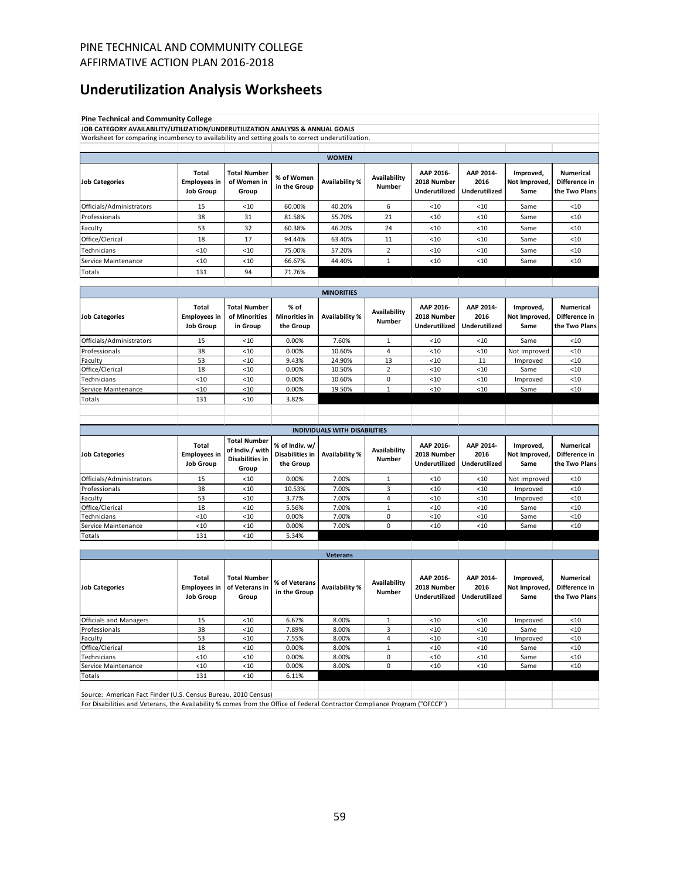PINE TECHNICAL AND COMMUNITY COLLEGE
AFFIRMATIVE ACTION PLAN 2016-2018

# Underutilization Analysis Worksheets

**Pine Technical and Community College**

**JOB CATEGORY AVAILABILITY/UTILIZATION/UNDERUTILIZATION ANALYSIS & ANNUAL GOALS**

Worksheet for comparing incumbency to availability and setting goals to correct underutilization.

**WOMEN**

| Job Categories | Total Employees in Job Group | Total Number of Women in Group | % of Women in the Group | Availability % | Availability Number | AAP 2016-2018 Number Underutilized | AAP 2014-2016 Underutilized | Improved, Not Improved, Same | Numerical Difference in the Two Plans |
|---|---|---|---|---|---|---|---|---|---|
| Officials/Administrators | 15 | <10 | 60.00% | 40.20% | 6 | <10 | <10 | Same | <10 |
| Professionals | 38 | 31 | 81.58% | 55.70% | 21 | <10 | <10 | Same | <10 |
| Faculty | 53 | 32 | 60.38% | 46.20% | 24 | <10 | <10 | Same | <10 |
| Office/Clerical | 18 | 17 | 94.44% | 63.40% | 11 | <10 | <10 | Same | <10 |
| Technicians | <10 | <10 | 75.00% | 57.20% | 2 | <10 | <10 | Same | <10 |
| Service Maintenance | <10 | <10 | 66.67% | 44.40% | 1 | <10 | <10 | Same | <10 |
| Totals | 131 | 94 | 71.76% | | | | | | |

**MINORITIES**

| Job Categories | Total Employees in Job Group | Total Number of Minorities in Group | % of Minorities in the Group | Availability % | Availability Number | AAP 2016-2018 Number Underutilized | AAP 2014-2016 Underutilized | Improved, Not Improved, Same | Numerical Difference in the Two Plans |
|---|---|---|---|---|---|---|---|---|---|
| Officials/Administrators | 15 | <10 | 0.00% | 7.60% | 1 | <10 | <10 | Same | <10 |
| Professionals | 38 | <10 | 0.00% | 10.60% | 4 | <10 | <10 | Not Improved | <10 |
| Faculty | 53 | <10 | 9.43% | 24.90% | 13 | <10 | 11 | Improved | <10 |
| Office/Clerical | 18 | <10 | 0.00% | 10.50% | 2 | <10 | <10 | Same | <10 |
| Technicians | <10 | <10 | 0.00% | 10.60% | 0 | <10 | <10 | Improved | <10 |
| Service Maintenance | <10 | <10 | 0.00% | 19.50% | 1 | <10 | <10 | Same | <10 |
| Totals | 131 | <10 | 3.82% | | | | | | |

**INDIVIDUALS WITH DISABILITIES**

| Job Categories | Total Employees in Job Group | Total Number of Indiv./ with Disabilities in Group | % of Indiv. w/ Disabilities in the Group | Availability % | Availability Number | AAP 2016-2018 Number Underutilized | AAP 2014-2016 Underutilized | Improved, Not Improved, Same | Numerical Difference in the Two Plans |
|---|---|---|---|---|---|---|---|---|---|
| Officials/Administrators | 15 | <10 | 0.00% | 7.00% | 1 | <10 | <10 | Not Improved | <10 |
| Professionals | 38 | <10 | 10.53% | 7.00% | 3 | <10 | <10 | Improved | <10 |
| Faculty | 53 | <10 | 3.77% | 7.00% | 4 | <10 | <10 | Improved | <10 |
| Office/Clerical | 18 | <10 | 5.56% | 7.00% | 1 | <10 | <10 | Same | <10 |
| Technicians | <10 | <10 | 0.00% | 7.00% | 0 | <10 | <10 | Same | <10 |
| Service Maintenance | <10 | <10 | 0.00% | 7.00% | 0 | <10 | <10 | Same | <10 |
| Totals | 131 | <10 | 5.34% | | | | | | |

**Veterans**

| Job Categories | Total Employees in Job Group | Total Number of Veterans in Group | % of Veterans in the Group | Availability % | Availability Number | AAP 2016-2018 Number Underutilized | AAP 2014-2016 Underutilized | Improved, Not Improved, Same | Numerical Difference in the Two Plans |
|---|---|---|---|---|---|---|---|---|---|
| Officials and Managers | 15 | <10 | 6.67% | 8.00% | 1 | <10 | <10 | Improved | <10 |
| Professionals | 38 | <10 | 7.89% | 8.00% | 3 | <10 | <10 | Same | <10 |
| Faculty | 53 | <10 | 7.55% | 8.00% | 4 | <10 | <10 | Improved | <10 |
| Office/Clerical | 18 | <10 | 0.00% | 8.00% | 1 | <10 | <10 | Same | <10 |
| Technicians | <10 | <10 | 0.00% | 8.00% | 0 | <10 | <10 | Same | <10 |
| Service Maintenance | <10 | <10 | 0.00% | 8.00% | 0 | <10 | <10 | Same | <10 |
| Totals | 131 | <10 | 6.11% | | | | | | |

Source: American Fact Finder (U.S. Census Bureau, 2010 Census)

For Disabilities and Veterans, the Availability % comes from the Office of Federal Contractor Compliance Program ("OFCCP")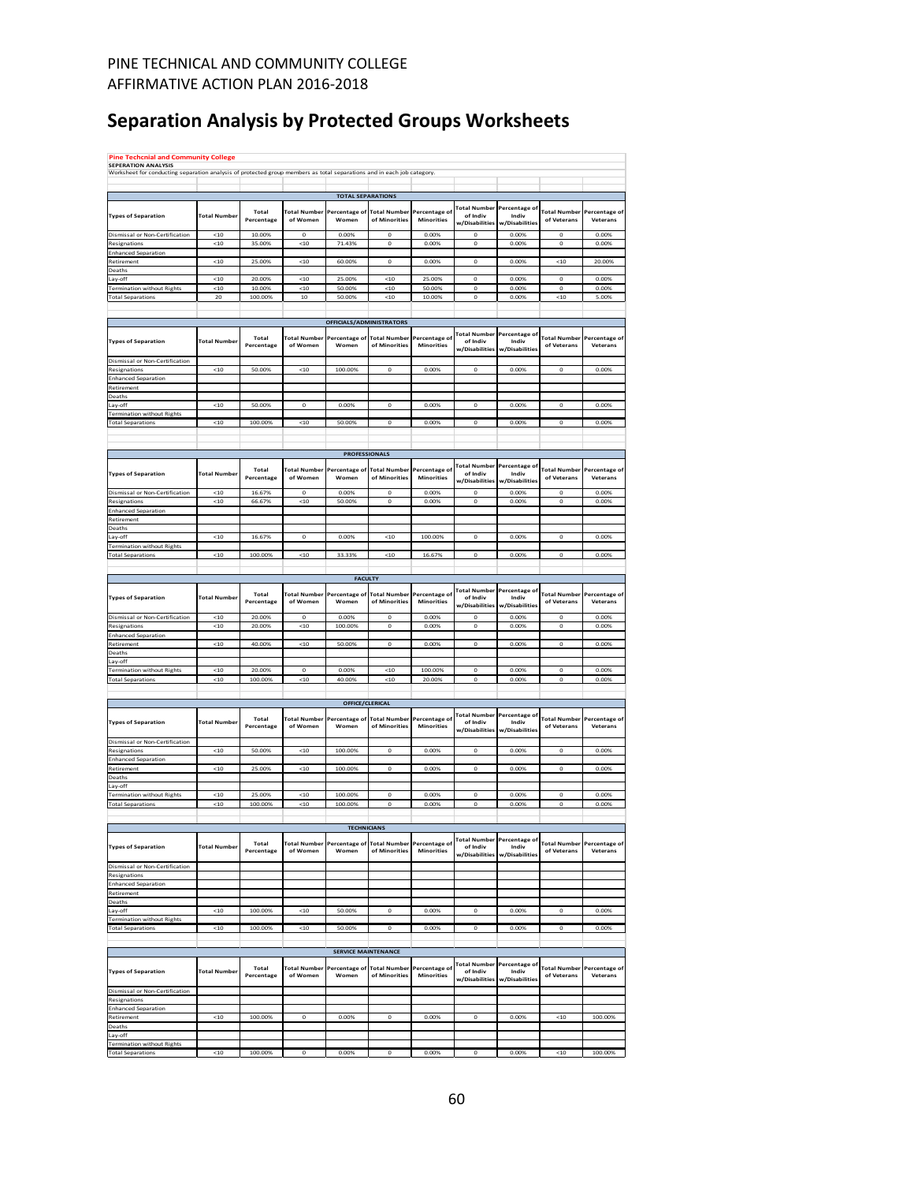PINE TECHNICAL AND COMMUNITY COLLEGE
AFFIRMATIVE ACTION PLAN 2016-2018

# Separation Analysis by Protected Groups Worksheets

**Pine Techcnial and Community College**
**SEPERATION ANALYSIS**
Worksheet for conducting separation analysis of protected group members as total separations and in each job category.

**TOTAL SEPARATIONS**

| Types of Separation | Total Number | Total Percentage | Total Number of Women | Percentage of Women | Total Number of Minorities | Percentage of Minorities | Total Number of Indiv w/Disabilities | Percentage of Indiv w/Disabilities | Total Number of Veterans | Percentage of Veterans |
|---|---|---|---|---|---|---|---|---|---|---|
| Dismissal or Non-Certification | <10 | 10.00% | 0 | 0.00% | 0 | 0.00% | 0 | 0.00% | 0 | 0.00% |
| Resignations | <10 | 35.00% | <10 | 71.43% | 0 | 0.00% | 0 | 0.00% | 0 | 0.00% |
| Enhanced Separation | | | | | | | | | | |
| Retirement | <10 | 25.00% | <10 | 60.00% | 0 | 0.00% | 0 | 0.00% | <10 | 20.00% |
| Deaths | | | | | | | | | | |
| Lay-off | <10 | 20.00% | <10 | 25.00% | <10 | 25.00% | 0 | 0.00% | 0 | 0.00% |
| Termination without Rights | <10 | 10.00% | <10 | 50.00% | <10 | 50.00% | 0 | 0.00% | 0 | 0.00% |
| Total Separations | 20 | 100.00% | 10 | 50.00% | <10 | 10.00% | 0 | 0.00% | <10 | 5.00% |

**OFFICIALS/ADMINISTRATORS**

| Types of Separation | Total Number | Total Percentage | Total Number of Women | Percentage of Women | Total Number of Minorities | Percentage of Minorities | Total Number of Indiv w/Disabilities | Percentage of Indiv w/Disabilities | Total Number of Veterans | Percentage of Veterans |
|---|---|---|---|---|---|---|---|---|---|---|
| Dismissal or Non-Certification | | | | | | | | | | |
| Resignations | <10 | 50.00% | <10 | 100.00% | 0 | 0.00% | 0 | 0.00% | 0 | 0.00% |
| Enhanced Separation | | | | | | | | | | |
| Retirement | | | | | | | | | | |
| Deaths | | | | | | | | | | |
| Lay-off | <10 | 50.00% | 0 | 0.00% | 0 | 0.00% | 0 | 0.00% | 0 | 0.00% |
| Termination without Rights | | | | | | | | | | |
| Total Separations | <10 | 100.00% | <10 | 50.00% | 0 | 0.00% | 0 | 0.00% | 0 | 0.00% |

**PROFESSIONALS**

| Types of Separation | Total Number | Total Percentage | Total Number of Women | Percentage of Women | Total Number of Minorities | Percentage of Minorities | Total Number of Indiv w/Disabilities | Percentage of Indiv w/Disabilities | Total Number of Veterans | Percentage of Veterans |
|---|---|---|---|---|---|---|---|---|---|---|
| Dismissal or Non-Certification | <10 | 16.67% | 0 | 0.00% | 0 | 0.00% | 0 | 0.00% | 0 | 0.00% |
| Resignations | <10 | 66.67% | <10 | 50.00% | 0 | 0.00% | 0 | 0.00% | 0 | 0.00% |
| Enhanced Separation | | | | | | | | | | |
| Retirement | | | | | | | | | | |
| Deaths | | | | | | | | | | |
| Lay-off | <10 | 16.67% | 0 | 0.00% | <10 | 100.00% | 0 | 0.00% | 0 | 0.00% |
| Termination without Rights | | | | | | | | | | |
| Total Separations | <10 | 100.00% | <10 | 33.33% | <10 | 16.67% | 0 | 0.00% | 0 | 0.00% |

**FACULTY**

| Types of Separation | Total Number | Total Percentage | Total Number of Women | Percentage of Women | Total Number of Minorities | Percentage of Minorities | Total Number of Indiv w/Disabilities | Percentage of Indiv w/Disabilities | Total Number of Veterans | Percentage of Veterans |
|---|---|---|---|---|---|---|---|---|---|---|
| Dismissal or Non-Certification | <10 | 20.00% | 0 | 0.00% | 0 | 0.00% | 0 | 0.00% | 0 | 0.00% |
| Resignations | <10 | 20.00% | <10 | 100.00% | 0 | 0.00% | 0 | 0.00% | 0 | 0.00% |
| Enhanced Separation | | | | | | | | | | |
| Retirement | <10 | 40.00% | <10 | 50.00% | 0 | 0.00% | 0 | 0.00% | 0 | 0.00% |
| Deaths | | | | | | | | | | |
| Lay-off | | | | | | | | | | |
| Termination without Rights | <10 | 20.00% | 0 | 0.00% | <10 | 100.00% | 0 | 0.00% | 0 | 0.00% |
| Total Separations | <10 | 100.00% | <10 | 40.00% | <10 | 20.00% | 0 | 0.00% | 0 | 0.00% |

**OFFICE/CLERICAL**

| Types of Separation | Total Number | Total Percentage | Total Number of Women | Percentage of Women | Total Number of Minorities | Percentage of Minorities | Total Number of Indiv w/Disabilities | Percentage of Indiv w/Disabilities | Total Number of Veterans | Percentage of Veterans |
|---|---|---|---|---|---|---|---|---|---|---|
| Dismissal or Non-Certification | | | | | | | | | | |
| Resignations | <10 | 50.00% | <10 | 100.00% | 0 | 0.00% | 0 | 0.00% | 0 | 0.00% |
| Enhanced Separation | | | | | | | | | | |
| Retirement | <10 | 25.00% | <10 | 100.00% | 0 | 0.00% | 0 | 0.00% | 0 | 0.00% |
| Deaths | | | | | | | | | | |
| Lay-off | | | | | | | | | | |
| Termination without Rights | <10 | 25.00% | <10 | 100.00% | 0 | 0.00% | 0 | 0.00% | 0 | 0.00% |
| Total Separations | <10 | 100.00% | <10 | 100.00% | 0 | 0.00% | 0 | 0.00% | 0 | 0.00% |

**TECHNICIANS**

| Types of Separation | Total Number | Total Percentage | Total Number of Women | Percentage of Women | Total Number of Minorities | Percentage of Minorities | Total Number of Indiv w/Disabilities | Percentage of Indiv w/Disabilities | Total Number of Veterans | Percentage of Veterans |
|---|---|---|---|---|---|---|---|---|---|---|
| Dismissal or Non-Certification | | | | | | | | | | |
| Resignations | | | | | | | | | | |
| Enhanced Separation | | | | | | | | | | |
| Retirement | | | | | | | | | | |
| Deaths | | | | | | | | | | |
| Lay-off | <10 | 100.00% | <10 | 50.00% | 0 | 0.00% | 0 | 0.00% | 0 | 0.00% |
| Termination without Rights | | | | | | | | | | |
| Total Separations | <10 | 100.00% | <10 | 50.00% | 0 | 0.00% | 0 | 0.00% | 0 | 0.00% |

**SERVICE MAINTENANCE**

| Types of Separation | Total Number | Total Percentage | Total Number of Women | Percentage of Women | Total Number of Minorities | Percentage of Minorities | Total Number of Indiv w/Disabilities | Percentage of Indiv w/Disabilities | Total Number of Veterans | Percentage of Veterans |
|---|---|---|---|---|---|---|---|---|---|---|
| Dismissal or Non-Certification | | | | | | | | | | |
| Resignations | | | | | | | | | | |
| Enhanced Separation | | | | | | | | | | |
| Retirement | <10 | 100.00% | 0 | 0.00% | 0 | 0.00% | 0 | 0.00% | <10 | 100.00% |
| Deaths | | | | | | | | | | |
| Lay-off | | | | | | | | | | |
| Termination without Rights | | | | | | | | | | |
| Total Separations | <10 | 100.00% | 0 | 0.00% | 0 | 0.00% | 0 | 0.00% | <10 | 100.00% |